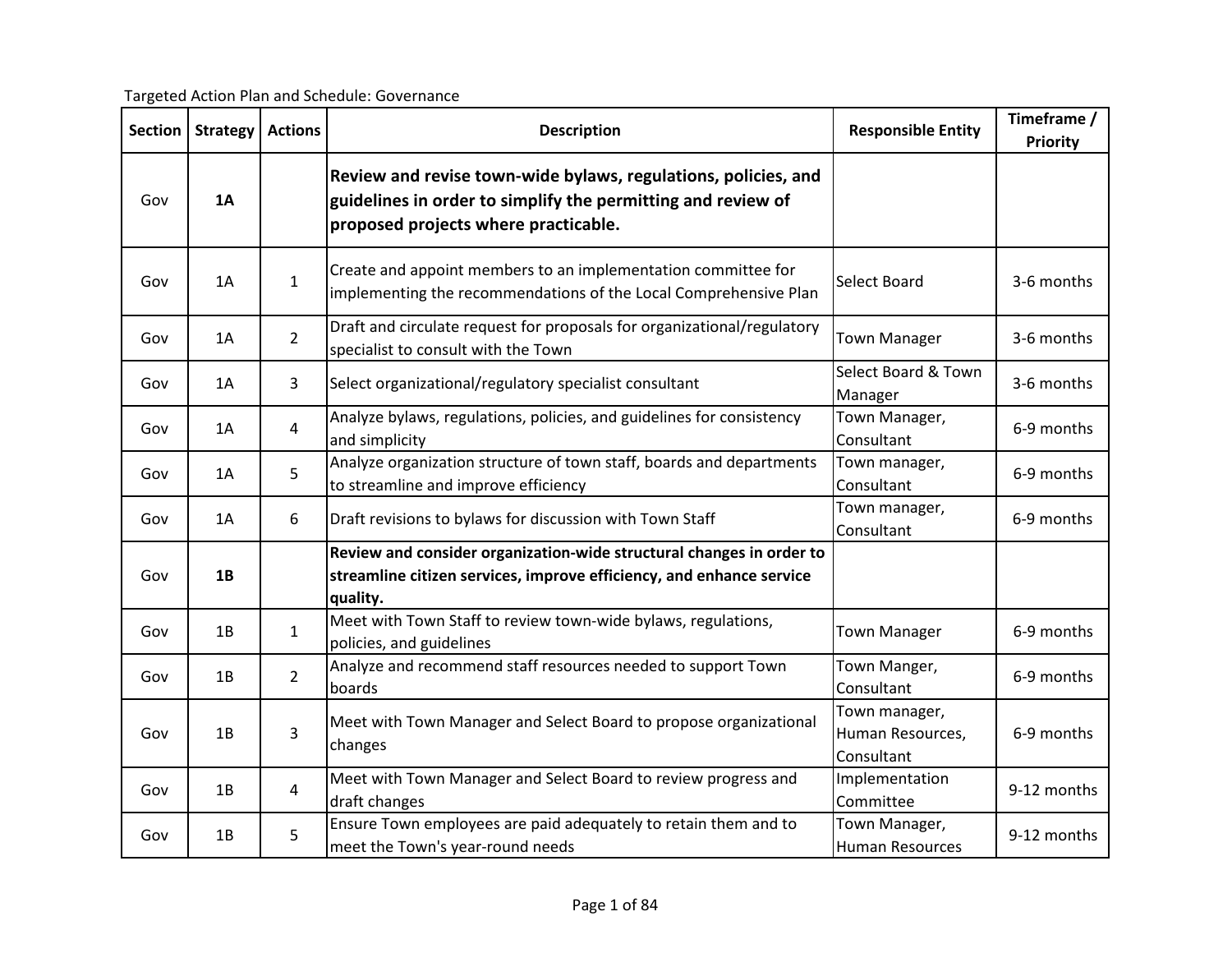Targeted Action Plan and Schedule: Governance

| Section | Strategy | Actions | Description | Responsible Entity | Timeframe / Priority |
|---|---|---|---|---|---|
| Gov | **1A** | | **Review and revise town-wide bylaws, regulations, policies, and guidelines in order to simplify the permitting and review of proposed projects where practicable.** | | |
| Gov | 1A | 1 | Create and appoint members to an implementation committee for implementing the recommendations of the Local Comprehensive Plan | Select Board | 3-6 months |
| Gov | 1A | 2 | Draft and circulate request for proposals for organizational/regulatory specialist to consult with the Town | Town Manager | 3-6 months |
| Gov | 1A | 3 | Select organizational/regulatory specialist consultant | Select Board & Town Manager | 3-6 months |
| Gov | 1A | 4 | Analyze bylaws, regulations, policies, and guidelines for consistency and simplicity | Town Manager, Consultant | 6-9 months |
| Gov | 1A | 5 | Analyze organization structure of town staff, boards and departments to streamline and improve efficiency | Town manager, Consultant | 6-9 months |
| Gov | 1A | 6 | Draft revisions to bylaws for discussion with Town Staff | Town manager, Consultant | 6-9 months |
| Gov | **1B** | | **Review and consider organization-wide structural changes in order to streamline citizen services, improve efficiency, and enhance service quality.** | | |
| Gov | 1B | 1 | Meet with Town Staff to review town-wide bylaws, regulations, policies, and guidelines | Town Manager | 6-9 months |
| Gov | 1B | 2 | Analyze and recommend staff resources needed to support Town boards | Town Manger, Consultant | 6-9 months |
| Gov | 1B | 3 | Meet with Town Manager and Select Board to propose organizational changes | Town manager, Human Resources, Consultant | 6-9 months |
| Gov | 1B | 4 | Meet with Town Manager and Select Board to review progress and draft changes | Implementation Committee | 9-12 months |
| Gov | 1B | 5 | Ensure Town employees are paid adequately to retain them and to meet the Town's year-round needs | Town Manager, Human Resources | 9-12 months |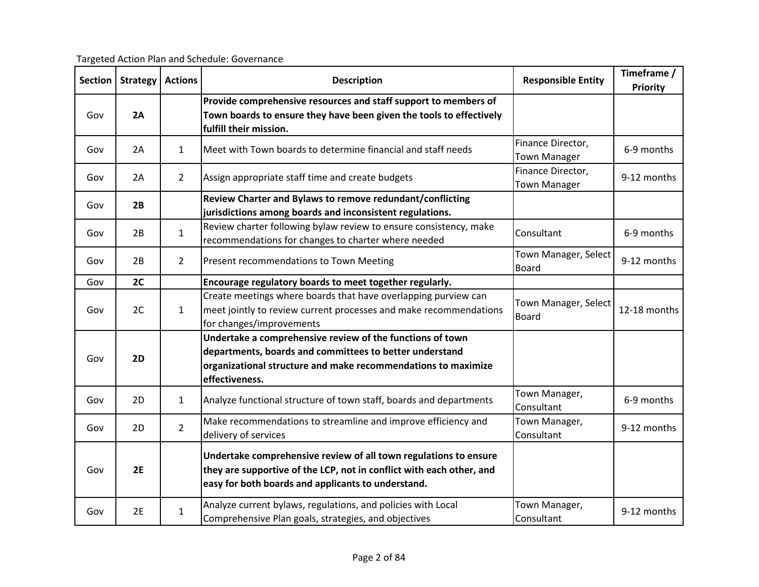Targeted Action Plan and Schedule: Governance

| Section | Strategy | Actions | Description | Responsible Entity | Timeframe / Priority |
|---|---|---|---|---|---|
| Gov | **2A** | | **Provide comprehensive resources and staff support to members of Town boards to ensure they have been given the tools to effectively fulfill their mission.** | | |
| Gov | 2A | 1 | Meet with Town boards to determine financial and staff needs | Finance Director, Town Manager | 6-9 months |
| Gov | 2A | 2 | Assign appropriate staff time and create budgets | Finance Director, Town Manager | 9-12 months |
| Gov | **2B** | | **Review Charter and Bylaws to remove redundant/conflicting jurisdictions among boards and inconsistent regulations.** | | |
| Gov | 2B | 1 | Review charter following bylaw review to ensure consistency, make recommendations for changes to charter where needed | Consultant | 6-9 months |
| Gov | 2B | 2 | Present recommendations to Town Meeting | Town Manager, Select Board | 9-12 months |
| Gov | **2C** | | **Encourage regulatory boards to meet together regularly.** | | |
| Gov | 2C | 1 | Create meetings where boards that have overlapping purview can meet jointly to review current processes and make recommendations for changes/improvements | Town Manager, Select Board | 12-18 months |
| Gov | **2D** | | **Undertake a comprehensive review of the functions of town departments, boards and committees to better understand organizational structure and make recommendations to maximize effectiveness.** | | |
| Gov | 2D | 1 | Analyze functional structure of town staff, boards and departments | Town Manager, Consultant | 6-9 months |
| Gov | 2D | 2 | Make recommendations to streamline and improve efficiency and delivery of services | Town Manager, Consultant | 9-12 months |
| Gov | **2E** | | **Undertake comprehensive review of all town regulations to ensure they are supportive of the LCP, not in conflict with each other, and easy for both boards and applicants to understand.** | | |
| Gov | 2E | 1 | Analyze current bylaws, regulations, and policies with Local Comprehensive Plan goals, strategies, and objectives | Town Manager, Consultant | 9-12 months |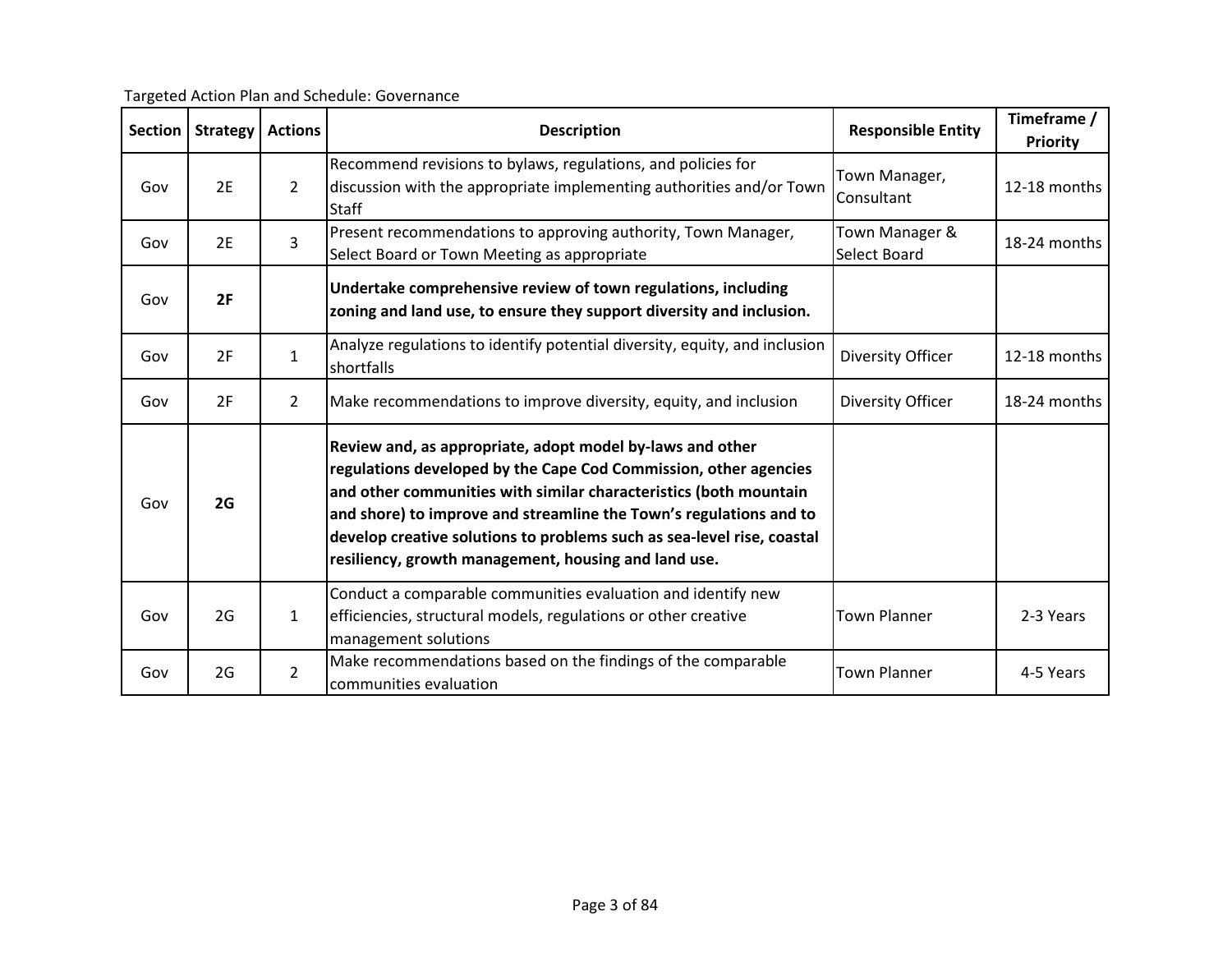Targeted Action Plan and Schedule: Governance

| Section | Strategy | Actions | Description | Responsible Entity | Timeframe / Priority |
|---|---|---|---|---|---|
| Gov | 2E | 2 | Recommend revisions to bylaws, regulations, and policies for discussion with the appropriate implementing authorities and/or Town Staff | Town Manager, Consultant | 12-18 months |
| Gov | 2E | 3 | Present recommendations to approving authority, Town Manager, Select Board or Town Meeting as appropriate | Town Manager & Select Board | 18-24 months |
| Gov | **2F** | | **Undertake comprehensive review of town regulations, including zoning and land use, to ensure they support diversity and inclusion.** | | |
| Gov | 2F | 1 | Analyze regulations to identify potential diversity, equity, and inclusion shortfalls | Diversity Officer | 12-18 months |
| Gov | 2F | 2 | Make recommendations to improve diversity, equity, and inclusion | Diversity Officer | 18-24 months |
| Gov | **2G** | | **Review and, as appropriate, adopt model by-laws and other regulations developed by the Cape Cod Commission, other agencies and other communities with similar characteristics (both mountain and shore) to improve and streamline the Town's regulations and to develop creative solutions to problems such as sea-level rise, coastal resiliency, growth management, housing and land use.** | | |
| Gov | 2G | 1 | Conduct a comparable communities evaluation and identify new efficiencies, structural models, regulations or other creative management solutions | Town Planner | 2-3 Years |
| Gov | 2G | 2 | Make recommendations based on the findings of the comparable communities evaluation | Town Planner | 4-5 Years |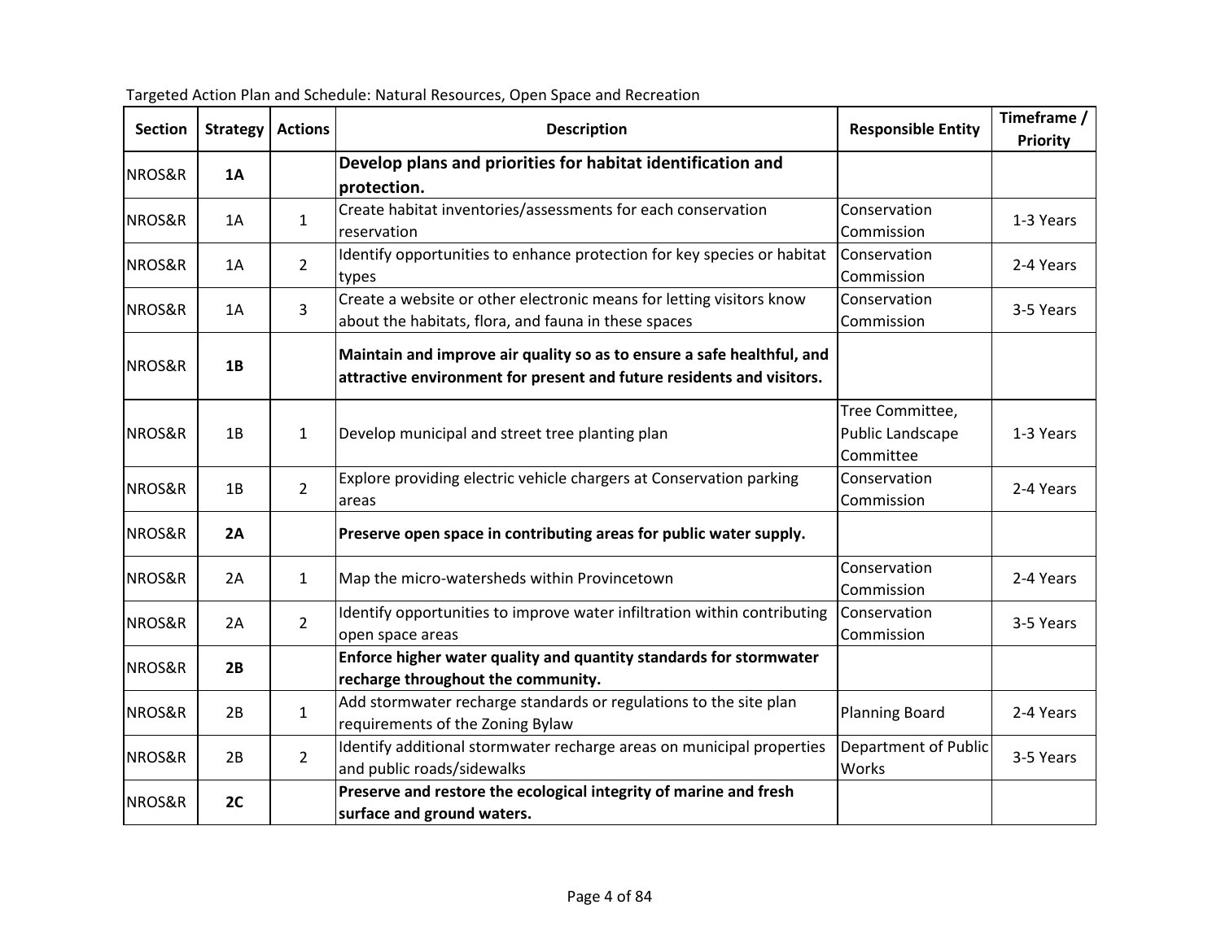Targeted Action Plan and Schedule: Natural Resources, Open Space and Recreation

| Section | Strategy | Actions | Description | Responsible Entity | Timeframe / Priority |
|---|---|---|---|---|---|
| NROS&R | **1A** | | **Develop plans and priorities for habitat identification and protection.** | | |
| NROS&R | 1A | 1 | Create habitat inventories/assessments for each conservation reservation | Conservation Commission | 1-3 Years |
| NROS&R | 1A | 2 | Identify opportunities to enhance protection for key species or habitat types | Conservation Commission | 2-4 Years |
| NROS&R | 1A | 3 | Create a website or other electronic means for letting visitors know about the habitats, flora, and fauna in these spaces | Conservation Commission | 3-5 Years |
| NROS&R | **1B** | | **Maintain and improve air quality so as to ensure a safe healthful, and attractive environment for present and future residents and visitors.** | | |
| NROS&R | 1B | 1 | Develop municipal and street tree planting plan | Tree Committee, Public Landscape Committee | 1-3 Years |
| NROS&R | 1B | 2 | Explore providing electric vehicle chargers at Conservation parking areas | Conservation Commission | 2-4 Years |
| NROS&R | **2A** | | **Preserve open space in contributing areas for public water supply.** | | |
| NROS&R | 2A | 1 | Map the micro-watersheds within Provincetown | Conservation Commission | 2-4 Years |
| NROS&R | 2A | 2 | Identify opportunities to improve water infiltration within contributing open space areas | Conservation Commission | 3-5 Years |
| NROS&R | **2B** | | **Enforce higher water quality and quantity standards for stormwater recharge throughout the community.** | | |
| NROS&R | 2B | 1 | Add stormwater recharge standards or regulations to the site plan requirements of the Zoning Bylaw | Planning Board | 2-4 Years |
| NROS&R | 2B | 2 | Identify additional stormwater recharge areas on municipal properties and public roads/sidewalks | Department of Public Works | 3-5 Years |
| NROS&R | **2C** | | **Preserve and restore the ecological integrity of marine and fresh surface and ground waters.** | | |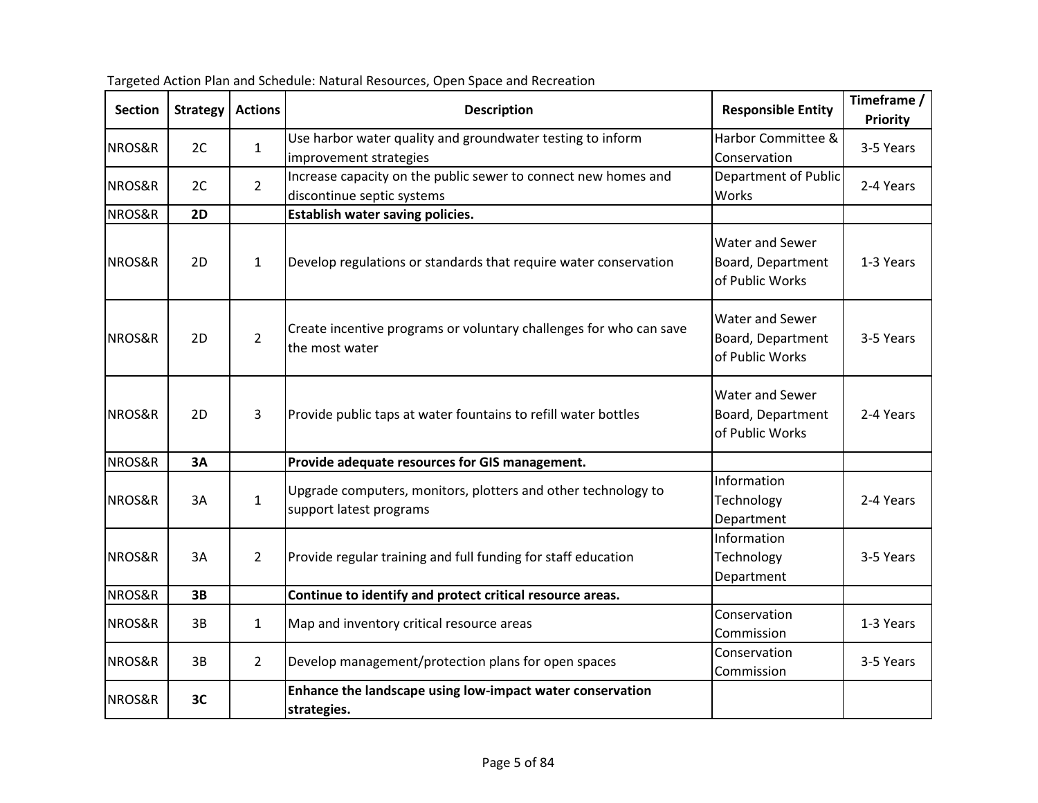Targeted Action Plan and Schedule: Natural Resources, Open Space and Recreation

| Section | Strategy | Actions | Description | Responsible Entity | Timeframe / Priority |
|---|---|---|---|---|---|
| NROS&R | 2C | 1 | Use harbor water quality and groundwater testing to inform improvement strategies | Harbor Committee & Conservation | 3-5 Years |
| NROS&R | 2C | 2 | Increase capacity on the public sewer to connect new homes and discontinue septic systems | Department of Public Works | 2-4 Years |
| NROS&R | **2D** | | **Establish water saving policies.** | | |
| NROS&R | 2D | 1 | Develop regulations or standards that require water conservation | Water and Sewer Board, Department of Public Works | 1-3 Years |
| NROS&R | 2D | 2 | Create incentive programs or voluntary challenges for who can save the most water | Water and Sewer Board, Department of Public Works | 3-5 Years |
| NROS&R | 2D | 3 | Provide public taps at water fountains to refill water bottles | Water and Sewer Board, Department of Public Works | 2-4 Years |
| NROS&R | **3A** | | **Provide adequate resources for GIS management.** | | |
| NROS&R | 3A | 1 | Upgrade computers, monitors, plotters and other technology to support latest programs | Information Technology Department | 2-4 Years |
| NROS&R | 3A | 2 | Provide regular training and full funding for staff education | Information Technology Department | 3-5 Years |
| NROS&R | **3B** | | **Continue to identify and protect critical resource areas.** | | |
| NROS&R | 3B | 1 | Map and inventory critical resource areas | Conservation Commission | 1-3 Years |
| NROS&R | 3B | 2 | Develop management/protection plans for open spaces | Conservation Commission | 3-5 Years |
| NROS&R | **3C** | | **Enhance the landscape using low-impact water conservation strategies.** | | |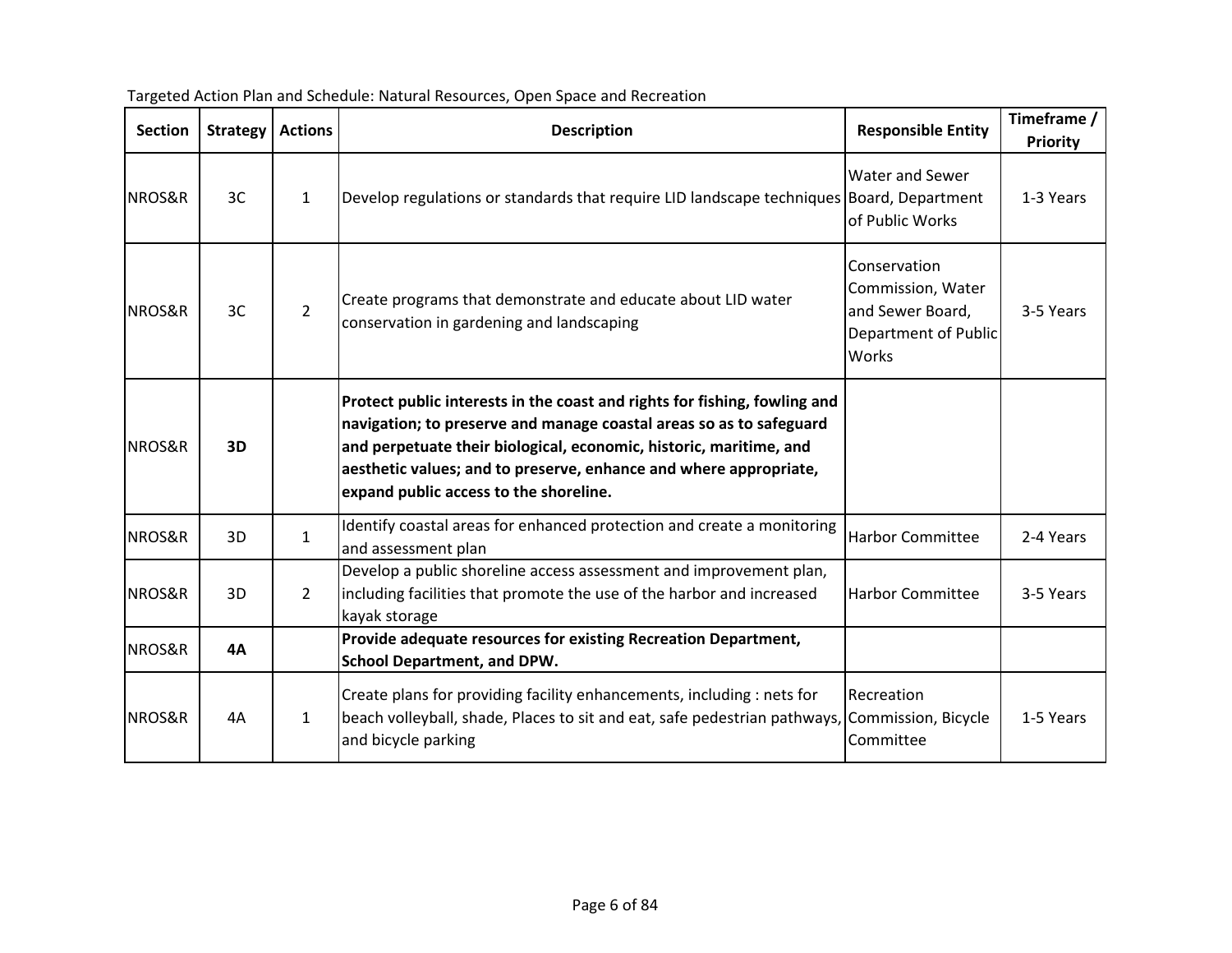Targeted Action Plan and Schedule: Natural Resources, Open Space and Recreation

| Section | Strategy | Actions | Description | Responsible Entity | Timeframe / Priority |
|---|---|---|---|---|---|
| NROS&R | 3C | 1 | Develop regulations or standards that require LID landscape techniques | Water and Sewer Board, Department of Public Works | 1-3 Years |
| NROS&R | 3C | 2 | Create programs that demonstrate and educate about LID water conservation in gardening and landscaping | Conservation Commission, Water and Sewer Board, Department of Public Works | 3-5 Years |
| NROS&R | **3D** | | **Protect public interests in the coast and rights for fishing, fowling and navigation; to preserve and manage coastal areas so as to safeguard and perpetuate their biological, economic, historic, maritime, and aesthetic values; and to preserve, enhance and where appropriate, expand public access to the shoreline.** | | |
| NROS&R | 3D | 1 | Identify coastal areas for enhanced protection and create a monitoring and assessment plan | Harbor Committee | 2-4 Years |
| NROS&R | 3D | 2 | Develop a public shoreline access assessment and improvement plan, including facilities that promote the use of the harbor and increased kayak storage | Harbor Committee | 3-5 Years |
| NROS&R | **4A** | | **Provide adequate resources for existing Recreation Department, School Department, and DPW.** | | |
| NROS&R | 4A | 1 | Create plans for providing facility enhancements, including : nets for beach volleyball, shade, Places to sit and eat, safe pedestrian pathways, and bicycle parking | Recreation Commission, Bicycle Committee | 1-5 Years |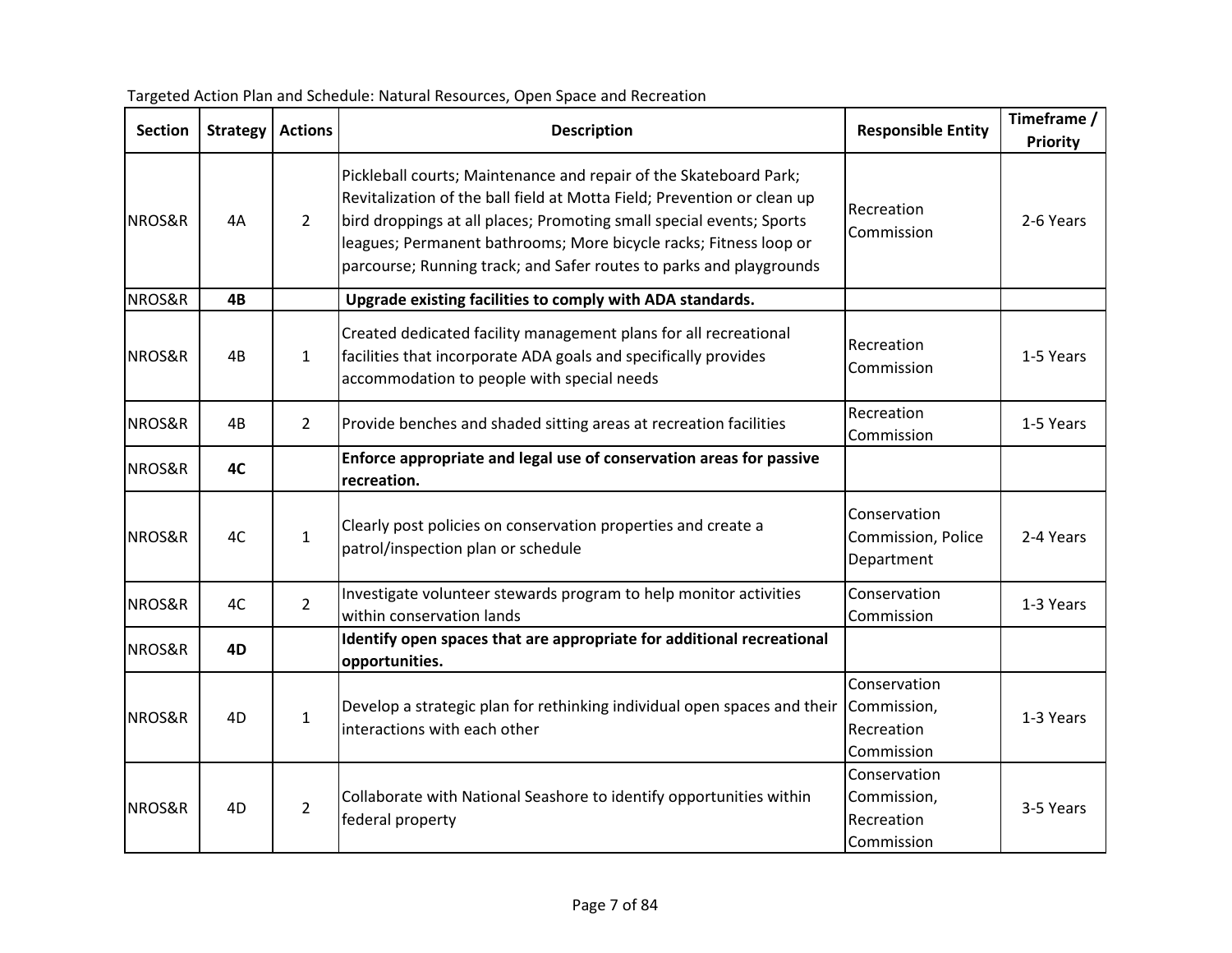Targeted Action Plan and Schedule: Natural Resources, Open Space and Recreation

| Section | Strategy | Actions | Description | Responsible Entity | Timeframe / Priority |
|---|---|---|---|---|---|
| NROS&R | 4A | 2 | Pickleball courts; Maintenance and repair of the Skateboard Park; Revitalization of the ball field at Motta Field; Prevention or clean up bird droppings at all places; Promoting small special events; Sports leagues; Permanent bathrooms; More bicycle racks; Fitness loop or parcourse; Running track; and Safer routes to parks and playgrounds | Recreation Commission | 2-6 Years |
| NROS&R | **4B** | | **Upgrade existing facilities to comply with ADA standards.** | | |
| NROS&R | 4B | 1 | Created dedicated facility management plans for all recreational facilities that incorporate ADA goals and specifically provides accommodation to people with special needs | Recreation Commission | 1-5 Years |
| NROS&R | 4B | 2 | Provide benches and shaded sitting areas at recreation facilities | Recreation Commission | 1-5 Years |
| NROS&R | **4C** | | **Enforce appropriate and legal use of conservation areas for passive recreation.** | | |
| NROS&R | 4C | 1 | Clearly post policies on conservation properties and create a patrol/inspection plan or schedule | Conservation Commission, Police Department | 2-4 Years |
| NROS&R | 4C | 2 | Investigate volunteer stewards program to help monitor activities within conservation lands | Conservation Commission | 1-3 Years |
| NROS&R | **4D** | | **Identify open spaces that are appropriate for additional recreational opportunities.** | | |
| NROS&R | 4D | 1 | Develop a strategic plan for rethinking individual open spaces and their interactions with each other | Conservation Commission, Recreation Commission | 1-3 Years |
| NROS&R | 4D | 2 | Collaborate with National Seashore to identify opportunities within federal property | Conservation Commission, Recreation Commission | 3-5 Years |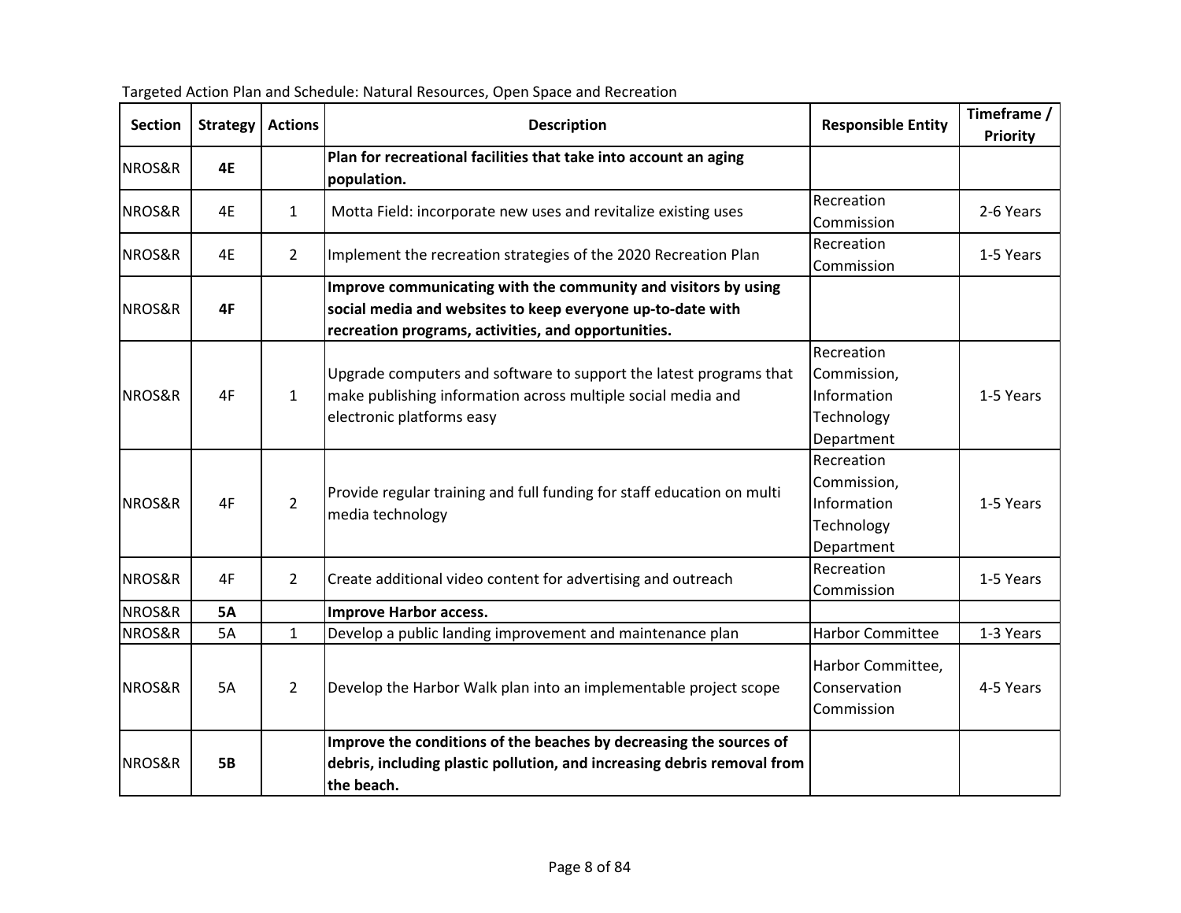Targeted Action Plan and Schedule: Natural Resources, Open Space and Recreation

| Section | Strategy | Actions | Description | Responsible Entity | Timeframe / Priority |
|---|---|---|---|---|---|
| NROS&R | **4E** | | **Plan for recreational facilities that take into account an aging population.** | | |
| NROS&R | 4E | 1 | Motta Field: incorporate new uses and revitalize existing uses | Recreation Commission | 2-6 Years |
| NROS&R | 4E | 2 | Implement the recreation strategies of the 2020 Recreation Plan | Recreation Commission | 1-5 Years |
| NROS&R | **4F** | | **Improve communicating with the community and visitors by using social media and websites to keep everyone up-to-date with recreation programs, activities, and opportunities.** | | |
| NROS&R | 4F | 1 | Upgrade computers and software to support the latest programs that make publishing information across multiple social media and electronic platforms easy | Recreation Commission, Information Technology Department | 1-5 Years |
| NROS&R | 4F | 2 | Provide regular training and full funding for staff education on multi media technology | Recreation Commission, Information Technology Department | 1-5 Years |
| NROS&R | 4F | 2 | Create additional video content for advertising and outreach | Recreation Commission | 1-5 Years |
| NROS&R | **5A** | | **Improve Harbor access.** | | |
| NROS&R | 5A | 1 | Develop a public landing improvement and maintenance plan | Harbor Committee | 1-3 Years |
| NROS&R | 5A | 2 | Develop the Harbor Walk plan into an implementable project scope | Harbor Committee, Conservation Commission | 4-5 Years |
| NROS&R | **5B** | | **Improve the conditions of the beaches by decreasing the sources of debris, including plastic pollution, and increasing debris removal from the beach.** | | |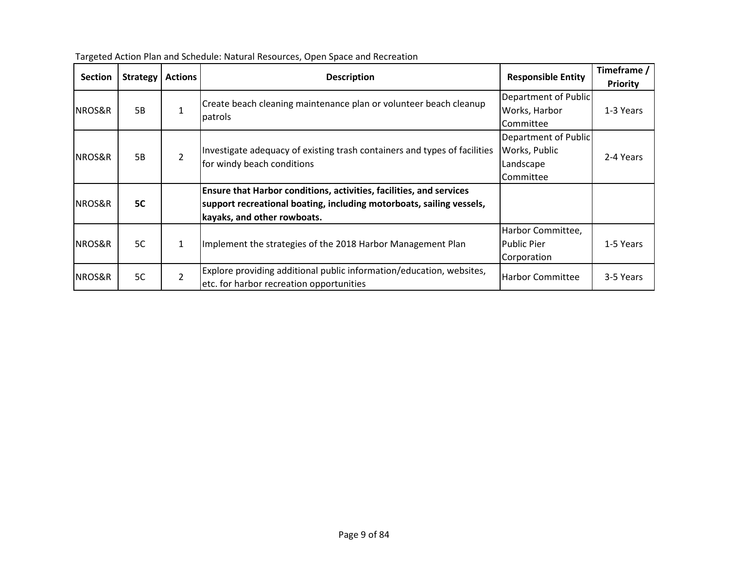Targeted Action Plan and Schedule: Natural Resources, Open Space and Recreation

| Section | Strategy | Actions | Description | Responsible Entity | Timeframe / Priority |
|---|---|---|---|---|---|
| NROS&R | 5B | 1 | Create beach cleaning maintenance plan or volunteer beach cleanup patrols | Department of Public Works, Harbor Committee | 1-3 Years |
| NROS&R | 5B | 2 | Investigate adequacy of existing trash containers and types of facilities for windy beach conditions | Department of Public Works, Public Landscape Committee | 2-4 Years |
| NROS&R | **5C** | | **Ensure that Harbor conditions, activities, facilities, and services support recreational boating, including motorboats, sailing vessels, kayaks, and other rowboats.** | | |
| NROS&R | 5C | 1 | Implement the strategies of the 2018 Harbor Management Plan | Harbor Committee, Public Pier Corporation | 1-5 Years |
| NROS&R | 5C | 2 | Explore providing additional public information/education, websites, etc. for harbor recreation opportunities | Harbor Committee | 3-5 Years |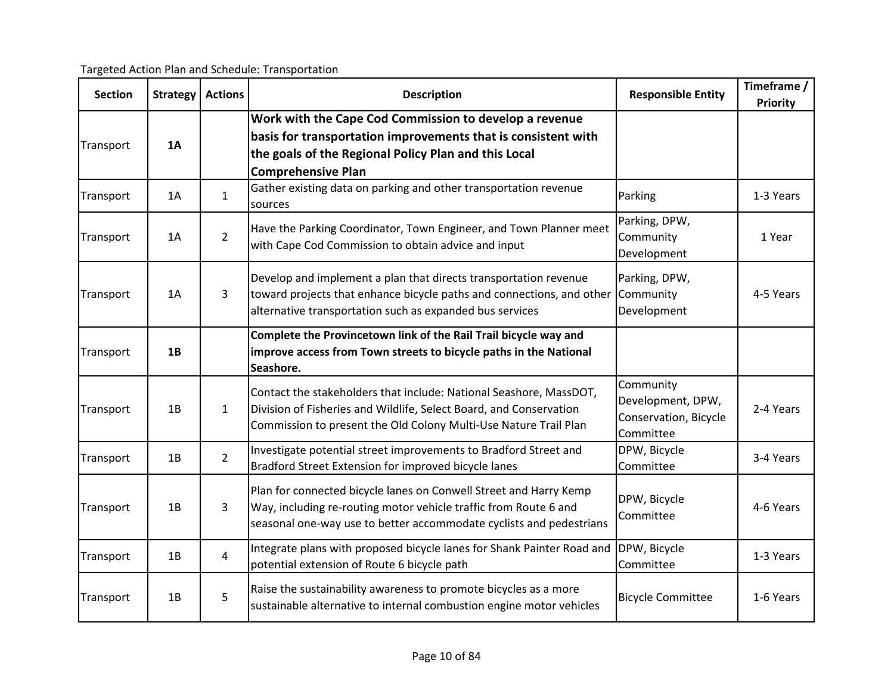Targeted Action Plan and Schedule: Transportation

| Section | Strategy | Actions | Description | Responsible Entity | Timeframe / Priority |
|---|---|---|---|---|---|
| Transport | **1A** | | **Work with the Cape Cod Commission to develop a revenue basis for transportation improvements that is consistent with the goals of the Regional Policy Plan and this Local Comprehensive Plan** | | |
| Transport | 1A | 1 | Gather existing data on parking and other transportation revenue sources | Parking | 1-3 Years |
| Transport | 1A | 2 | Have the Parking Coordinator, Town Engineer, and Town Planner meet with Cape Cod Commission to obtain advice and input | Parking, DPW, Community Development | 1 Year |
| Transport | 1A | 3 | Develop and implement a plan that directs transportation revenue toward projects that enhance bicycle paths and connections, and other alternative transportation such as expanded bus services | Parking, DPW, Community Development | 4-5 Years |
| Transport | **1B** | | **Complete the Provincetown link of the Rail Trail bicycle way and improve access from Town streets to bicycle paths in the National Seashore.** | | |
| Transport | 1B | 1 | Contact the stakeholders that include: National Seashore, MassDOT, Division of Fisheries and Wildlife, Select Board, and Conservation Commission to present the Old Colony Multi-Use Nature Trail Plan | Community Development, DPW, Conservation, Bicycle Committee | 2-4 Years |
| Transport | 1B | 2 | Investigate potential street improvements to Bradford Street and Bradford Street Extension for improved bicycle lanes | DPW, Bicycle Committee | 3-4 Years |
| Transport | 1B | 3 | Plan for connected bicycle lanes on Conwell Street and Harry Kemp Way, including re-routing motor vehicle traffic from Route 6 and seasonal one-way use to better accommodate cyclists and pedestrians | DPW, Bicycle Committee | 4-6 Years |
| Transport | 1B | 4 | Integrate plans with proposed bicycle lanes for Shank Painter Road and potential extension of Route 6 bicycle path | DPW, Bicycle Committee | 1-3 Years |
| Transport | 1B | 5 | Raise the sustainability awareness to promote bicycles as a more sustainable alternative to internal combustion engine motor vehicles | Bicycle Committee | 1-6 Years |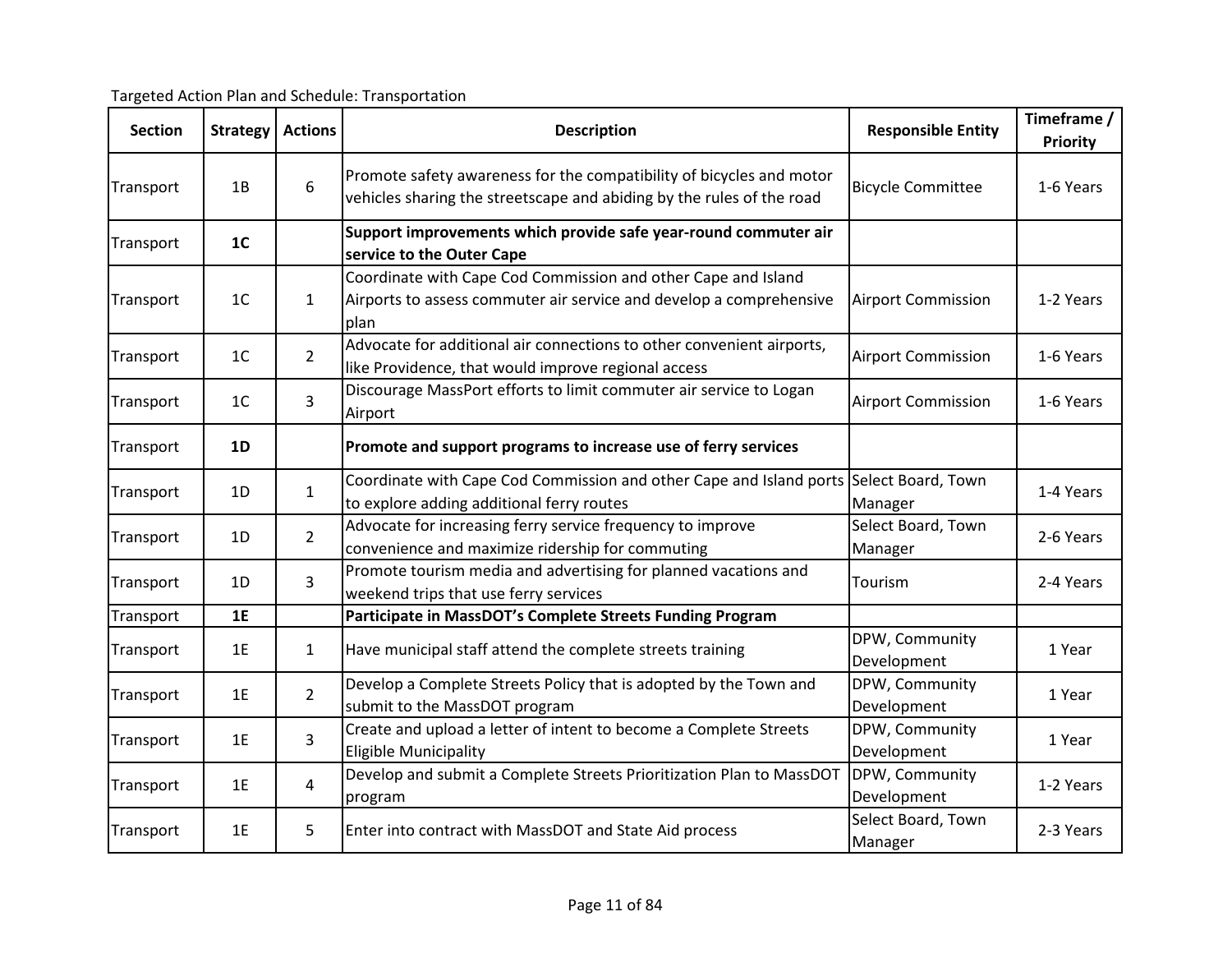Targeted Action Plan and Schedule: Transportation

| Section | Strategy | Actions | Description | Responsible Entity | Timeframe / Priority |
|---|---|---|---|---|---|
| Transport | 1B | 6 | Promote safety awareness for the compatibility of bicycles and motor vehicles sharing the streetscape and abiding by the rules of the road | Bicycle Committee | 1-6 Years |
| Transport | **1C** | | **Support improvements which provide safe year-round commuter air service to the Outer Cape** | | |
| Transport | 1C | 1 | Coordinate with Cape Cod Commission and other Cape and Island Airports to assess commuter air service and develop a comprehensive plan | Airport Commission | 1-2 Years |
| Transport | 1C | 2 | Advocate for additional air connections to other convenient airports, like Providence, that would improve regional access | Airport Commission | 1-6 Years |
| Transport | 1C | 3 | Discourage MassPort efforts to limit commuter air service to Logan Airport | Airport Commission | 1-6 Years |
| Transport | **1D** | | **Promote and support programs to increase use of ferry services** | | |
| Transport | 1D | 1 | Coordinate with Cape Cod Commission and other Cape and Island ports to explore adding additional ferry routes | Select Board, Town Manager | 1-4 Years |
| Transport | 1D | 2 | Advocate for increasing ferry service frequency to improve convenience and maximize ridership for commuting | Select Board, Town Manager | 2-6 Years |
| Transport | 1D | 3 | Promote tourism media and advertising for planned vacations and weekend trips that use ferry services | Tourism | 2-4 Years |
| Transport | **1E** | | **Participate in MassDOT's Complete Streets Funding Program** | | |
| Transport | 1E | 1 | Have municipal staff attend the complete streets training | DPW, Community Development | 1 Year |
| Transport | 1E | 2 | Develop a Complete Streets Policy that is adopted by the Town and submit to the MassDOT program | DPW, Community Development | 1 Year |
| Transport | 1E | 3 | Create and upload a letter of intent to become a Complete Streets Eligible Municipality | DPW, Community Development | 1 Year |
| Transport | 1E | 4 | Develop and submit a Complete Streets Prioritization Plan to MassDOT program | DPW, Community Development | 1-2 Years |
| Transport | 1E | 5 | Enter into contract with MassDOT and State Aid process | Select Board, Town Manager | 2-3 Years |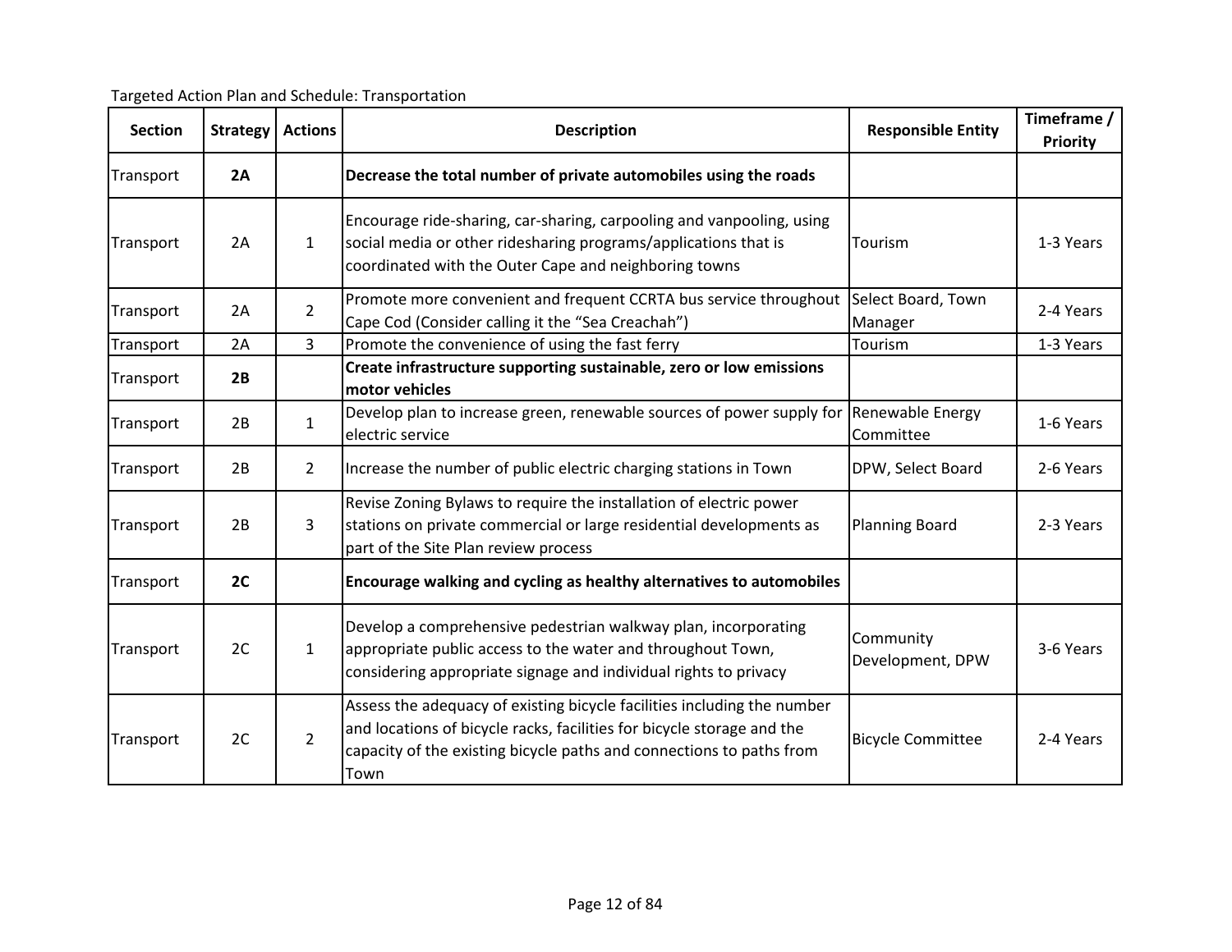Targeted Action Plan and Schedule: Transportation

| Section | Strategy | Actions | Description | Responsible Entity | Timeframe / Priority |
|---|---|---|---|---|---|
| Transport | **2A** | | **Decrease the total number of private automobiles using the roads** | | |
| Transport | 2A | 1 | Encourage ride-sharing, car-sharing, carpooling and vanpooling, using social media or other ridesharing programs/applications that is coordinated with the Outer Cape and neighboring towns | Tourism | 1-3 Years |
| Transport | 2A | 2 | Promote more convenient and frequent CCRTA bus service throughout Cape Cod (Consider calling it the "Sea Creachah") | Select Board, Town Manager | 2-4 Years |
| Transport | 2A | 3 | Promote the convenience of using the fast ferry | Tourism | 1-3 Years |
| Transport | **2B** | | **Create infrastructure supporting sustainable, zero or low emissions motor vehicles** | | |
| Transport | 2B | 1 | Develop plan to increase green, renewable sources of power supply for electric service | Renewable Energy Committee | 1-6 Years |
| Transport | 2B | 2 | Increase the number of public electric charging stations in Town | DPW, Select Board | 2-6 Years |
| Transport | 2B | 3 | Revise Zoning Bylaws to require the installation of electric power stations on private commercial or large residential developments as part of the Site Plan review process | Planning Board | 2-3 Years |
| Transport | **2C** | | **Encourage walking and cycling as healthy alternatives to automobiles** | | |
| Transport | 2C | 1 | Develop a comprehensive pedestrian walkway plan, incorporating appropriate public access to the water and throughout Town, considering appropriate signage and individual rights to privacy | Community Development, DPW | 3-6 Years |
| Transport | 2C | 2 | Assess the adequacy of existing bicycle facilities including the number and locations of bicycle racks, facilities for bicycle storage and the capacity of the existing bicycle paths and connections to paths from Town | Bicycle Committee | 2-4 Years |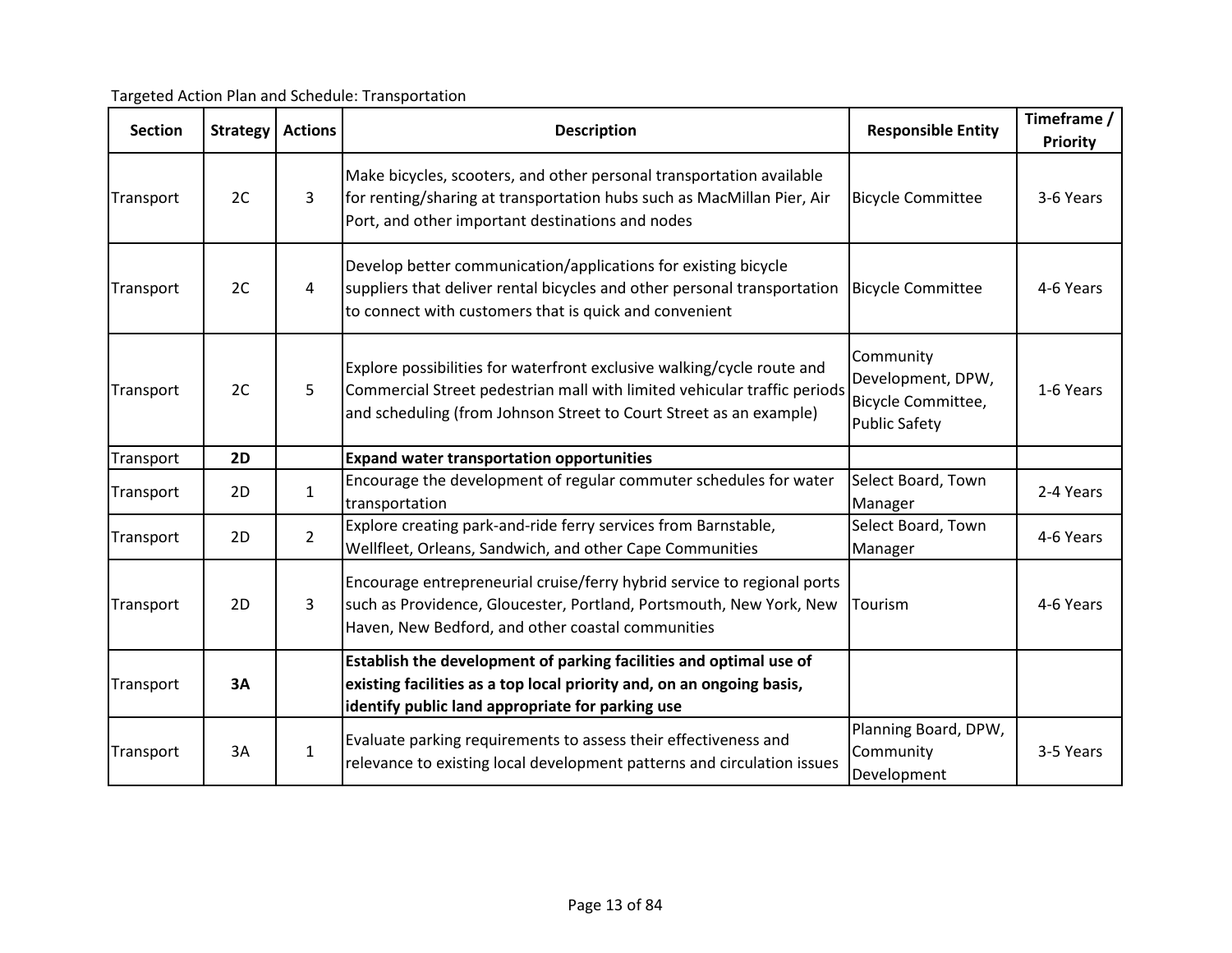Targeted Action Plan and Schedule: Transportation

| Section | Strategy | Actions | Description | Responsible Entity | Timeframe / Priority |
|---|---|---|---|---|---|
| Transport | 2C | 3 | Make bicycles, scooters, and other personal transportation available for renting/sharing at transportation hubs such as MacMillan Pier, Air Port, and other important destinations and nodes | Bicycle Committee | 3-6 Years |
| Transport | 2C | 4 | Develop better communication/applications for existing bicycle suppliers that deliver rental bicycles and other personal transportation to connect with customers that is quick and convenient | Bicycle Committee | 4-6 Years |
| Transport | 2C | 5 | Explore possibilities for waterfront exclusive walking/cycle route and Commercial Street pedestrian mall with limited vehicular traffic periods and scheduling (from Johnson Street to Court Street as an example) | Community Development, DPW, Bicycle Committee, Public Safety | 1-6 Years |
| Transport | **2D** | | **Expand water transportation opportunities** | | |
| Transport | 2D | 1 | Encourage the development of regular commuter schedules for water transportation | Select Board, Town Manager | 2-4 Years |
| Transport | 2D | 2 | Explore creating park-and-ride ferry services from Barnstable, Wellfleet, Orleans, Sandwich, and other Cape Communities | Select Board, Town Manager | 4-6 Years |
| Transport | 2D | 3 | Encourage entrepreneurial cruise/ferry hybrid service to regional ports such as Providence, Gloucester, Portland, Portsmouth, New York, New Haven, New Bedford, and other coastal communities | Tourism | 4-6 Years |
| Transport | **3A** | | **Establish the development of parking facilities and optimal use of existing facilities as a top local priority and, on an ongoing basis, identify public land appropriate for parking use** | | |
| Transport | 3A | 1 | Evaluate parking requirements to assess their effectiveness and relevance to existing local development patterns and circulation issues | Planning Board, DPW, Community Development | 3-5 Years |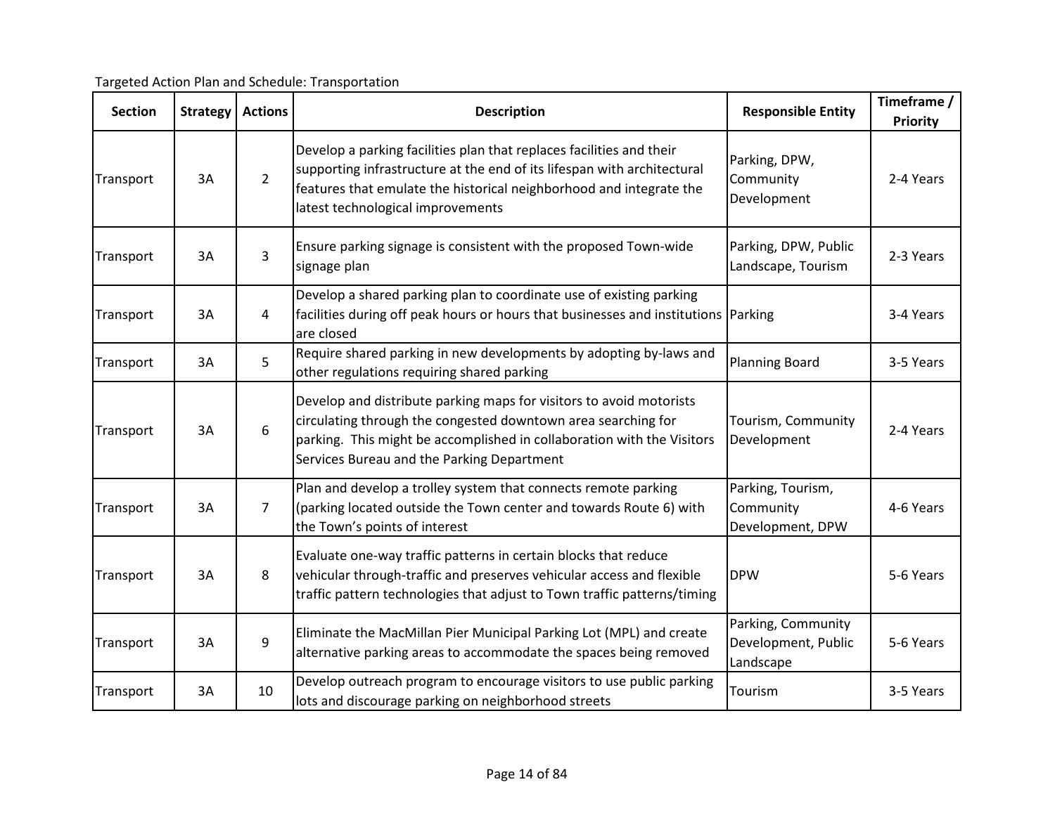Targeted Action Plan and Schedule: Transportation

| Section | Strategy | Actions | Description | Responsible Entity | Timeframe / Priority |
| --- | --- | --- | --- | --- | --- |
| Transport | 3A | 2 | Develop a parking facilities plan that replaces facilities and their supporting infrastructure at the end of its lifespan with architectural features that emulate the historical neighborhood and integrate the latest technological improvements | Parking, DPW, Community Development | 2-4 Years |
| Transport | 3A | 3 | Ensure parking signage is consistent with the proposed Town-wide signage plan | Parking, DPW, Public Landscape, Tourism | 2-3 Years |
| Transport | 3A | 4 | Develop a shared parking plan to coordinate use of existing parking facilities during off peak hours or hours that businesses and institutions are closed | Parking | 3-4 Years |
| Transport | 3A | 5 | Require shared parking in new developments by adopting by-laws and other regulations requiring shared parking | Planning Board | 3-5 Years |
| Transport | 3A | 6 | Develop and distribute parking maps for visitors to avoid motorists circulating through the congested downtown area searching for parking. This might be accomplished in collaboration with the Visitors Services Bureau and the Parking Department | Tourism, Community Development | 2-4 Years |
| Transport | 3A | 7 | Plan and develop a trolley system that connects remote parking (parking located outside the Town center and towards Route 6) with the Town's points of interest | Parking, Tourism, Community Development, DPW | 4-6 Years |
| Transport | 3A | 8 | Evaluate one-way traffic patterns in certain blocks that reduce vehicular through-traffic and preserves vehicular access and flexible traffic pattern technologies that adjust to Town traffic patterns/timing | DPW | 5-6 Years |
| Transport | 3A | 9 | Eliminate the MacMillan Pier Municipal Parking Lot (MPL) and create alternative parking areas to accommodate the spaces being removed | Parking, Community Development, Public Landscape | 5-6 Years |
| Transport | 3A | 10 | Develop outreach program to encourage visitors to use public parking lots and discourage parking on neighborhood streets | Tourism | 3-5 Years |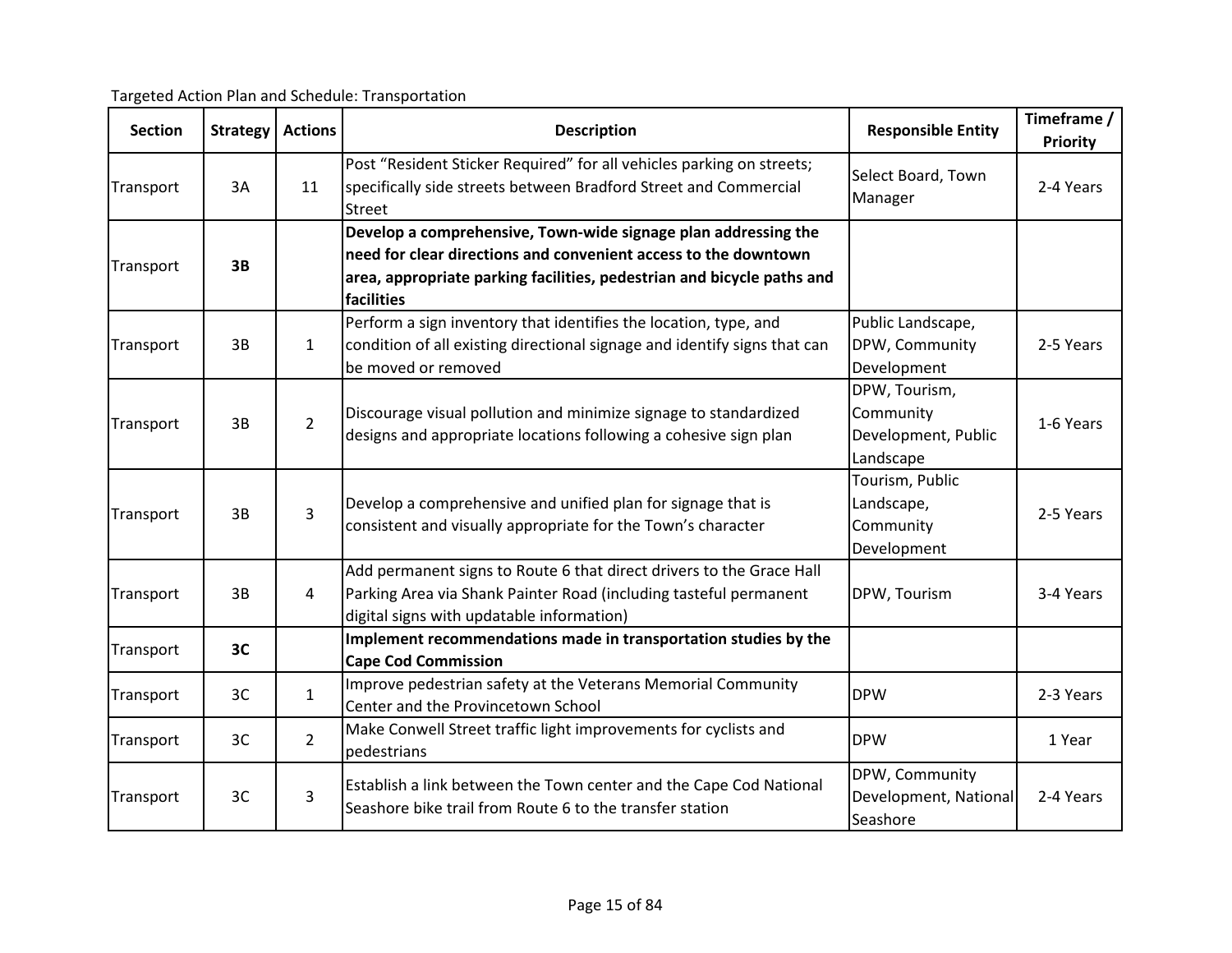Targeted Action Plan and Schedule: Transportation

| Section | Strategy | Actions | Description | Responsible Entity | Timeframe / Priority |
|---|---|---|---|---|---|
| Transport | 3A | 11 | Post “Resident Sticker Required” for all vehicles parking on streets; specifically side streets between Bradford Street and Commercial Street | Select Board, Town Manager | 2-4 Years |
| Transport | **3B** | | **Develop a comprehensive, Town-wide signage plan addressing the need for clear directions and convenient access to the downtown area, appropriate parking facilities, pedestrian and bicycle paths and facilities** | | |
| Transport | 3B | 1 | Perform a sign inventory that identifies the location, type, and condition of all existing directional signage and identify signs that can be moved or removed | Public Landscape, DPW, Community Development | 2-5 Years |
| Transport | 3B | 2 | Discourage visual pollution and minimize signage to standardized designs and appropriate locations following a cohesive sign plan | DPW, Tourism, Community Development, Public Landscape | 1-6 Years |
| Transport | 3B | 3 | Develop a comprehensive and unified plan for signage that is consistent and visually appropriate for the Town’s character | Tourism, Public Landscape, Community Development | 2-5 Years |
| Transport | 3B | 4 | Add permanent signs to Route 6 that direct drivers to the Grace Hall Parking Area via Shank Painter Road (including tasteful permanent digital signs with updatable information) | DPW, Tourism | 3-4 Years |
| Transport | **3C** | | **Implement recommendations made in transportation studies by the Cape Cod Commission** | | |
| Transport | 3C | 1 | Improve pedestrian safety at the Veterans Memorial Community Center and the Provincetown School | DPW | 2-3 Years |
| Transport | 3C | 2 | Make Conwell Street traffic light improvements for cyclists and pedestrians | DPW | 1 Year |
| Transport | 3C | 3 | Establish a link between the Town center and the Cape Cod National Seashore bike trail from Route 6 to the transfer station | DPW, Community Development, National Seashore | 2-4 Years |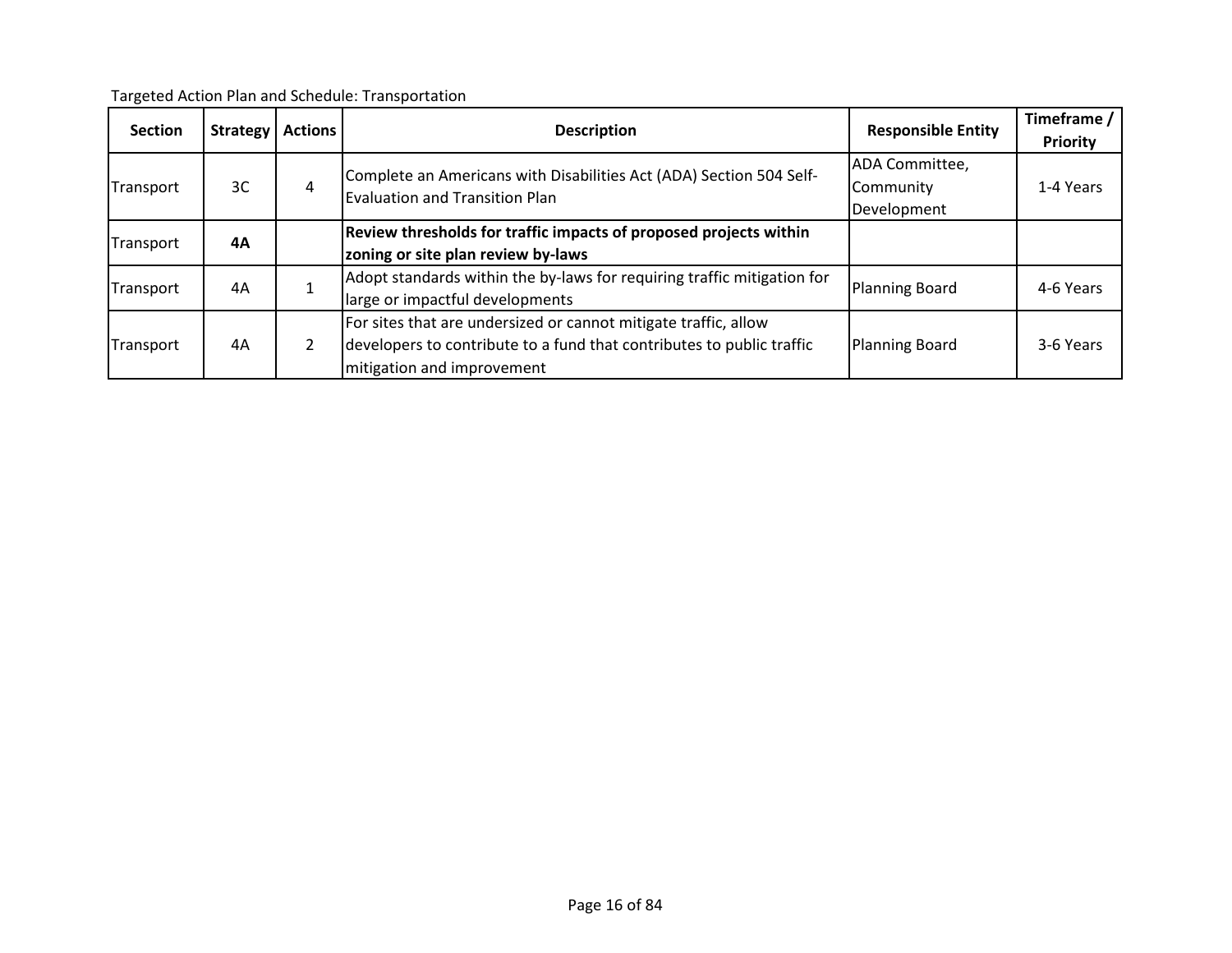Targeted Action Plan and Schedule: Transportation

| Section | Strategy | Actions | Description | Responsible Entity | Timeframe / Priority |
|---|---|---|---|---|---|
| Transport | 3C | 4 | Complete an Americans with Disabilities Act (ADA) Section 504 Self-Evaluation and Transition Plan | ADA Committee, Community Development | 1-4 Years |
| Transport | **4A** | | **Review thresholds for traffic impacts of proposed projects within zoning or site plan review by-laws** | | |
| Transport | 4A | 1 | Adopt standards within the by-laws for requiring traffic mitigation for large or impactful developments | Planning Board | 4-6 Years |
| Transport | 4A | 2 | For sites that are undersized or cannot mitigate traffic, allow developers to contribute to a fund that contributes to public traffic mitigation and improvement | Planning Board | 3-6 Years |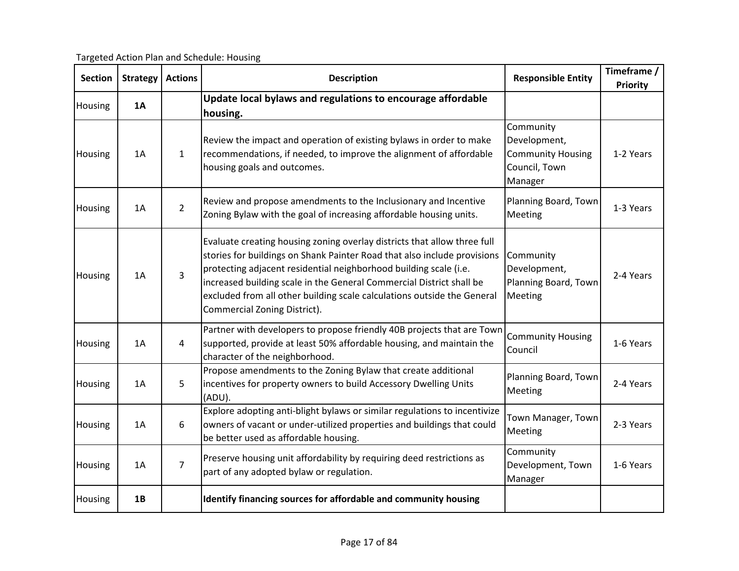Targeted Action Plan and Schedule: Housing

| Section | Strategy | Actions | Description | Responsible Entity | Timeframe / Priority |
| --- | --- | --- | --- | --- | --- |
| Housing | **1A** | | **Update local bylaws and regulations to encourage affordable housing.** | | |
| Housing | 1A | 1 | Review the impact and operation of existing bylaws in order to make recommendations, if needed, to improve the alignment of affordable housing goals and outcomes. | Community Development, Community Housing Council, Town Manager | 1-2 Years |
| Housing | 1A | 2 | Review and propose amendments to the Inclusionary and Incentive Zoning Bylaw with the goal of increasing affordable housing units. | Planning Board, Town Meeting | 1-3 Years |
| Housing | 1A | 3 | Evaluate creating housing zoning overlay districts that allow three full stories for buildings on Shank Painter Road that also include provisions protecting adjacent residential neighborhood building scale (i.e. increased building scale in the General Commercial District shall be excluded from all other building scale calculations outside the General Commercial Zoning District). | Community Development, Planning Board, Town Meeting | 2-4 Years |
| Housing | 1A | 4 | Partner with developers to propose friendly 40B projects that are Town supported, provide at least 50% affordable housing, and maintain the character of the neighborhood. | Community Housing Council | 1-6 Years |
| Housing | 1A | 5 | Propose amendments to the Zoning Bylaw that create additional incentives for property owners to build Accessory Dwelling Units (ADU). | Planning Board, Town Meeting | 2-4 Years |
| Housing | 1A | 6 | Explore adopting anti-blight bylaws or similar regulations to incentivize owners of vacant or under-utilized properties and buildings that could be better used as affordable housing. | Town Manager, Town Meeting | 2-3 Years |
| Housing | 1A | 7 | Preserve housing unit affordability by requiring deed restrictions as part of any adopted bylaw or regulation. | Community Development, Town Manager | 1-6 Years |
| Housing | **1B** | | **Identify financing sources for affordable and community housing** | | |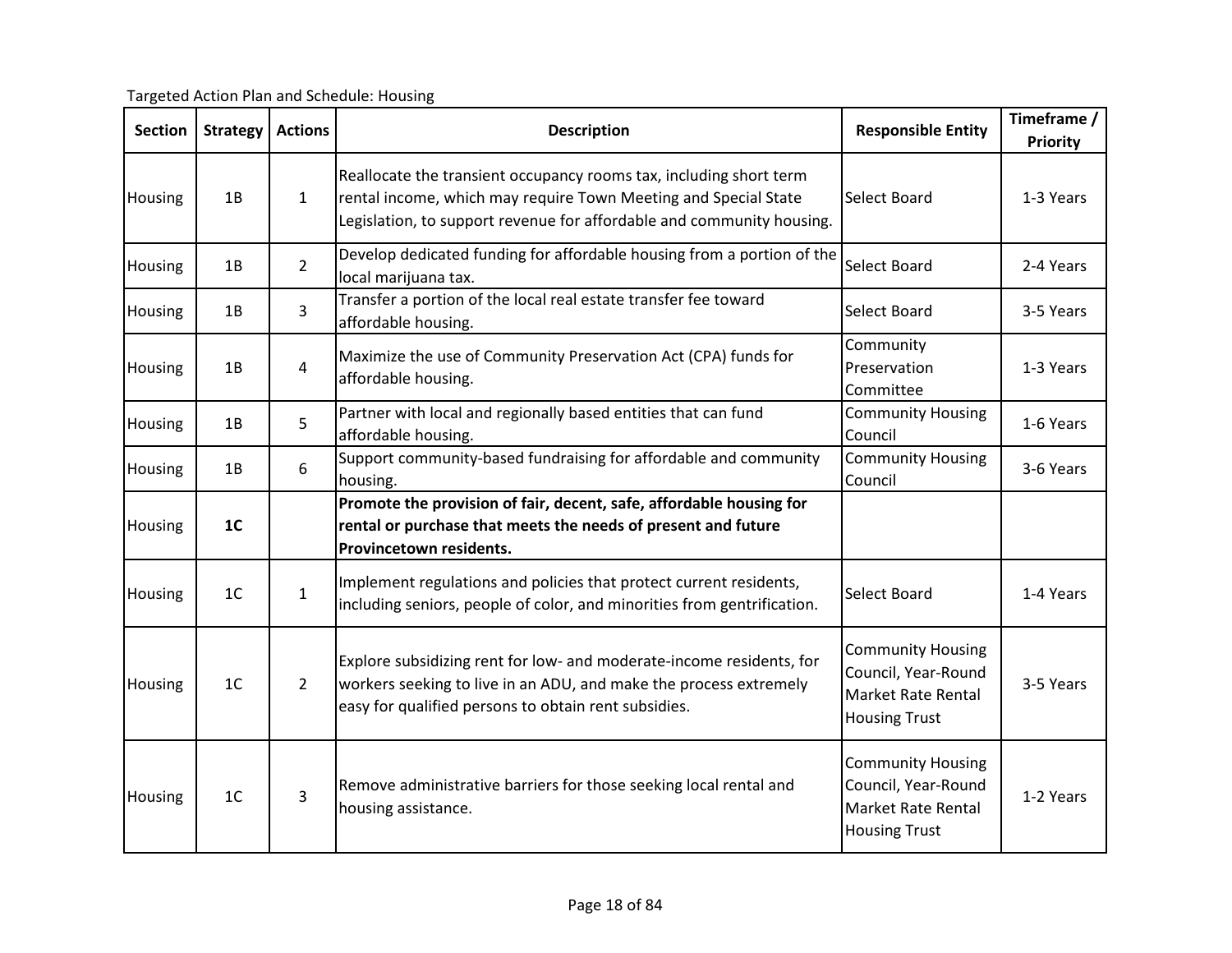Targeted Action Plan and Schedule: Housing

| Section | Strategy | Actions | Description | Responsible Entity | Timeframe / Priority |
|---|---|---|---|---|---|
| Housing | 1B | 1 | Reallocate the transient occupancy rooms tax, including short term rental income, which may require Town Meeting and Special State Legislation, to support revenue for affordable and community housing. | Select Board | 1-3 Years |
| Housing | 1B | 2 | Develop dedicated funding for affordable housing from a portion of the local marijuana tax. | Select Board | 2-4 Years |
| Housing | 1B | 3 | Transfer a portion of the local real estate transfer fee toward affordable housing. | Select Board | 3-5 Years |
| Housing | 1B | 4 | Maximize the use of Community Preservation Act (CPA) funds for affordable housing. | Community Preservation Committee | 1-3 Years |
| Housing | 1B | 5 | Partner with local and regionally based entities that can fund affordable housing. | Community Housing Council | 1-6 Years |
| Housing | 1B | 6 | Support community-based fundraising for affordable and community housing. | Community Housing Council | 3-6 Years |
| Housing | **1C** | | **Promote the provision of fair, decent, safe, affordable housing for rental or purchase that meets the needs of present and future Provincetown residents.** | | |
| Housing | 1C | 1 | Implement regulations and policies that protect current residents, including seniors, people of color, and minorities from gentrification. | Select Board | 1-4 Years |
| Housing | 1C | 2 | Explore subsidizing rent for low- and moderate-income residents, for workers seeking to live in an ADU, and make the process extremely easy for qualified persons to obtain rent subsidies. | Community Housing Council, Year-Round Market Rate Rental Housing Trust | 3-5 Years |
| Housing | 1C | 3 | Remove administrative barriers for those seeking local rental and housing assistance. | Community Housing Council, Year-Round Market Rate Rental Housing Trust | 1-2 Years |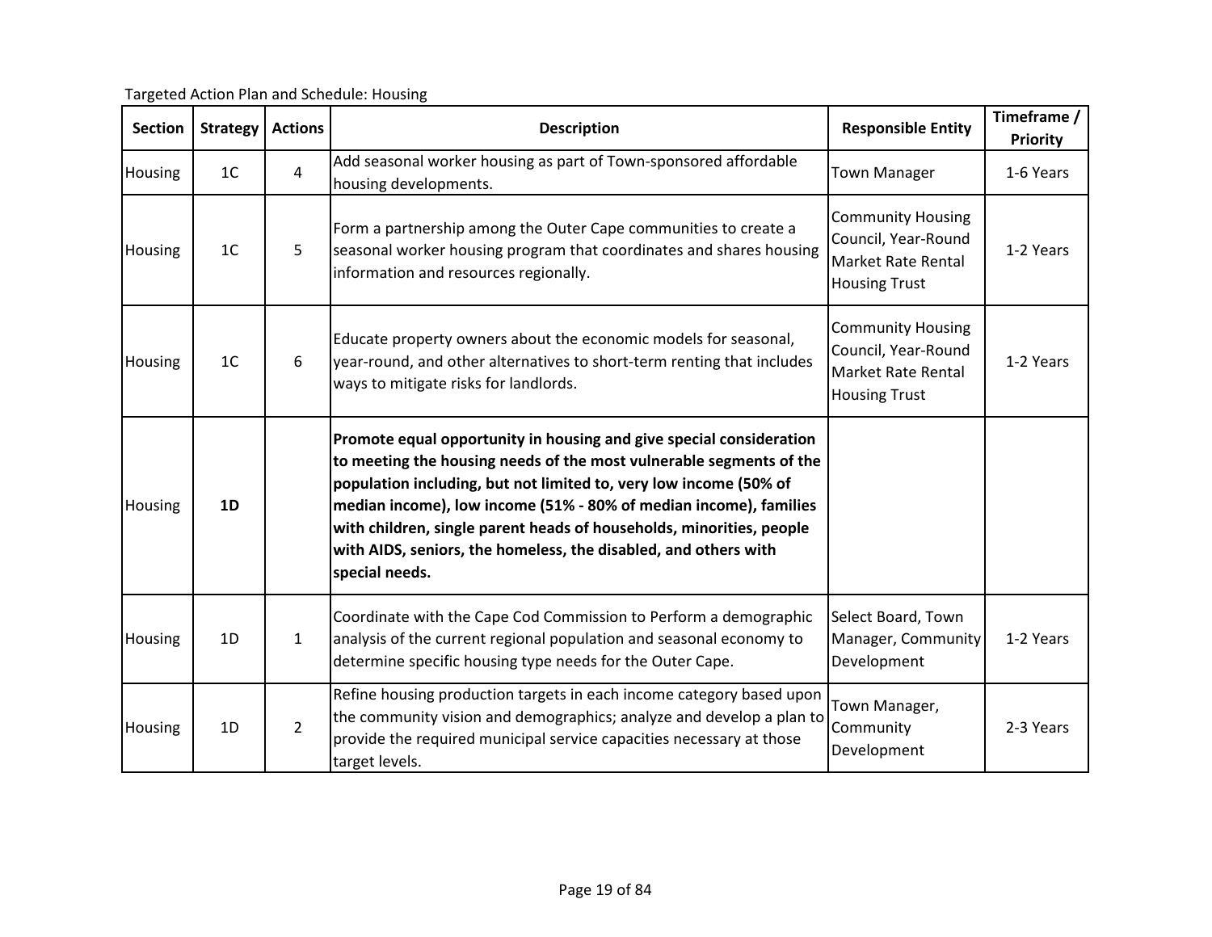Targeted Action Plan and Schedule: Housing

| Section | Strategy | Actions | Description | Responsible Entity | Timeframe / Priority |
|---|---|---|---|---|---|
| Housing | 1C | 4 | Add seasonal worker housing as part of Town-sponsored affordable housing developments. | Town Manager | 1-6 Years |
| Housing | 1C | 5 | Form a partnership among the Outer Cape communities to create a seasonal worker housing program that coordinates and shares housing information and resources regionally. | Community Housing Council, Year-Round Market Rate Rental Housing Trust | 1-2 Years |
| Housing | 1C | 6 | Educate property owners about the economic models for seasonal, year-round, and other alternatives to short-term renting that includes ways to mitigate risks for landlords. | Community Housing Council, Year-Round Market Rate Rental Housing Trust | 1-2 Years |
| Housing | **1D** | | **Promote equal opportunity in housing and give special consideration to meeting the housing needs of the most vulnerable segments of the population including, but not limited to, very low income (50% of median income), low income (51% - 80% of median income), families with children, single parent heads of households, minorities, people with AIDS, seniors, the homeless, the disabled, and others with special needs.** | | |
| Housing | 1D | 1 | Coordinate with the Cape Cod Commission to Perform a demographic analysis of the current regional population and seasonal economy to determine specific housing type needs for the Outer Cape. | Select Board, Town Manager, Community Development | 1-2 Years |
| Housing | 1D | 2 | Refine housing production targets in each income category based upon the community vision and demographics; analyze and develop a plan to provide the required municipal service capacities necessary at those target levels. | Town Manager, Community Development | 2-3 Years |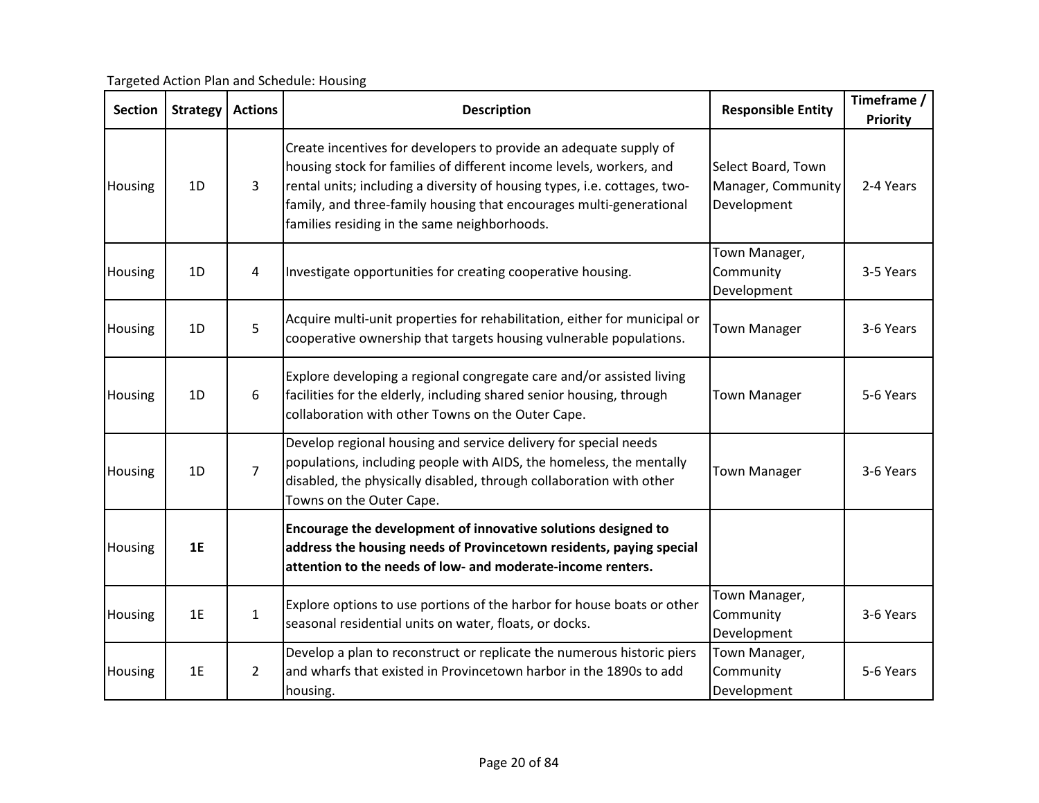Targeted Action Plan and Schedule: Housing

| Section | Strategy | Actions | Description | Responsible Entity | Timeframe / Priority |
|---|---|---|---|---|---|
| Housing | 1D | 3 | Create incentives for developers to provide an adequate supply of housing stock for families of different income levels, workers, and rental units; including a diversity of housing types, i.e. cottages, two-family, and three-family housing that encourages multi-generational families residing in the same neighborhoods. | Select Board, Town Manager, Community Development | 2-4 Years |
| Housing | 1D | 4 | Investigate opportunities for creating cooperative housing. | Town Manager, Community Development | 3-5 Years |
| Housing | 1D | 5 | Acquire multi-unit properties for rehabilitation, either for municipal or cooperative ownership that targets housing vulnerable populations. | Town Manager | 3-6 Years |
| Housing | 1D | 6 | Explore developing a regional congregate care and/or assisted living facilities for the elderly, including shared senior housing, through collaboration with other Towns on the Outer Cape. | Town Manager | 5-6 Years |
| Housing | 1D | 7 | Develop regional housing and service delivery for special needs populations, including people with AIDS, the homeless, the mentally disabled, the physically disabled, through collaboration with other Towns on the Outer Cape. | Town Manager | 3-6 Years |
| Housing | **1E** | | **Encourage the development of innovative solutions designed to address the housing needs of Provincetown residents, paying special attention to the needs of low- and moderate-income renters.** | | |
| Housing | 1E | 1 | Explore options to use portions of the harbor for house boats or other seasonal residential units on water, floats, or docks. | Town Manager, Community Development | 3-6 Years |
| Housing | 1E | 2 | Develop a plan to reconstruct or replicate the numerous historic piers and wharfs that existed in Provincetown harbor in the 1890s to add housing. | Town Manager, Community Development | 5-6 Years |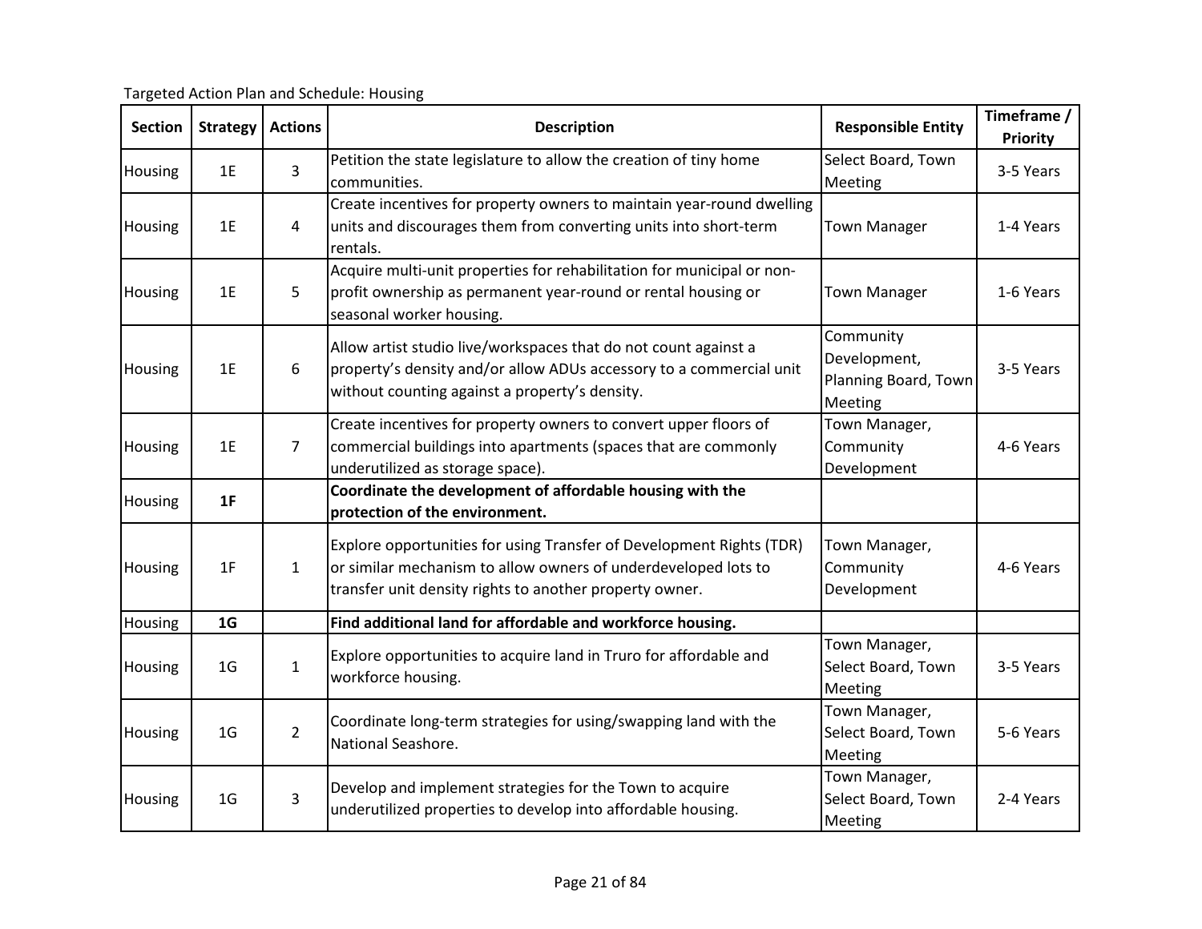Targeted Action Plan and Schedule: Housing

| Section | Strategy | Actions | Description | Responsible Entity | Timeframe / Priority |
|---|---|---|---|---|---|
| Housing | 1E | 3 | Petition the state legislature to allow the creation of tiny home communities. | Select Board, Town Meeting | 3-5 Years |
| Housing | 1E | 4 | Create incentives for property owners to maintain year-round dwelling units and discourages them from converting units into short-term rentals. | Town Manager | 1-4 Years |
| Housing | 1E | 5 | Acquire multi-unit properties for rehabilitation for municipal or non-profit ownership as permanent year-round or rental housing or seasonal worker housing. | Town Manager | 1-6 Years |
| Housing | 1E | 6 | Allow artist studio live/workspaces that do not count against a property's density and/or allow ADUs accessory to a commercial unit without counting against a property's density. | Community Development, Planning Board, Town Meeting | 3-5 Years |
| Housing | 1E | 7 | Create incentives for property owners to convert upper floors of commercial buildings into apartments (spaces that are commonly underutilized as storage space). | Town Manager, Community Development | 4-6 Years |
| Housing | **1F** | | **Coordinate the development of affordable housing with the protection of the environment.** | | |
| Housing | 1F | 1 | Explore opportunities for using Transfer of Development Rights (TDR) or similar mechanism to allow owners of underdeveloped lots to transfer unit density rights to another property owner. | Town Manager, Community Development | 4-6 Years |
| Housing | **1G** | | **Find additional land for affordable and workforce housing.** | | |
| Housing | 1G | 1 | Explore opportunities to acquire land in Truro for affordable and workforce housing. | Town Manager, Select Board, Town Meeting | 3-5 Years |
| Housing | 1G | 2 | Coordinate long-term strategies for using/swapping land with the National Seashore. | Town Manager, Select Board, Town Meeting | 5-6 Years |
| Housing | 1G | 3 | Develop and implement strategies for the Town to acquire underutilized properties to develop into affordable housing. | Town Manager, Select Board, Town Meeting | 2-4 Years |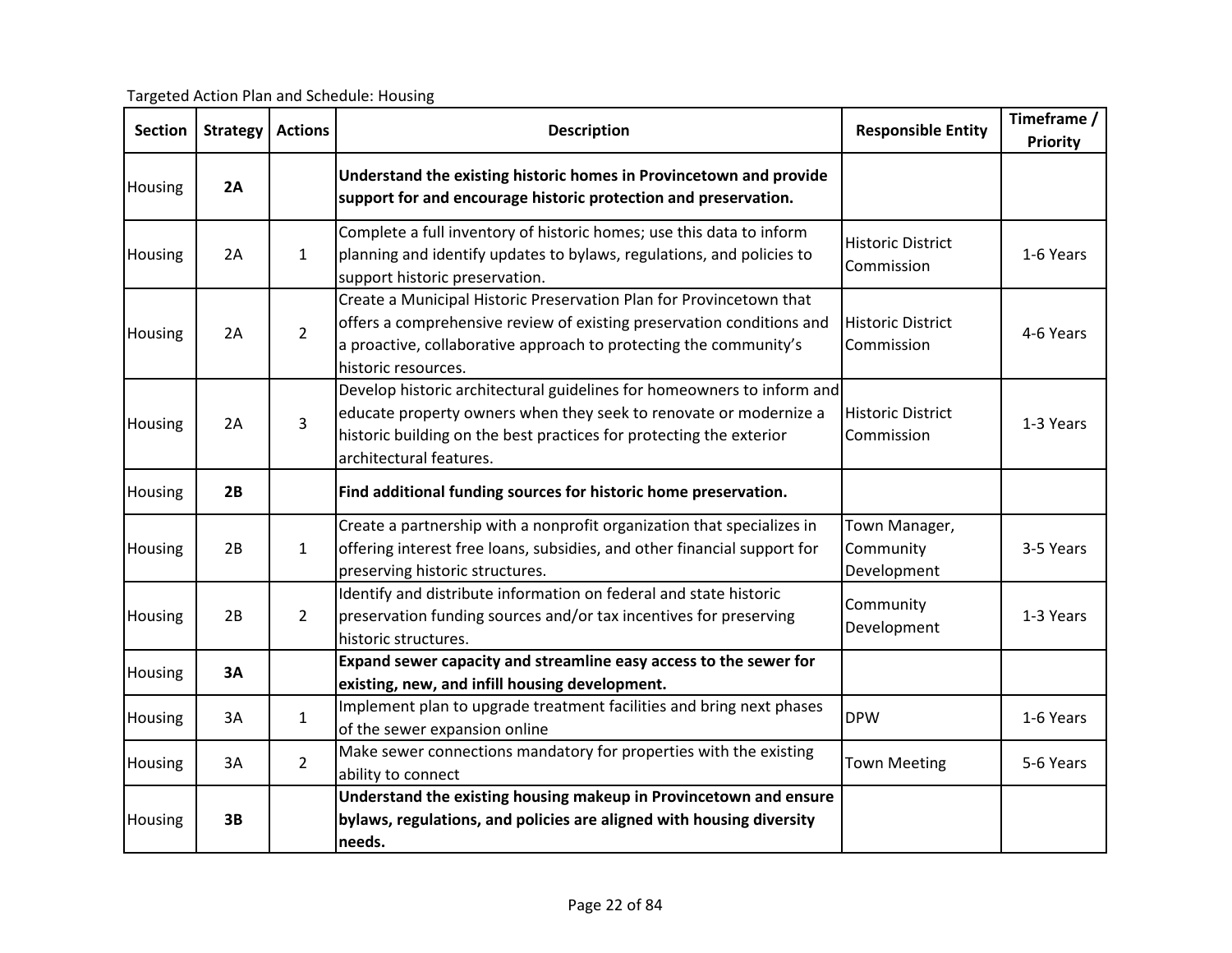Targeted Action Plan and Schedule: Housing

| Section | Strategy | Actions | Description | Responsible Entity | Timeframe / Priority |
|---|---|---|---|---|---|
| Housing | **2A** | | **Understand the existing historic homes in Provincetown and provide support for and encourage historic protection and preservation.** | | |
| Housing | 2A | 1 | Complete a full inventory of historic homes; use this data to inform planning and identify updates to bylaws, regulations, and policies to support historic preservation. | Historic District Commission | 1-6 Years |
| Housing | 2A | 2 | Create a Municipal Historic Preservation Plan for Provincetown that offers a comprehensive review of existing preservation conditions and a proactive, collaborative approach to protecting the community's historic resources. | Historic District Commission | 4-6 Years |
| Housing | 2A | 3 | Develop historic architectural guidelines for homeowners to inform and educate property owners when they seek to renovate or modernize a historic building on the best practices for protecting the exterior architectural features. | Historic District Commission | 1-3 Years |
| Housing | **2B** | | **Find additional funding sources for historic home preservation.** | | |
| Housing | 2B | 1 | Create a partnership with a nonprofit organization that specializes in offering interest free loans, subsidies, and other financial support for preserving historic structures. | Town Manager, Community Development | 3-5 Years |
| Housing | 2B | 2 | Identify and distribute information on federal and state historic preservation funding sources and/or tax incentives for preserving historic structures. | Community Development | 1-3 Years |
| Housing | **3A** | | **Expand sewer capacity and streamline easy access to the sewer for existing, new, and infill housing development.** | | |
| Housing | 3A | 1 | Implement plan to upgrade treatment facilities and bring next phases of the sewer expansion online | DPW | 1-6 Years |
| Housing | 3A | 2 | Make sewer connections mandatory for properties with the existing ability to connect | Town Meeting | 5-6 Years |
| Housing | **3B** | | **Understand the existing housing makeup in Provincetown and ensure bylaws, regulations, and policies are aligned with housing diversity needs.** | | |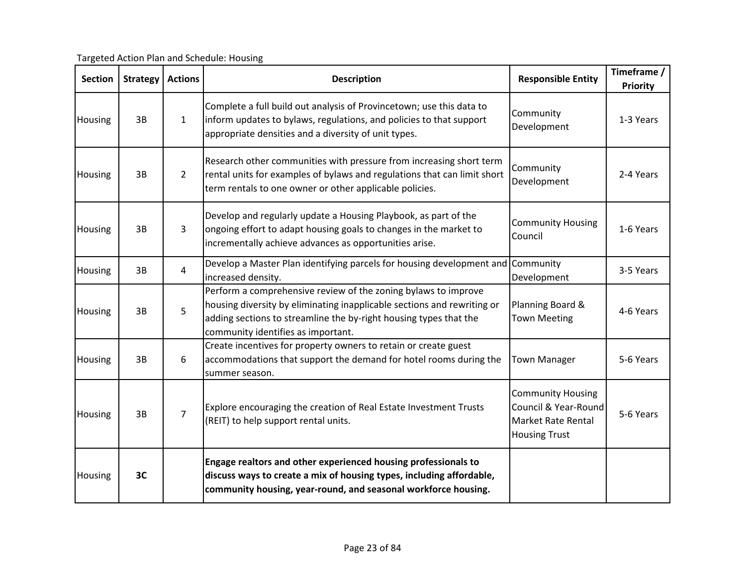Targeted Action Plan and Schedule: Housing

| Section | Strategy | Actions | Description | Responsible Entity | Timeframe / Priority |
|---|---|---|---|---|---|
| Housing | 3B | 1 | Complete a full build out analysis of Provincetown; use this data to inform updates to bylaws, regulations, and policies to that support appropriate densities and a diversity of unit types. | Community Development | 1-3 Years |
| Housing | 3B | 2 | Research other communities with pressure from increasing short term rental units for examples of bylaws and regulations that can limit short term rentals to one owner or other applicable policies. | Community Development | 2-4 Years |
| Housing | 3B | 3 | Develop and regularly update a Housing Playbook, as part of the ongoing effort to adapt housing goals to changes in the market to incrementally achieve advances as opportunities arise. | Community Housing Council | 1-6 Years |
| Housing | 3B | 4 | Develop a Master Plan identifying parcels for housing development and increased density. | Community Development | 3-5 Years |
| Housing | 3B | 5 | Perform a comprehensive review of the zoning bylaws to improve housing diversity by eliminating inapplicable sections and rewriting or adding sections to streamline the by-right housing types that the community identifies as important. | Planning Board & Town Meeting | 4-6 Years |
| Housing | 3B | 6 | Create incentives for property owners to retain or create guest accommodations that support the demand for hotel rooms during the summer season. | Town Manager | 5-6 Years |
| Housing | 3B | 7 | Explore encouraging the creation of Real Estate Investment Trusts (REIT) to help support rental units. | Community Housing Council & Year-Round Market Rate Rental Housing Trust | 5-6 Years |
| Housing | **3C** | | **Engage realtors and other experienced housing professionals to discuss ways to create a mix of housing types, including affordable, community housing, year-round, and seasonal workforce housing.** | | |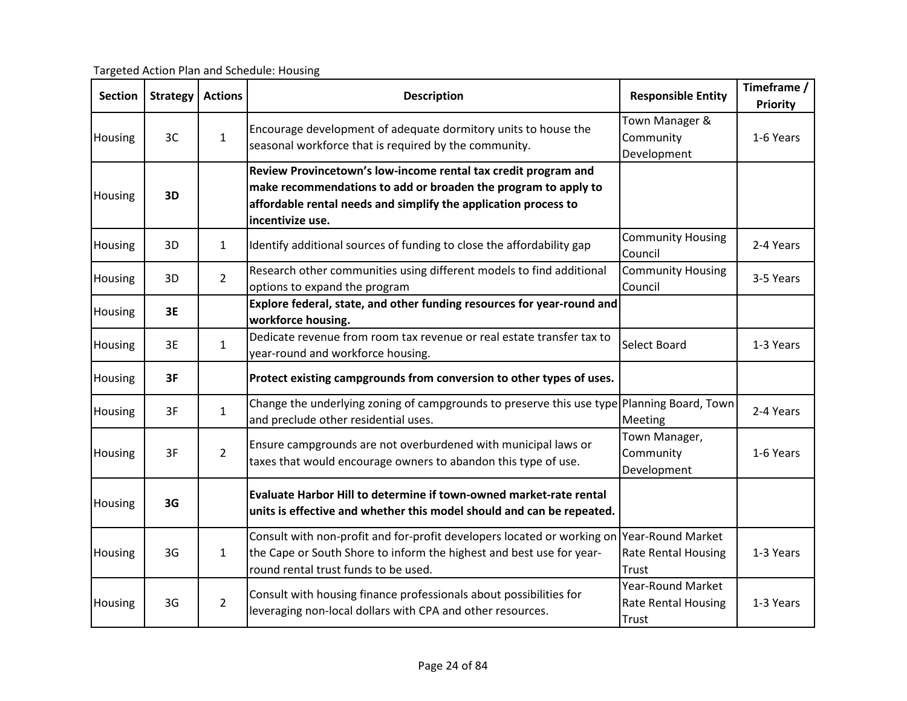Targeted Action Plan and Schedule: Housing

| Section | Strategy | Actions | Description | Responsible Entity | Timeframe / Priority |
|---|---|---|---|---|---|
| Housing | 3C | 1 | Encourage development of adequate dormitory units to house the seasonal workforce that is required by the community. | Town Manager & Community Development | 1-6 Years |
| Housing | **3D** | | **Review Provincetown's low-income rental tax credit program and make recommendations to add or broaden the program to apply to affordable rental needs and simplify the application process to incentivize use.** | | |
| Housing | 3D | 1 | Identify additional sources of funding to close the affordability gap | Community Housing Council | 2-4 Years |
| Housing | 3D | 2 | Research other communities using different models to find additional options to expand the program | Community Housing Council | 3-5 Years |
| Housing | **3E** | | **Explore federal, state, and other funding resources for year-round and workforce housing.** | | |
| Housing | 3E | 1 | Dedicate revenue from room tax revenue or real estate transfer tax to year-round and workforce housing. | Select Board | 1-3 Years |
| Housing | **3F** | | **Protect existing campgrounds from conversion to other types of uses.** | | |
| Housing | 3F | 1 | Change the underlying zoning of campgrounds to preserve this use type and preclude other residential uses. | Planning Board, Town Meeting | 2-4 Years |
| Housing | 3F | 2 | Ensure campgrounds are not overburdened with municipal laws or taxes that would encourage owners to abandon this type of use. | Town Manager, Community Development | 1-6 Years |
| Housing | **3G** | | **Evaluate Harbor Hill to determine if town-owned market-rate rental units is effective and whether this model should and can be repeated.** | | |
| Housing | 3G | 1 | Consult with non-profit and for-profit developers located or working on the Cape or South Shore to inform the highest and best use for year-round rental trust funds to be used. | Year-Round Market Rate Rental Housing Trust | 1-3 Years |
| Housing | 3G | 2 | Consult with housing finance professionals about possibilities for leveraging non-local dollars with CPA and other resources. | Year-Round Market Rate Rental Housing Trust | 1-3 Years |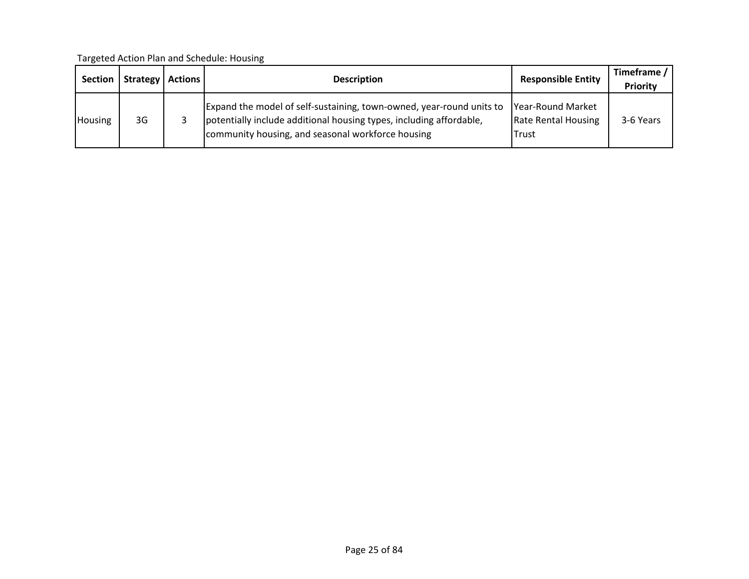Targeted Action Plan and Schedule: Housing

| Section | Strategy | Actions | Description | Responsible Entity | Timeframe / Priority |
|---|---|---|---|---|---|
| Housing | 3G | 3 | Expand the model of self-sustaining, town-owned, year-round units to potentially include additional housing types, including affordable, community housing, and seasonal workforce housing | Year-Round Market Rate Rental Housing Trust | 3-6 Years |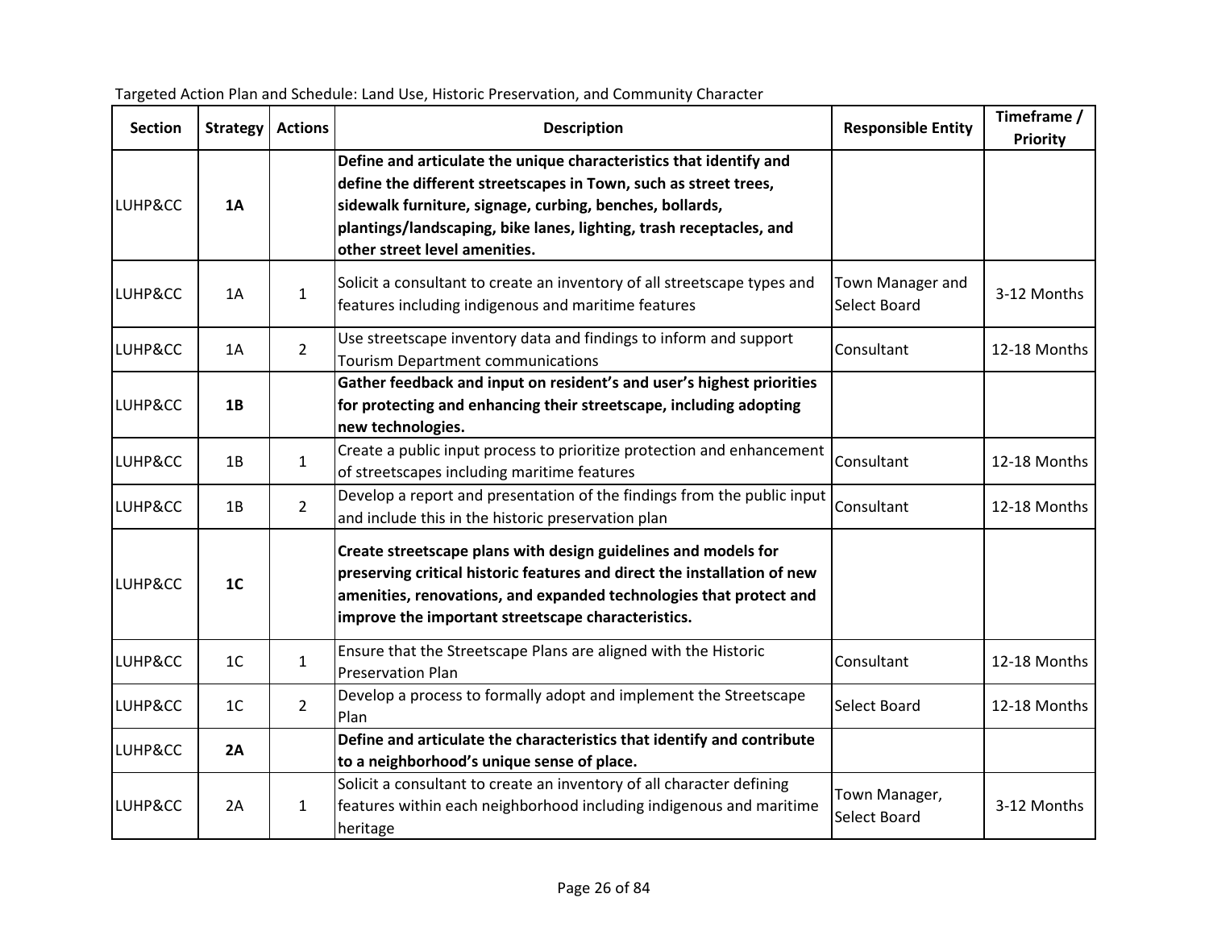Targeted Action Plan and Schedule: Land Use, Historic Preservation, and Community Character

| Section | Strategy | Actions | Description | Responsible Entity | Timeframe / Priority |
|---|---|---|---|---|---|
| LUHP&CC | **1A** | | **Define and articulate the unique characteristics that identify and define the different streetscapes in Town, such as street trees, sidewalk furniture, signage, curbing, benches, bollards, plantings/landscaping, bike lanes, lighting, trash receptacles, and other street level amenities.** | | |
| LUHP&CC | 1A | 1 | Solicit a consultant to create an inventory of all streetscape types and features including indigenous and maritime features | Town Manager and Select Board | 3-12 Months |
| LUHP&CC | 1A | 2 | Use streetscape inventory data and findings to inform and support Tourism Department communications | Consultant | 12-18 Months |
| LUHP&CC | **1B** | | **Gather feedback and input on resident's and user's highest priorities for protecting and enhancing their streetscape, including adopting new technologies.** | | |
| LUHP&CC | 1B | 1 | Create a public input process to prioritize protection and enhancement of streetscapes including maritime features | Consultant | 12-18 Months |
| LUHP&CC | 1B | 2 | Develop a report and presentation of the findings from the public input and include this in the historic preservation plan | Consultant | 12-18 Months |
| LUHP&CC | **1C** | | **Create streetscape plans with design guidelines and models for preserving critical historic features and direct the installation of new amenities, renovations, and expanded technologies that protect and improve the important streetscape characteristics.** | | |
| LUHP&CC | 1C | 1 | Ensure that the Streetscape Plans are aligned with the Historic Preservation Plan | Consultant | 12-18 Months |
| LUHP&CC | 1C | 2 | Develop a process to formally adopt and implement the Streetscape Plan | Select Board | 12-18 Months |
| LUHP&CC | **2A** | | **Define and articulate the characteristics that identify and contribute to a neighborhood's unique sense of place.** | | |
| LUHP&CC | 2A | 1 | Solicit a consultant to create an inventory of all character defining features within each neighborhood including indigenous and maritime heritage | Town Manager, Select Board | 3-12 Months |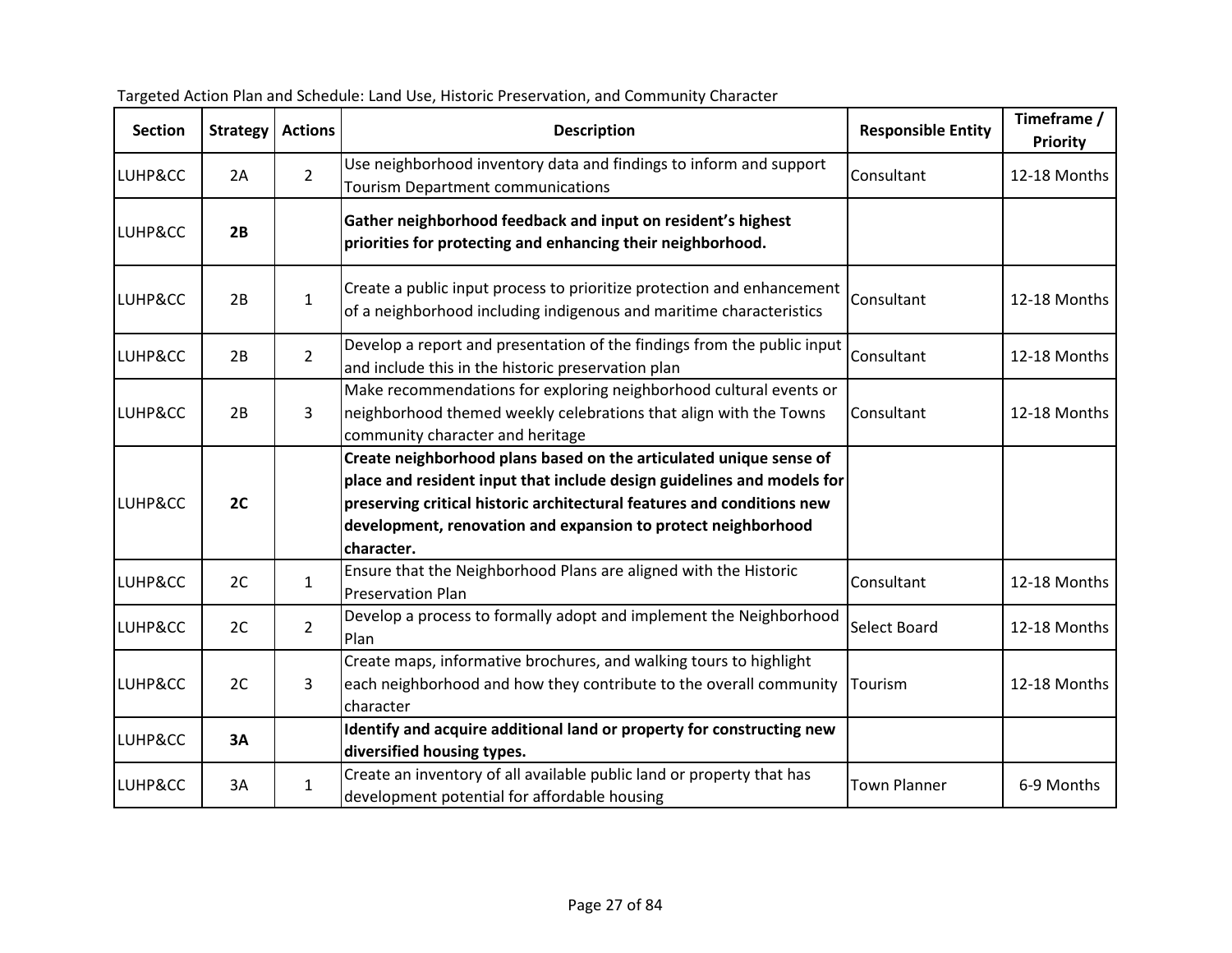Targeted Action Plan and Schedule: Land Use, Historic Preservation, and Community Character

| Section | Strategy | Actions | Description | Responsible Entity | Timeframe / Priority |
|---|---|---|---|---|---|
| LUHP&CC | 2A | 2 | Use neighborhood inventory data and findings to inform and support Tourism Department communications | Consultant | 12-18 Months |
| LUHP&CC | **2B** | | **Gather neighborhood feedback and input on resident's highest priorities for protecting and enhancing their neighborhood.** | | |
| LUHP&CC | 2B | 1 | Create a public input process to prioritize protection and enhancement of a neighborhood including indigenous and maritime characteristics | Consultant | 12-18 Months |
| LUHP&CC | 2B | 2 | Develop a report and presentation of the findings from the public input and include this in the historic preservation plan | Consultant | 12-18 Months |
| LUHP&CC | 2B | 3 | Make recommendations for exploring neighborhood cultural events or neighborhood themed weekly celebrations that align with the Towns community character and heritage | Consultant | 12-18 Months |
| LUHP&CC | **2C** | | **Create neighborhood plans based on the articulated unique sense of place and resident input that include design guidelines and models for preserving critical historic architectural features and conditions new development, renovation and expansion to protect neighborhood character.** | | |
| LUHP&CC | 2C | 1 | Ensure that the Neighborhood Plans are aligned with the Historic Preservation Plan | Consultant | 12-18 Months |
| LUHP&CC | 2C | 2 | Develop a process to formally adopt and implement the Neighborhood Plan | Select Board | 12-18 Months |
| LUHP&CC | 2C | 3 | Create maps, informative brochures, and walking tours to highlight each neighborhood and how they contribute to the overall community character | Tourism | 12-18 Months |
| LUHP&CC | **3A** | | **Identify and acquire additional land or property for constructing new diversified housing types.** | | |
| LUHP&CC | 3A | 1 | Create an inventory of all available public land or property that has development potential for affordable housing | Town Planner | 6-9 Months |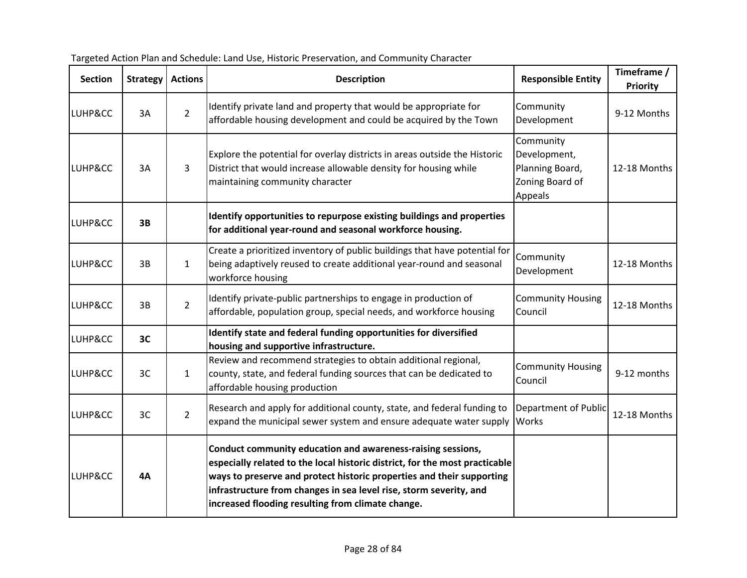Targeted Action Plan and Schedule: Land Use, Historic Preservation, and Community Character

| Section | Strategy | Actions | Description | Responsible Entity | Timeframe / Priority |
|---|---|---|---|---|---|
| LUHP&CC | 3A | 2 | Identify private land and property that would be appropriate for affordable housing development and could be acquired by the Town | Community Development | 9-12 Months |
| LUHP&CC | 3A | 3 | Explore the potential for overlay districts in areas outside the Historic District that would increase allowable density for housing while maintaining community character | Community Development, Planning Board, Zoning Board of Appeals | 12-18 Months |
| LUHP&CC | **3B** | | **Identify opportunities to repurpose existing buildings and properties for additional year-round and seasonal workforce housing.** | | |
| LUHP&CC | 3B | 1 | Create a prioritized inventory of public buildings that have potential for being adaptively reused to create additional year-round and seasonal workforce housing | Community Development | 12-18 Months |
| LUHP&CC | 3B | 2 | Identify private-public partnerships to engage in production of affordable, population group, special needs, and workforce housing | Community Housing Council | 12-18 Months |
| LUHP&CC | **3C** | | **Identify state and federal funding opportunities for diversified housing and supportive infrastructure.** | | |
| LUHP&CC | 3C | 1 | Review and recommend strategies to obtain additional regional, county, state, and federal funding sources that can be dedicated to affordable housing production | Community Housing Council | 9-12 months |
| LUHP&CC | 3C | 2 | Research and apply for additional county, state, and federal funding to expand the municipal sewer system and ensure adequate water supply | Department of Public Works | 12-18 Months |
| LUHP&CC | **4A** | | **Conduct community education and awareness-raising sessions, especially related to the local historic district, for the most practicable ways to preserve and protect historic properties and their supporting infrastructure from changes in sea level rise, storm severity, and increased flooding resulting from climate change.** | | |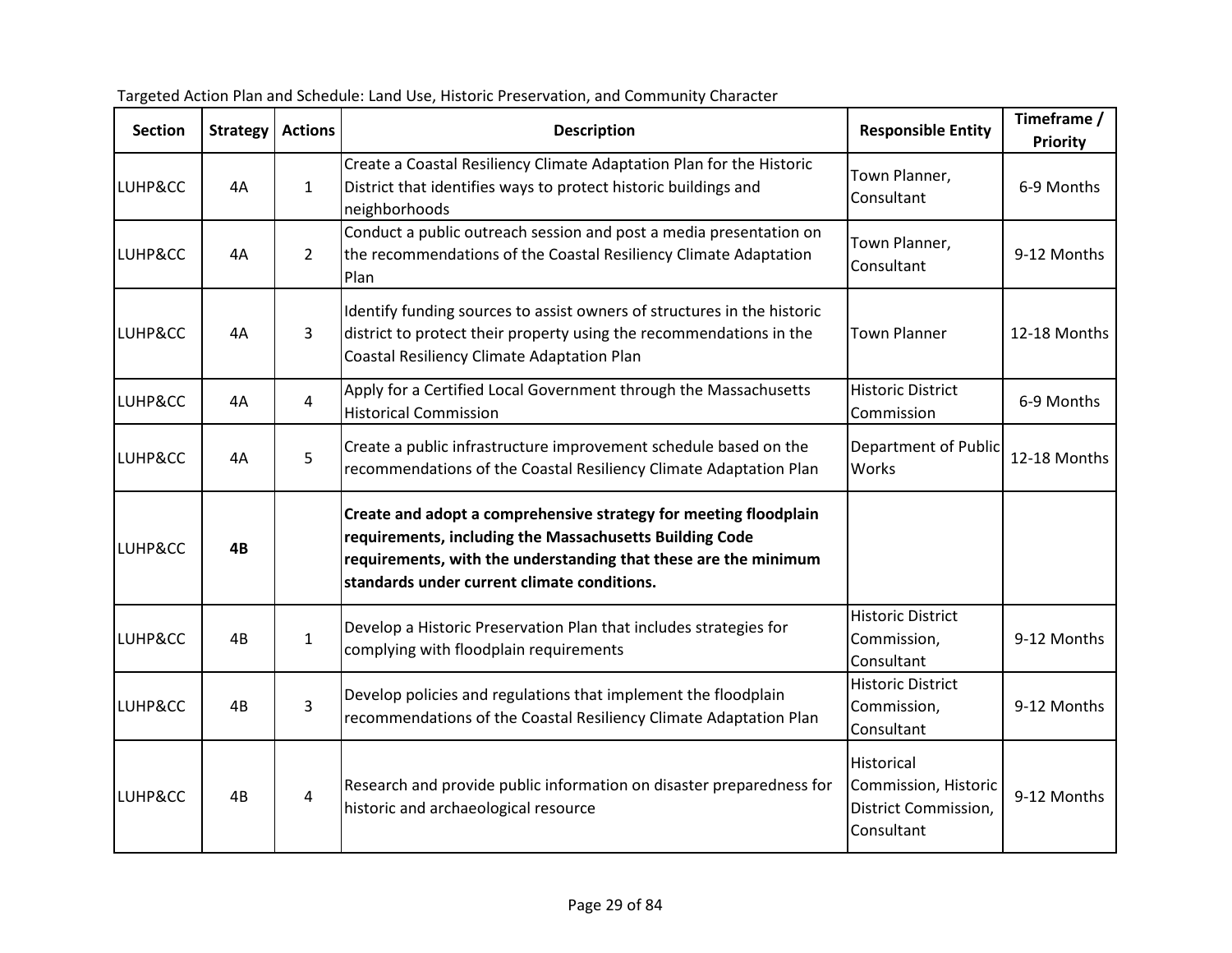Targeted Action Plan and Schedule: Land Use, Historic Preservation, and Community Character

| Section | Strategy | Actions | Description | Responsible Entity | Timeframe / Priority |
|---|---|---|---|---|---|
| LUHP&CC | 4A | 1 | Create a Coastal Resiliency Climate Adaptation Plan for the Historic District that identifies ways to protect historic buildings and neighborhoods | Town Planner, Consultant | 6-9 Months |
| LUHP&CC | 4A | 2 | Conduct a public outreach session and post a media presentation on the recommendations of the Coastal Resiliency Climate Adaptation Plan | Town Planner, Consultant | 9-12 Months |
| LUHP&CC | 4A | 3 | Identify funding sources to assist owners of structures in the historic district to protect their property using the recommendations in the Coastal Resiliency Climate Adaptation Plan | Town Planner | 12-18 Months |
| LUHP&CC | 4A | 4 | Apply for a Certified Local Government through the Massachusetts Historical Commission | Historic District Commission | 6-9 Months |
| LUHP&CC | 4A | 5 | Create a public infrastructure improvement schedule based on the recommendations of the Coastal Resiliency Climate Adaptation Plan | Department of Public Works | 12-18 Months |
| LUHP&CC | **4B** | | **Create and adopt a comprehensive strategy for meeting floodplain requirements, including the Massachusetts Building Code requirements, with the understanding that these are the minimum standards under current climate conditions.** | | |
| LUHP&CC | 4B | 1 | Develop a Historic Preservation Plan that includes strategies for complying with floodplain requirements | Historic District Commission, Consultant | 9-12 Months |
| LUHP&CC | 4B | 3 | Develop policies and regulations that implement the floodplain recommendations of the Coastal Resiliency Climate Adaptation Plan | Historic District Commission, Consultant | 9-12 Months |
| LUHP&CC | 4B | 4 | Research and provide public information on disaster preparedness for historic and archaeological resource | Historical Commission, Historic District Commission, Consultant | 9-12 Months |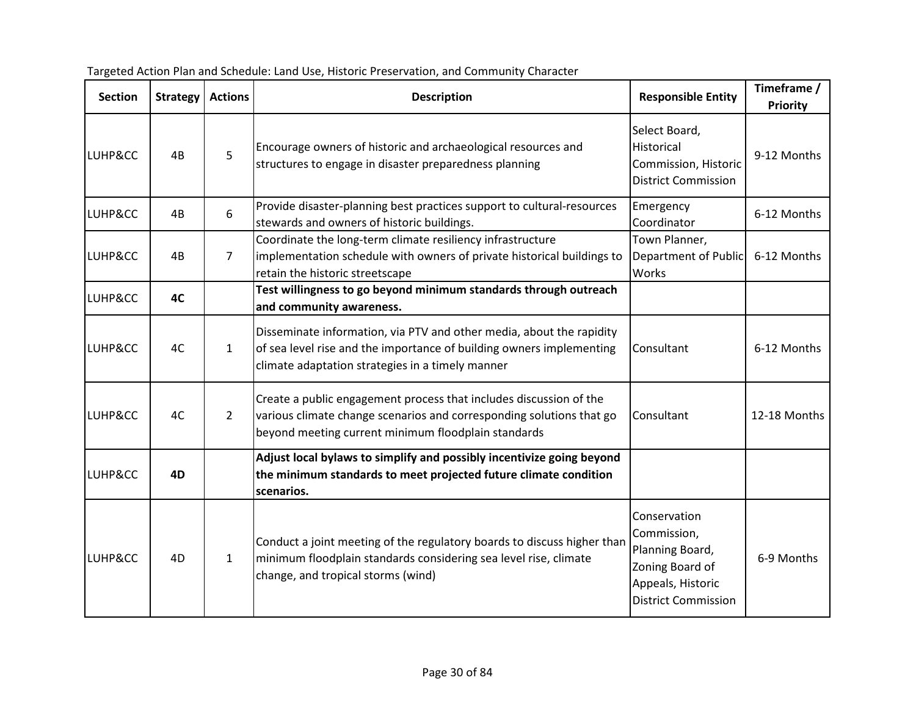Targeted Action Plan and Schedule: Land Use, Historic Preservation, and Community Character

| Section | Strategy | Actions | Description | Responsible Entity | Timeframe / Priority |
|---|---|---|---|---|---|
| LUHP&CC | 4B | 5 | Encourage owners of historic and archaeological resources and structures to engage in disaster preparedness planning | Select Board, Historical Commission, Historic District Commission | 9-12 Months |
| LUHP&CC | 4B | 6 | Provide disaster-planning best practices support to cultural-resources stewards and owners of historic buildings. | Emergency Coordinator | 6-12 Months |
| LUHP&CC | 4B | 7 | Coordinate the long-term climate resiliency infrastructure implementation schedule with owners of private historical buildings to retain the historic streetscape | Town Planner, Department of Public Works | 6-12 Months |
| LUHP&CC | **4C** | | **Test willingness to go beyond minimum standards through outreach and community awareness.** | | |
| LUHP&CC | 4C | 1 | Disseminate information, via PTV and other media, about the rapidity of sea level rise and the importance of building owners implementing climate adaptation strategies in a timely manner | Consultant | 6-12 Months |
| LUHP&CC | 4C | 2 | Create a public engagement process that includes discussion of the various climate change scenarios and corresponding solutions that go beyond meeting current minimum floodplain standards | Consultant | 12-18 Months |
| LUHP&CC | **4D** | | **Adjust local bylaws to simplify and possibly incentivize going beyond the minimum standards to meet projected future climate condition scenarios.** | | |
| LUHP&CC | 4D | 1 | Conduct a joint meeting of the regulatory boards to discuss higher than minimum floodplain standards considering sea level rise, climate change, and tropical storms (wind) | Conservation Commission, Planning Board, Zoning Board of Appeals, Historic District Commission | 6-9 Months |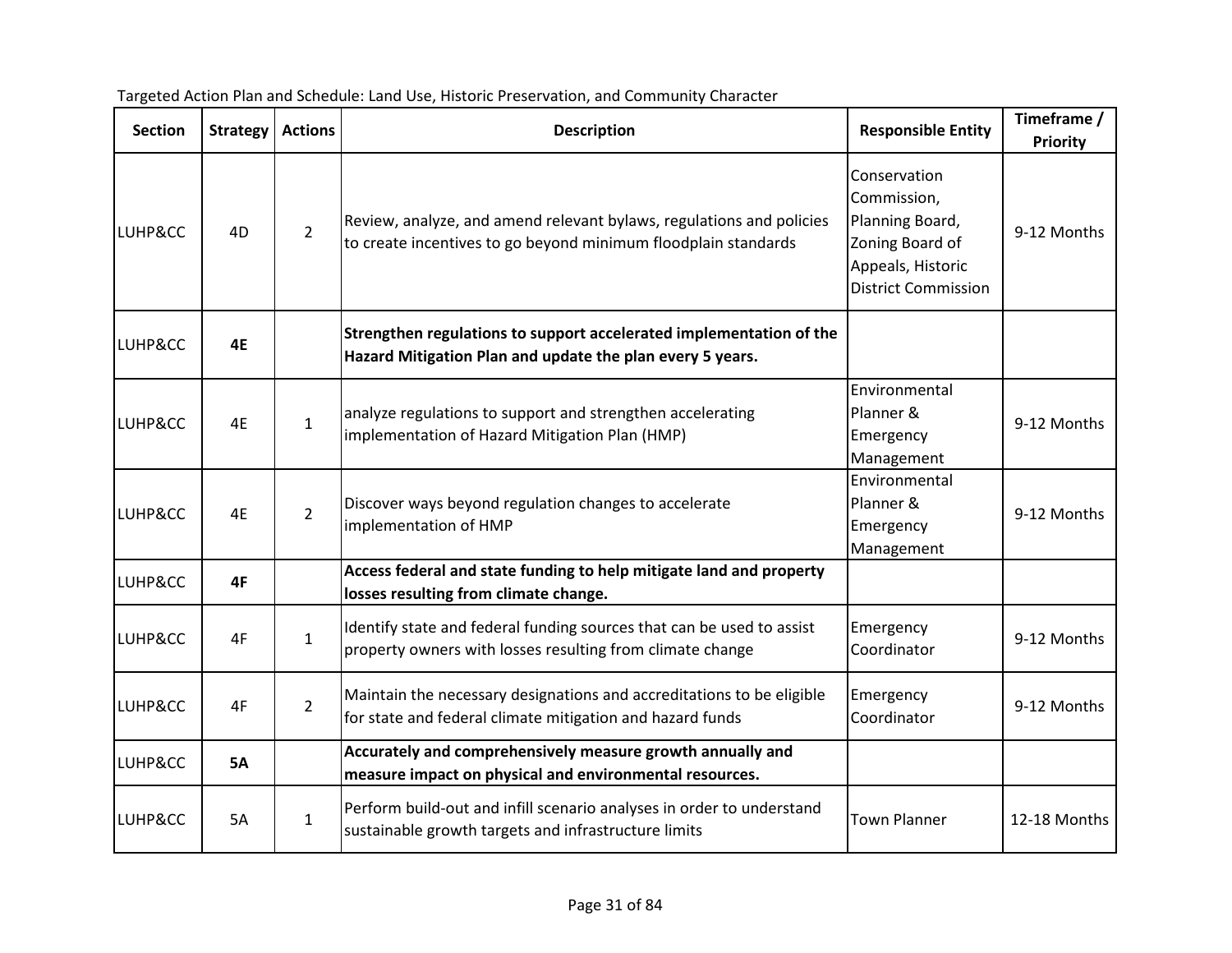Targeted Action Plan and Schedule: Land Use, Historic Preservation, and Community Character

| Section | Strategy | Actions | Description | Responsible Entity | Timeframe / Priority |
|---|---|---|---|---|---|
| LUHP&CC | 4D | 2 | Review, analyze, and amend relevant bylaws, regulations and policies to create incentives to go beyond minimum floodplain standards | Conservation Commission, Planning Board, Zoning Board of Appeals, Historic District Commission | 9-12 Months |
| LUHP&CC | **4E** | | **Strengthen regulations to support accelerated implementation of the Hazard Mitigation Plan and update the plan every 5 years.** | | |
| LUHP&CC | 4E | 1 | analyze regulations to support and strengthen accelerating implementation of Hazard Mitigation Plan (HMP) | Environmental Planner & Emergency Management | 9-12 Months |
| LUHP&CC | 4E | 2 | Discover ways beyond regulation changes to accelerate implementation of HMP | Environmental Planner & Emergency Management | 9-12 Months |
| LUHP&CC | **4F** | | **Access federal and state funding to help mitigate land and property losses resulting from climate change.** | | |
| LUHP&CC | 4F | 1 | Identify state and federal funding sources that can be used to assist property owners with losses resulting from climate change | Emergency Coordinator | 9-12 Months |
| LUHP&CC | 4F | 2 | Maintain the necessary designations and accreditations to be eligible for state and federal climate mitigation and hazard funds | Emergency Coordinator | 9-12 Months |
| LUHP&CC | **5A** | | **Accurately and comprehensively measure growth annually and measure impact on physical and environmental resources.** | | |
| LUHP&CC | 5A | 1 | Perform build-out and infill scenario analyses in order to understand sustainable growth targets and infrastructure limits | Town Planner | 12-18 Months |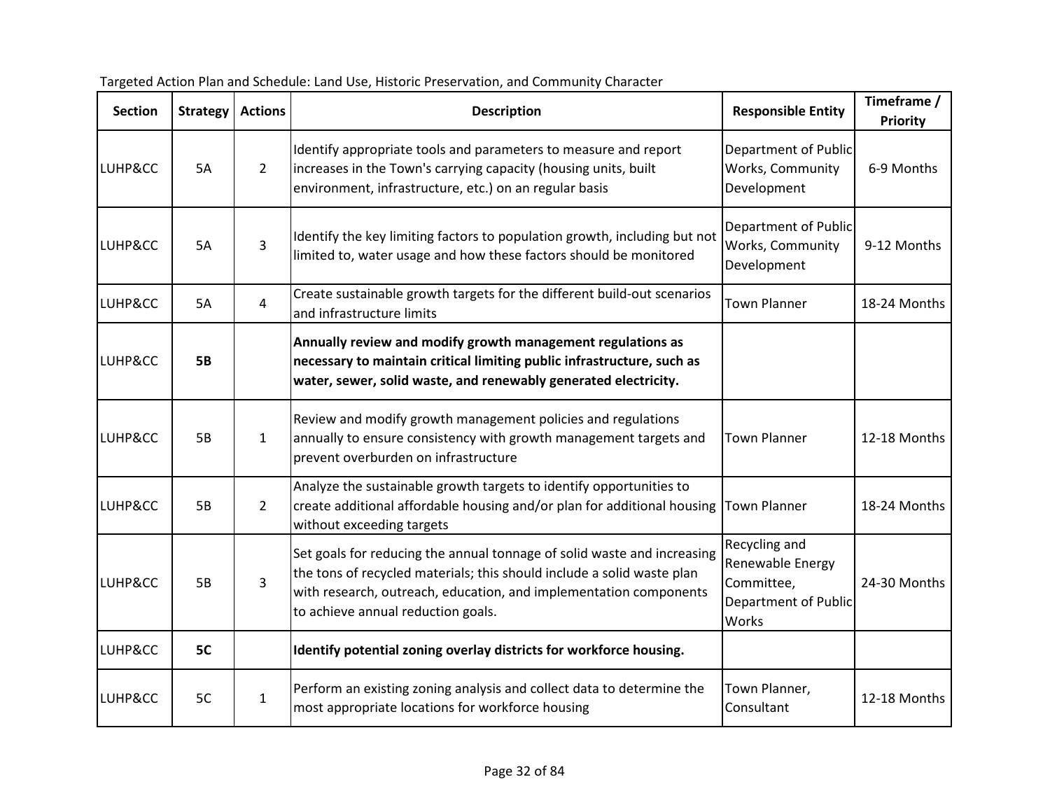Targeted Action Plan and Schedule: Land Use, Historic Preservation, and Community Character

| Section | Strategy | Actions | Description | Responsible Entity | Timeframe / Priority |
|---|---|---|---|---|---|
| LUHP&CC | 5A | 2 | Identify appropriate tools and parameters to measure and report increases in the Town's carrying capacity (housing units, built environment, infrastructure, etc.) on an regular basis | Department of Public Works, Community Development | 6-9 Months |
| LUHP&CC | 5A | 3 | Identify the key limiting factors to population growth, including but not limited to, water usage and how these factors should be monitored | Department of Public Works, Community Development | 9-12 Months |
| LUHP&CC | 5A | 4 | Create sustainable growth targets for the different build-out scenarios and infrastructure limits | Town Planner | 18-24 Months |
| LUHP&CC | **5B** | | **Annually review and modify growth management regulations as necessary to maintain critical limiting public infrastructure, such as water, sewer, solid waste, and renewably generated electricity.** | | |
| LUHP&CC | 5B | 1 | Review and modify growth management policies and regulations annually to ensure consistency with growth management targets and prevent overburden on infrastructure | Town Planner | 12-18 Months |
| LUHP&CC | 5B | 2 | Analyze the sustainable growth targets to identify opportunities to create additional affordable housing and/or plan for additional housing without exceeding targets | Town Planner | 18-24 Months |
| LUHP&CC | 5B | 3 | Set goals for reducing the annual tonnage of solid waste and increasing the tons of recycled materials; this should include a solid waste plan with research, outreach, education, and implementation components to achieve annual reduction goals. | Recycling and Renewable Energy Committee, Department of Public Works | 24-30 Months |
| LUHP&CC | **5C** | | **Identify potential zoning overlay districts for workforce housing.** | | |
| LUHP&CC | 5C | 1 | Perform an existing zoning analysis and collect data to determine the most appropriate locations for workforce housing | Town Planner, Consultant | 12-18 Months |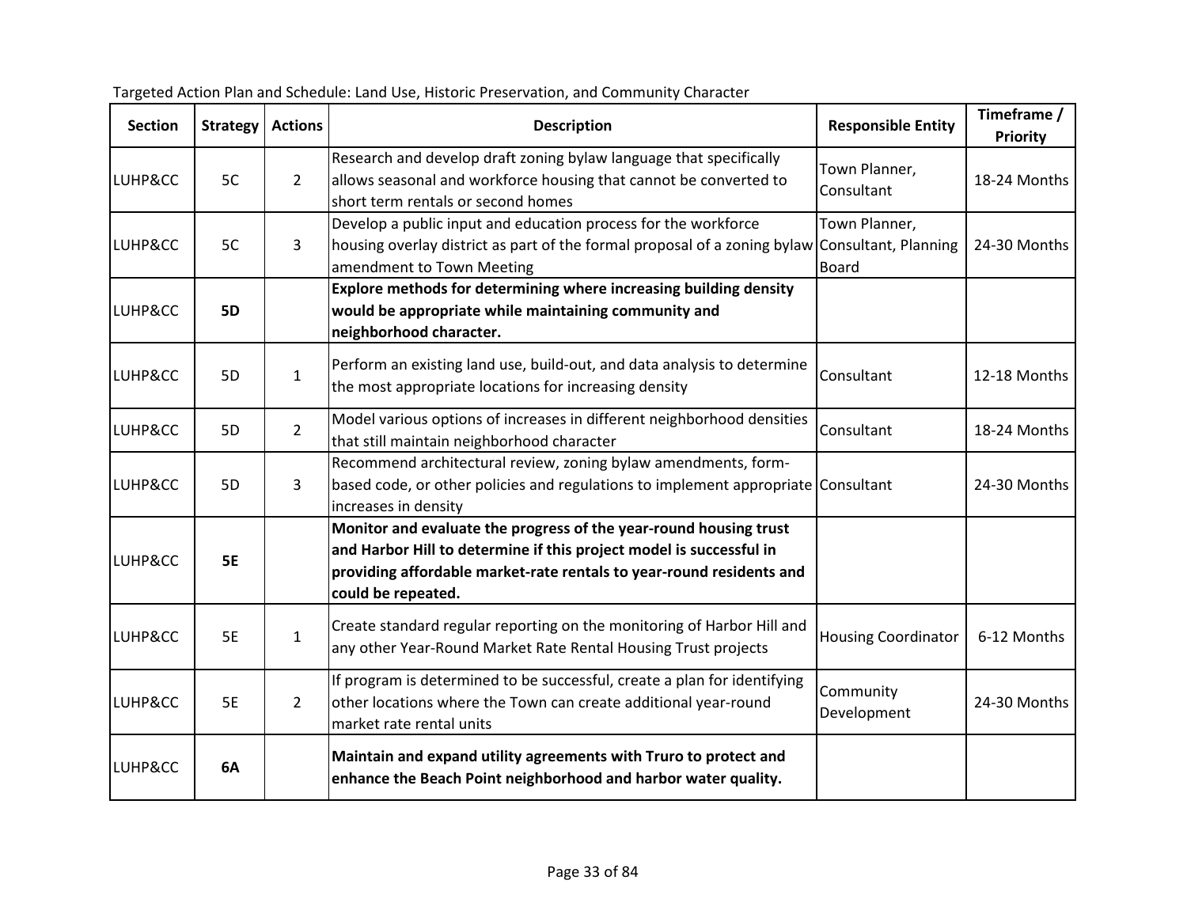Targeted Action Plan and Schedule: Land Use, Historic Preservation, and Community Character

| Section | Strategy | Actions | Description | Responsible Entity | Timeframe / Priority |
|---|---|---|---|---|---|
| LUHP&CC | 5C | 2 | Research and develop draft zoning bylaw language that specifically allows seasonal and workforce housing that cannot be converted to short term rentals or second homes | Town Planner, Consultant | 18-24 Months |
| LUHP&CC | 5C | 3 | Develop a public input and education process for the workforce housing overlay district as part of the formal proposal of a zoning bylaw amendment to Town Meeting | Town Planner, Consultant, Planning Board | 24-30 Months |
| LUHP&CC | **5D** | | **Explore methods for determining where increasing building density would be appropriate while maintaining community and neighborhood character.** | | |
| LUHP&CC | 5D | 1 | Perform an existing land use, build-out, and data analysis to determine the most appropriate locations for increasing density | Consultant | 12-18 Months |
| LUHP&CC | 5D | 2 | Model various options of increases in different neighborhood densities that still maintain neighborhood character | Consultant | 18-24 Months |
| LUHP&CC | 5D | 3 | Recommend architectural review, zoning bylaw amendments, form-based code, or other policies and regulations to implement appropriate increases in density | Consultant | 24-30 Months |
| LUHP&CC | **5E** | | **Monitor and evaluate the progress of the year-round housing trust and Harbor Hill to determine if this project model is successful in providing affordable market-rate rentals to year-round residents and could be repeated.** | | |
| LUHP&CC | 5E | 1 | Create standard regular reporting on the monitoring of Harbor Hill and any other Year-Round Market Rate Rental Housing Trust projects | Housing Coordinator | 6-12 Months |
| LUHP&CC | 5E | 2 | If program is determined to be successful, create a plan for identifying other locations where the Town can create additional year-round market rate rental units | Community Development | 24-30 Months |
| LUHP&CC | **6A** | | **Maintain and expand utility agreements with Truro to protect and enhance the Beach Point neighborhood and harbor water quality.** | | |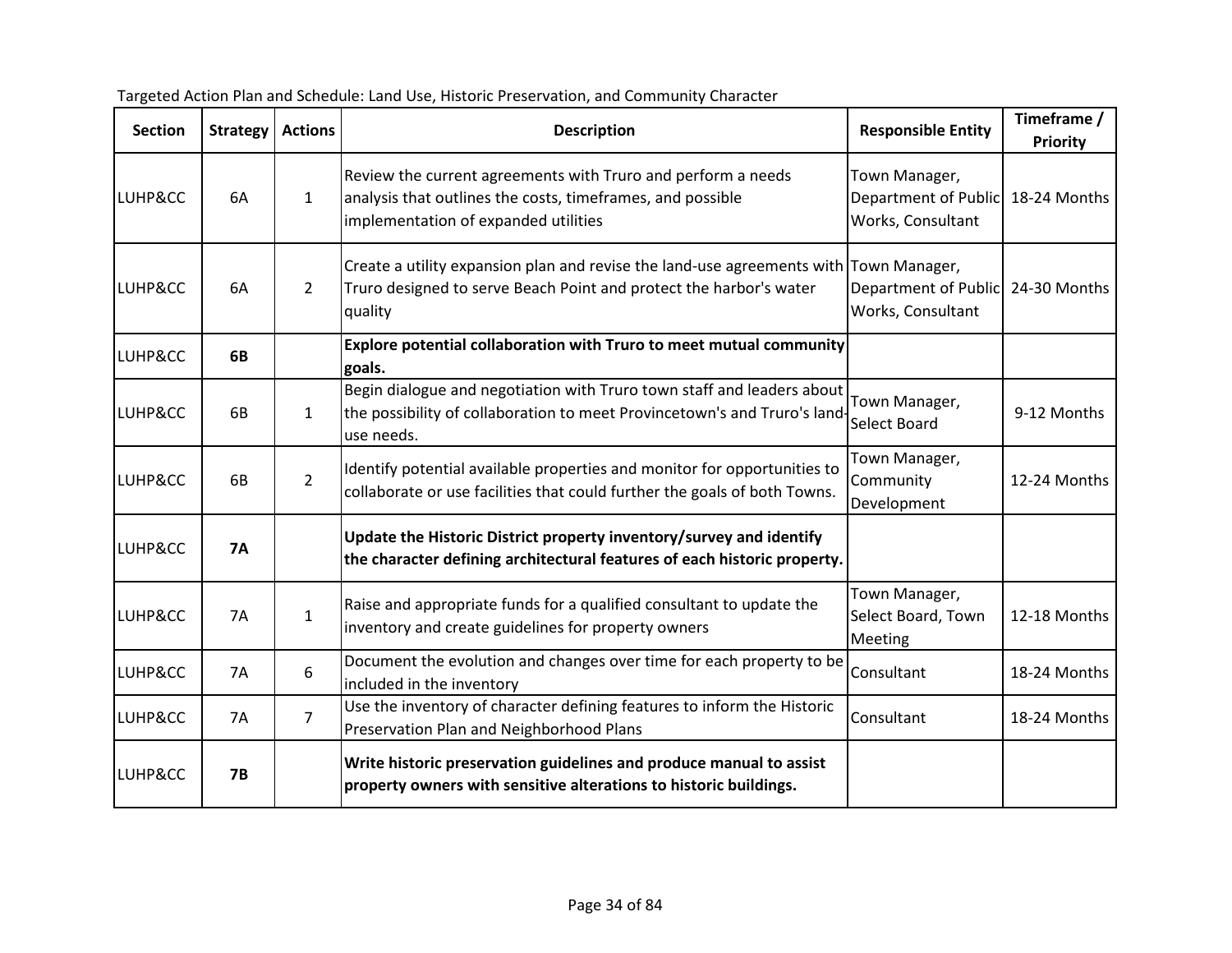Targeted Action Plan and Schedule: Land Use, Historic Preservation, and Community Character

| Section | Strategy | Actions | Description | Responsible Entity | Timeframe / Priority |
|---|---|---|---|---|---|
| LUHP&CC | 6A | 1 | Review the current agreements with Truro and perform a needs analysis that outlines the costs, timeframes, and possible implementation of expanded utilities | Town Manager, Department of Public Works, Consultant | 18-24 Months |
| LUHP&CC | 6A | 2 | Create a utility expansion plan and revise the land-use agreements with Truro designed to serve Beach Point and protect the harbor's water quality | Town Manager, Department of Public Works, Consultant | 24-30 Months |
| LUHP&CC | **6B** | | **Explore potential collaboration with Truro to meet mutual community goals.** | | |
| LUHP&CC | 6B | 1 | Begin dialogue and negotiation with Truro town staff and leaders about the possibility of collaboration to meet Provincetown's and Truro's land-use needs. | Town Manager, Select Board | 9-12 Months |
| LUHP&CC | 6B | 2 | Identify potential available properties and monitor for opportunities to collaborate or use facilities that could further the goals of both Towns. | Town Manager, Community Development | 12-24 Months |
| LUHP&CC | **7A** | | **Update the Historic District property inventory/survey and identify the character defining architectural features of each historic property.** | | |
| LUHP&CC | 7A | 1 | Raise and appropriate funds for a qualified consultant to update the inventory and create guidelines for property owners | Town Manager, Select Board, Town Meeting | 12-18 Months |
| LUHP&CC | 7A | 6 | Document the evolution and changes over time for each property to be included in the inventory | Consultant | 18-24 Months |
| LUHP&CC | 7A | 7 | Use the inventory of character defining features to inform the Historic Preservation Plan and Neighborhood Plans | Consultant | 18-24 Months |
| LUHP&CC | **7B** | | **Write historic preservation guidelines and produce manual to assist property owners with sensitive alterations to historic buildings.** | | |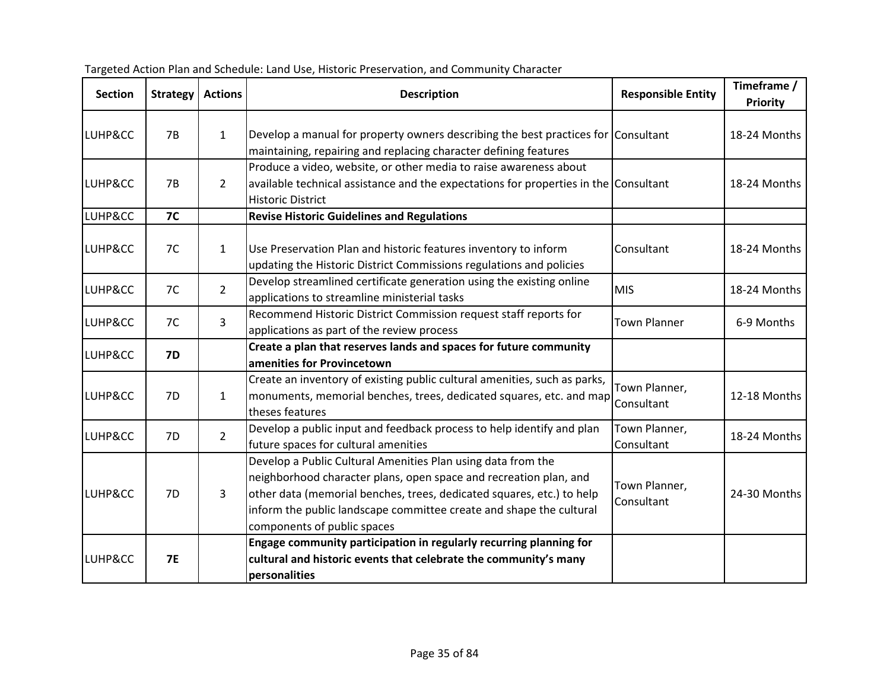Targeted Action Plan and Schedule: Land Use, Historic Preservation, and Community Character

| Section | Strategy | Actions | Description | Responsible Entity | Timeframe / Priority |
|---|---|---|---|---|---|
| LUHP&CC | 7B | 1 | Develop a manual for property owners describing the best practices for maintaining, repairing and replacing character defining features | Consultant | 18-24 Months |
| LUHP&CC | 7B | 2 | Produce a video, website, or other media to raise awareness about available technical assistance and the expectations for properties in the Historic District | Consultant | 18-24 Months |
| LUHP&CC | **7C** | | **Revise Historic Guidelines and Regulations** | | |
| LUHP&CC | 7C | 1 | Use Preservation Plan and historic features inventory to inform updating the Historic District Commissions regulations and policies | Consultant | 18-24 Months |
| LUHP&CC | 7C | 2 | Develop streamlined certificate generation using the existing online applications to streamline ministerial tasks | MIS | 18-24 Months |
| LUHP&CC | 7C | 3 | Recommend Historic District Commission request staff reports for applications as part of the review process | Town Planner | 6-9 Months |
| LUHP&CC | **7D** | | **Create a plan that reserves lands and spaces for future community amenities for Provincetown** | | |
| LUHP&CC | 7D | 1 | Create an inventory of existing public cultural amenities, such as parks, monuments, memorial benches, trees, dedicated squares, etc. and map theses features | Town Planner, Consultant | 12-18 Months |
| LUHP&CC | 7D | 2 | Develop a public input and feedback process to help identify and plan future spaces for cultural amenities | Town Planner, Consultant | 18-24 Months |
| LUHP&CC | 7D | 3 | Develop a Public Cultural Amenities Plan using data from the neighborhood character plans, open space and recreation plan, and other data (memorial benches, trees, dedicated squares, etc.) to help inform the public landscape committee create and shape the cultural components of public spaces | Town Planner, Consultant | 24-30 Months |
| LUHP&CC | **7E** | | **Engage community participation in regularly recurring planning for cultural and historic events that celebrate the community's many personalities** | | |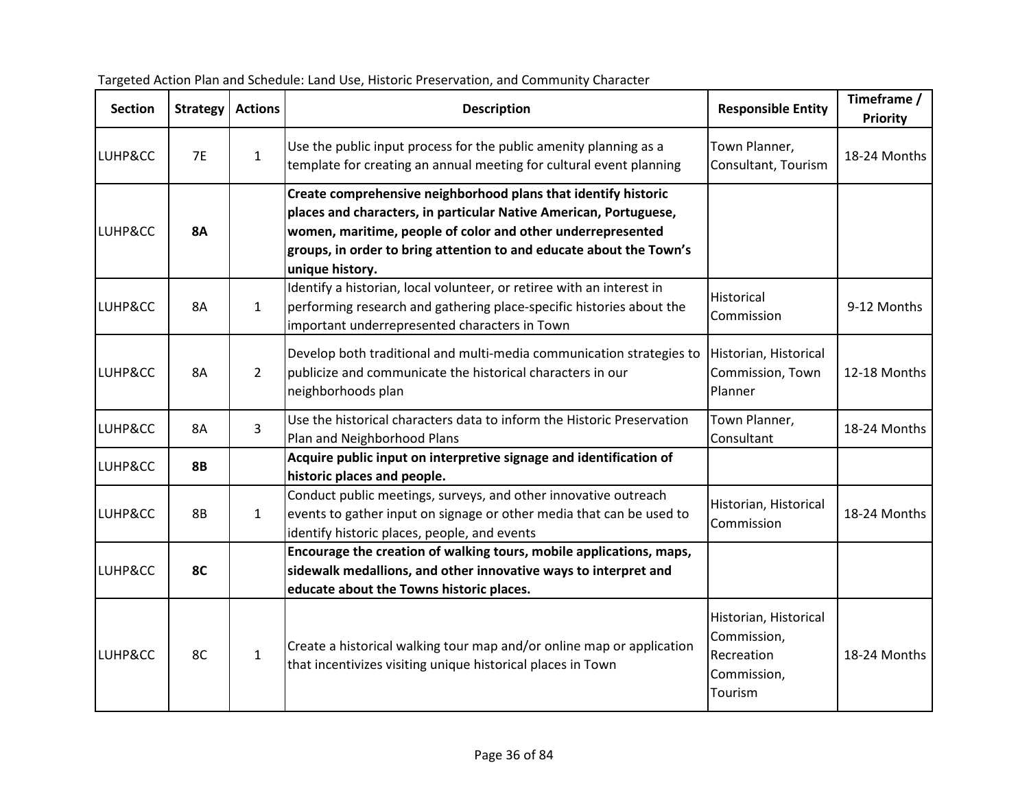Targeted Action Plan and Schedule: Land Use, Historic Preservation, and Community Character

| Section | Strategy | Actions | Description | Responsible Entity | Timeframe / Priority |
|---|---|---|---|---|---|
| LUHP&CC | 7E | 1 | Use the public input process for the public amenity planning as a template for creating an annual meeting for cultural event planning | Town Planner, Consultant, Tourism | 18-24 Months |
| LUHP&CC | **8A** | | **Create comprehensive neighborhood plans that identify historic places and characters, in particular Native American, Portuguese, women, maritime, people of color and other underrepresented groups, in order to bring attention to and educate about the Town's unique history.** | | |
| LUHP&CC | 8A | 1 | Identify a historian, local volunteer, or retiree with an interest in performing research and gathering place-specific histories about the important underrepresented characters in Town | Historical Commission | 9-12 Months |
| LUHP&CC | 8A | 2 | Develop both traditional and multi-media communication strategies to publicize and communicate the historical characters in our neighborhoods plan | Historian, Historical Commission, Town Planner | 12-18 Months |
| LUHP&CC | 8A | 3 | Use the historical characters data to inform the Historic Preservation Plan and Neighborhood Plans | Town Planner, Consultant | 18-24 Months |
| LUHP&CC | **8B** | | **Acquire public input on interpretive signage and identification of historic places and people.** | | |
| LUHP&CC | 8B | 1 | Conduct public meetings, surveys, and other innovative outreach events to gather input on signage or other media that can be used to identify historic places, people, and events | Historian, Historical Commission | 18-24 Months |
| LUHP&CC | **8C** | | **Encourage the creation of walking tours, mobile applications, maps, sidewalk medallions, and other innovative ways to interpret and educate about the Towns historic places.** | | |
| LUHP&CC | 8C | 1 | Create a historical walking tour map and/or online map or application that incentivizes visiting unique historical places in Town | Historian, Historical Commission, Recreation Commission, Tourism | 18-24 Months |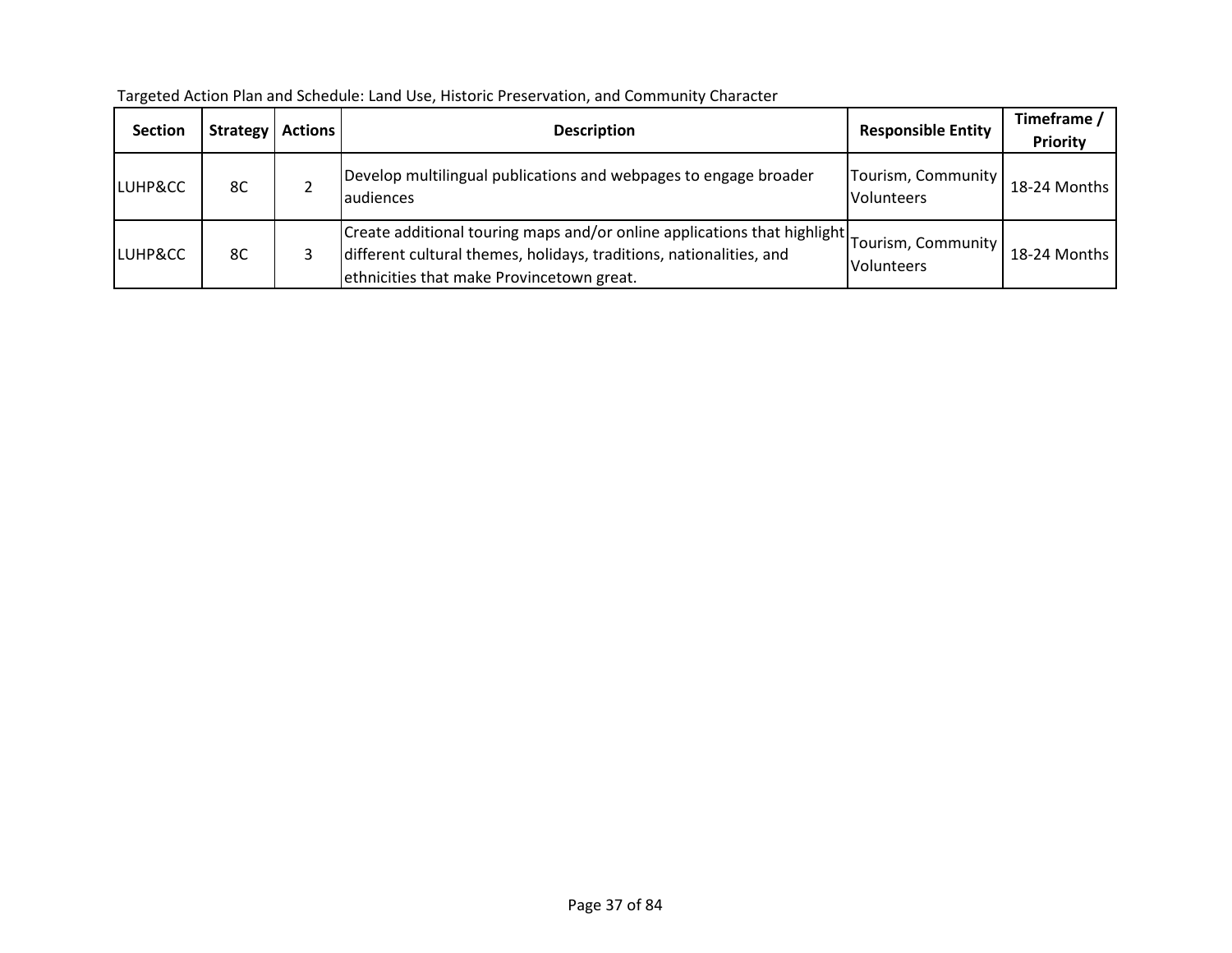Targeted Action Plan and Schedule: Land Use, Historic Preservation, and Community Character

| Section | Strategy | Actions | Description | Responsible Entity | Timeframe / Priority |
| --- | --- | --- | --- | --- | --- |
| LUHP&CC | 8C | 2 | Develop multilingual publications and webpages to engage broader audiences | Tourism, Community Volunteers | 18-24 Months |
| LUHP&CC | 8C | 3 | Create additional touring maps and/or online applications that highlight different cultural themes, holidays, traditions, nationalities, and ethnicities that make Provincetown great. | Tourism, Community Volunteers | 18-24 Months |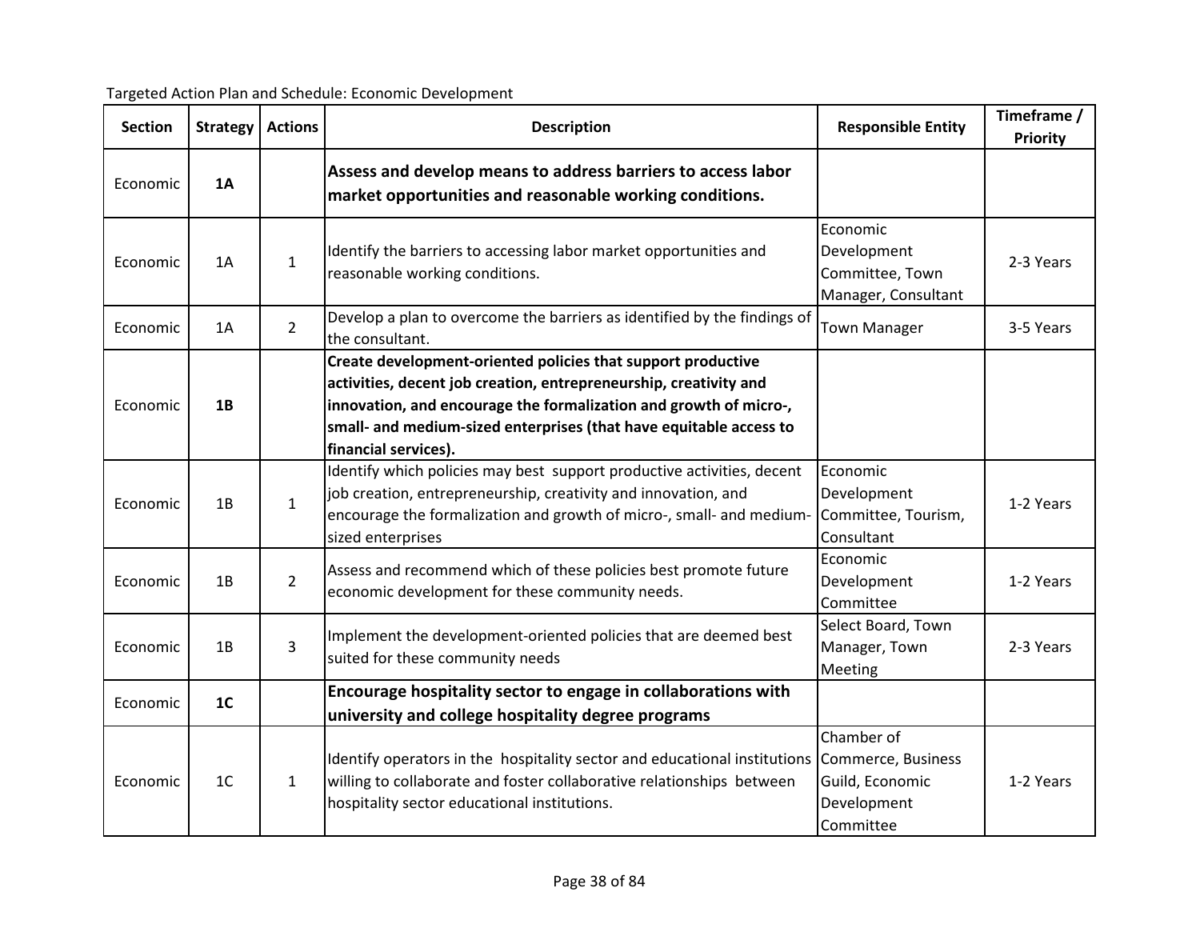Targeted Action Plan and Schedule: Economic Development

| Section | Strategy | Actions | Description | Responsible Entity | Timeframe / Priority |
|---|---|---|---|---|---|
| Economic | **1A** | | **Assess and develop means to address barriers to access labor market opportunities and reasonable working conditions.** | | |
| Economic | 1A | 1 | Identify the barriers to accessing labor market opportunities and reasonable working conditions. | Economic Development Committee, Town Manager, Consultant | 2-3 Years |
| Economic | 1A | 2 | Develop a plan to overcome the barriers as identified by the findings of the consultant. | Town Manager | 3-5 Years |
| Economic | **1B** | | **Create development-oriented policies that support productive activities, decent job creation, entrepreneurship, creativity and innovation, and encourage the formalization and growth of micro-, small- and medium-sized enterprises (that have equitable access to financial services).** | | |
| Economic | 1B | 1 | Identify which policies may best support productive activities, decent job creation, entrepreneurship, creativity and innovation, and encourage the formalization and growth of micro-, small- and medium-sized enterprises | Economic Development Committee, Tourism, Consultant | 1-2 Years |
| Economic | 1B | 2 | Assess and recommend which of these policies best promote future economic development for these community needs. | Economic Development Committee | 1-2 Years |
| Economic | 1B | 3 | Implement the development-oriented policies that are deemed best suited for these community needs | Select Board, Town Manager, Town Meeting | 2-3 Years |
| Economic | **1C** | | **Encourage hospitality sector to engage in collaborations with university and college hospitality degree programs** | | |
| Economic | 1C | 1 | Identify operators in the hospitality sector and educational institutions willing to collaborate and foster collaborative relationships between hospitality sector educational institutions. | Chamber of Commerce, Business Guild, Economic Development Committee | 1-2 Years |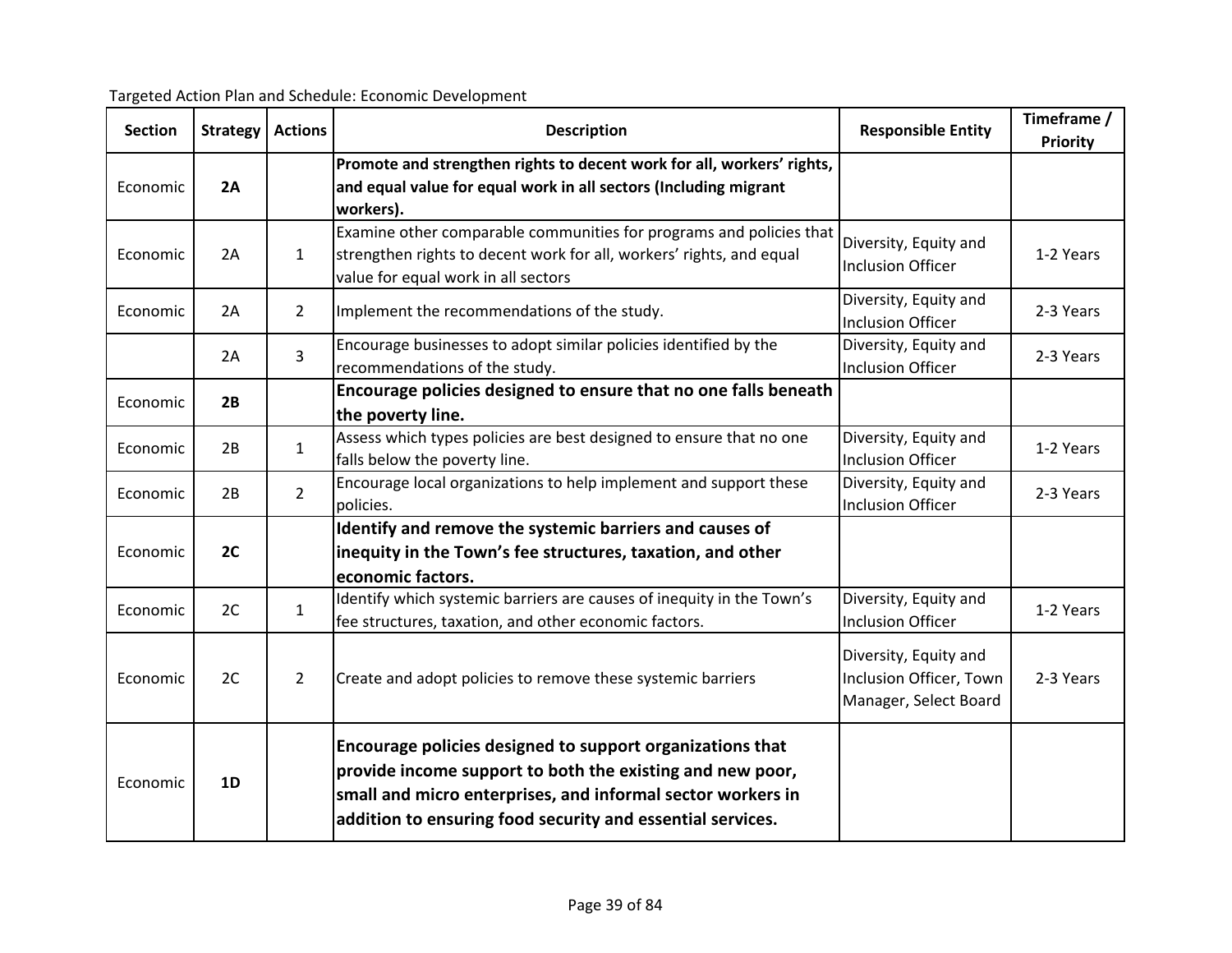Targeted Action Plan and Schedule: Economic Development

| Section | Strategy | Actions | Description | Responsible Entity | Timeframe / Priority |
|---|---|---|---|---|---|
| Economic | **2A** | | **Promote and strengthen rights to decent work for all, workers' rights, and equal value for equal work in all sectors (Including migrant workers).** | | |
| Economic | 2A | 1 | Examine other comparable communities for programs and policies that strengthen rights to decent work for all, workers' rights, and equal value for equal work in all sectors | Diversity, Equity and Inclusion Officer | 1-2 Years |
| Economic | 2A | 2 | Implement the recommendations of the study. | Diversity, Equity and Inclusion Officer | 2-3 Years |
| | 2A | 3 | Encourage businesses to adopt similar policies identified by the recommendations of the study. | Diversity, Equity and Inclusion Officer | 2-3 Years |
| Economic | **2B** | | **Encourage policies designed to ensure that no one falls beneath the poverty line.** | | |
| Economic | 2B | 1 | Assess which types policies are best designed to ensure that no one falls below the poverty line. | Diversity, Equity and Inclusion Officer | 1-2 Years |
| Economic | 2B | 2 | Encourage local organizations to help implement and support these policies. | Diversity, Equity and Inclusion Officer | 2-3 Years |
| Economic | **2C** | | **Identify and remove the systemic barriers and causes of inequity in the Town's fee structures, taxation, and other economic factors.** | | |
| Economic | 2C | 1 | Identify which systemic barriers are causes of inequity in the Town's fee structures, taxation, and other economic factors. | Diversity, Equity and Inclusion Officer | 1-2 Years |
| Economic | 2C | 2 | Create and adopt policies to remove these systemic barriers | Diversity, Equity and Inclusion Officer, Town Manager, Select Board | 2-3 Years |
| Economic | **1D** | | **Encourage policies designed to support organizations that provide income support to both the existing and new poor, small and micro enterprises, and informal sector workers in addition to ensuring food security and essential services.** | | |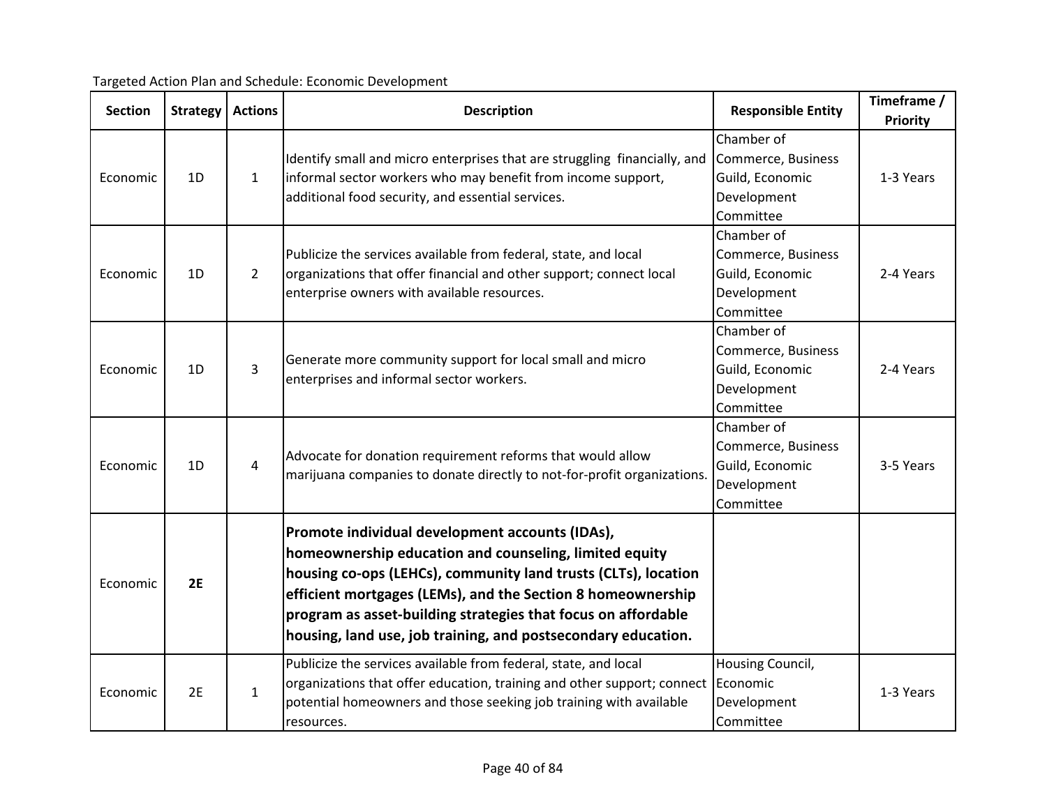Targeted Action Plan and Schedule: Economic Development

| Section | Strategy | Actions | Description | Responsible Entity | Timeframe / Priority |
| --- | --- | --- | --- | --- | --- |
| Economic | 1D | 1 | Identify small and micro enterprises that are struggling financially, and informal sector workers who may benefit from income support, additional food security, and essential services. | Chamber of Commerce, Business Guild, Economic Development Committee | 1-3 Years |
| Economic | 1D | 2 | Publicize the services available from federal, state, and local organizations that offer financial and other support; connect local enterprise owners with available resources. | Chamber of Commerce, Business Guild, Economic Development Committee | 2-4 Years |
| Economic | 1D | 3 | Generate more community support for local small and micro enterprises and informal sector workers. | Chamber of Commerce, Business Guild, Economic Development Committee | 2-4 Years |
| Economic | 1D | 4 | Advocate for donation requirement reforms that would allow marijuana companies to donate directly to not-for-profit organizations. | Chamber of Commerce, Business Guild, Economic Development Committee | 3-5 Years |
| Economic | **2E** | | **Promote individual development accounts (IDAs), homeownership education and counseling, limited equity housing co-ops (LEHCs), community land trusts (CLTs), location efficient mortgages (LEMs), and the Section 8 homeownership program as asset-building strategies that focus on affordable housing, land use, job training, and postsecondary education.** | | |
| Economic | 2E | 1 | Publicize the services available from federal, state, and local organizations that offer education, training and other support; connect potential homeowners and those seeking job training with available resources. | Housing Council, Economic Development Committee | 1-3 Years |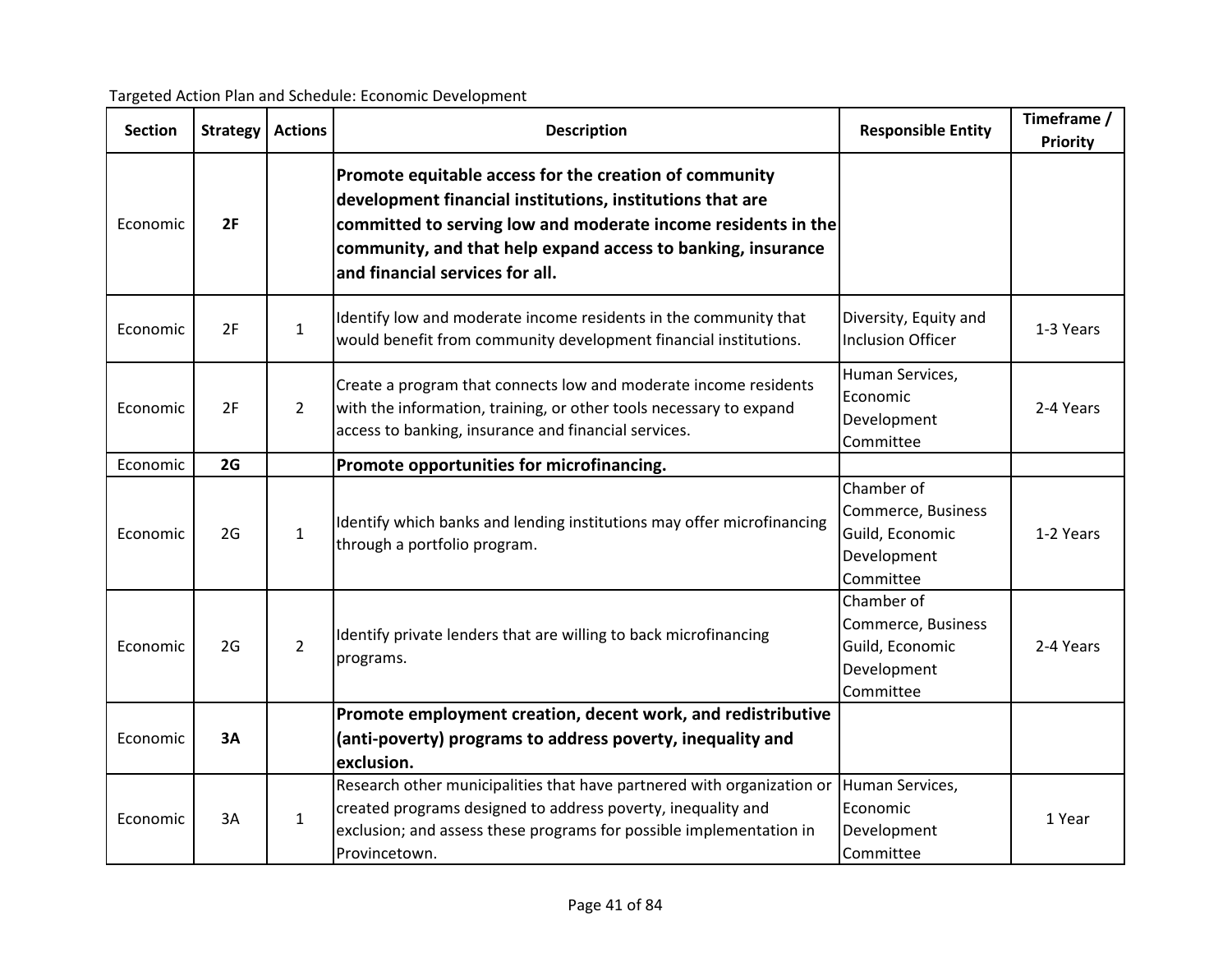Targeted Action Plan and Schedule: Economic Development

| Section | Strategy | Actions | Description | Responsible Entity | Timeframe / Priority |
|---|---|---|---|---|---|
| Economic | **2F** | | **Promote equitable access for the creation of community development financial institutions, institutions that are committed to serving low and moderate income residents in the community, and that help expand access to banking, insurance and financial services for all.** | | |
| Economic | 2F | 1 | Identify low and moderate income residents in the community that would benefit from community development financial institutions. | Diversity, Equity and Inclusion Officer | 1-3 Years |
| Economic | 2F | 2 | Create a program that connects low and moderate income residents with the information, training, or other tools necessary to expand access to banking, insurance and financial services. | Human Services, Economic Development Committee | 2-4 Years |
| Economic | **2G** | | **Promote opportunities for microfinancing.** | | |
| Economic | 2G | 1 | Identify which banks and lending institutions may offer microfinancing through a portfolio program. | Chamber of Commerce, Business Guild, Economic Development Committee | 1-2 Years |
| Economic | 2G | 2 | Identify private lenders that are willing to back microfinancing programs. | Chamber of Commerce, Business Guild, Economic Development Committee | 2-4 Years |
| Economic | **3A** | | **Promote employment creation, decent work, and redistributive (anti-poverty) programs to address poverty, inequality and exclusion.** | | |
| Economic | 3A | 1 | Research other municipalities that have partnered with organization or created programs designed to address poverty, inequality and exclusion; and assess these programs for possible implementation in Provincetown. | Human Services, Economic Development Committee | 1 Year |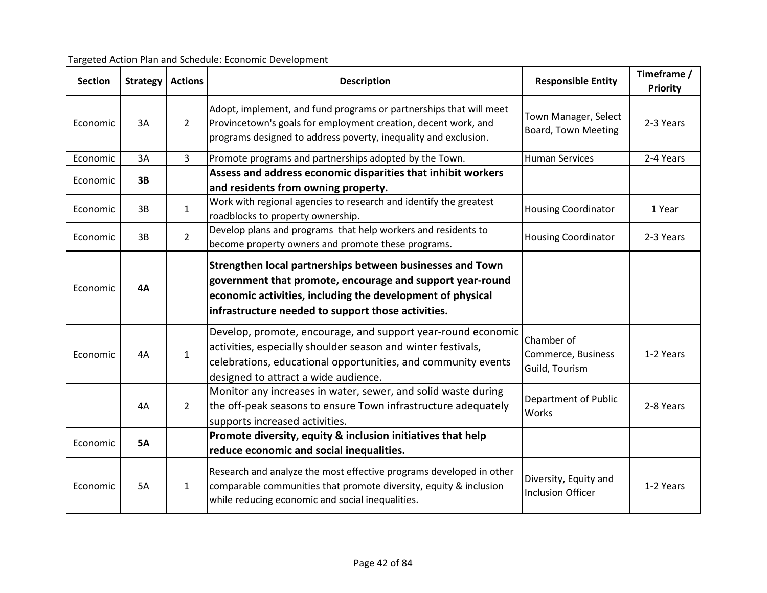Targeted Action Plan and Schedule: Economic Development

| Section | Strategy | Actions | Description | Responsible Entity | Timeframe / Priority |
|---|---|---|---|---|---|
| Economic | 3A | 2 | Adopt, implement, and fund programs or partnerships that will meet Provincetown's goals for employment creation, decent work, and programs designed to address poverty, inequality and exclusion. | Town Manager, Select Board, Town Meeting | 2-3 Years |
| Economic | 3A | 3 | Promote programs and partnerships adopted by the Town. | Human Services | 2-4 Years |
| Economic | **3B** | | **Assess and address economic disparities that inhibit workers and residents from owning property.** | | |
| Economic | 3B | 1 | Work with regional agencies to research and identify the greatest roadblocks to property ownership. | Housing Coordinator | 1 Year |
| Economic | 3B | 2 | Develop plans and programs that help workers and residents to become property owners and promote these programs. | Housing Coordinator | 2-3 Years |
| Economic | **4A** | | **Strengthen local partnerships between businesses and Town government that promote, encourage and support year-round economic activities, including the development of physical infrastructure needed to support those activities.** | | |
| Economic | 4A | 1 | Develop, promote, encourage, and support year-round economic activities, especially shoulder season and winter festivals, celebrations, educational opportunities, and community events designed to attract a wide audience. | Chamber of Commerce, Business Guild, Tourism | 1-2 Years |
| | 4A | 2 | Monitor any increases in water, sewer, and solid waste during the off-peak seasons to ensure Town infrastructure adequately supports increased activities. | Department of Public Works | 2-8 Years |
| Economic | **5A** | | **Promote diversity, equity & inclusion initiatives that help reduce economic and social inequalities.** | | |
| Economic | 5A | 1 | Research and analyze the most effective programs developed in other comparable communities that promote diversity, equity & inclusion while reducing economic and social inequalities. | Diversity, Equity and Inclusion Officer | 1-2 Years |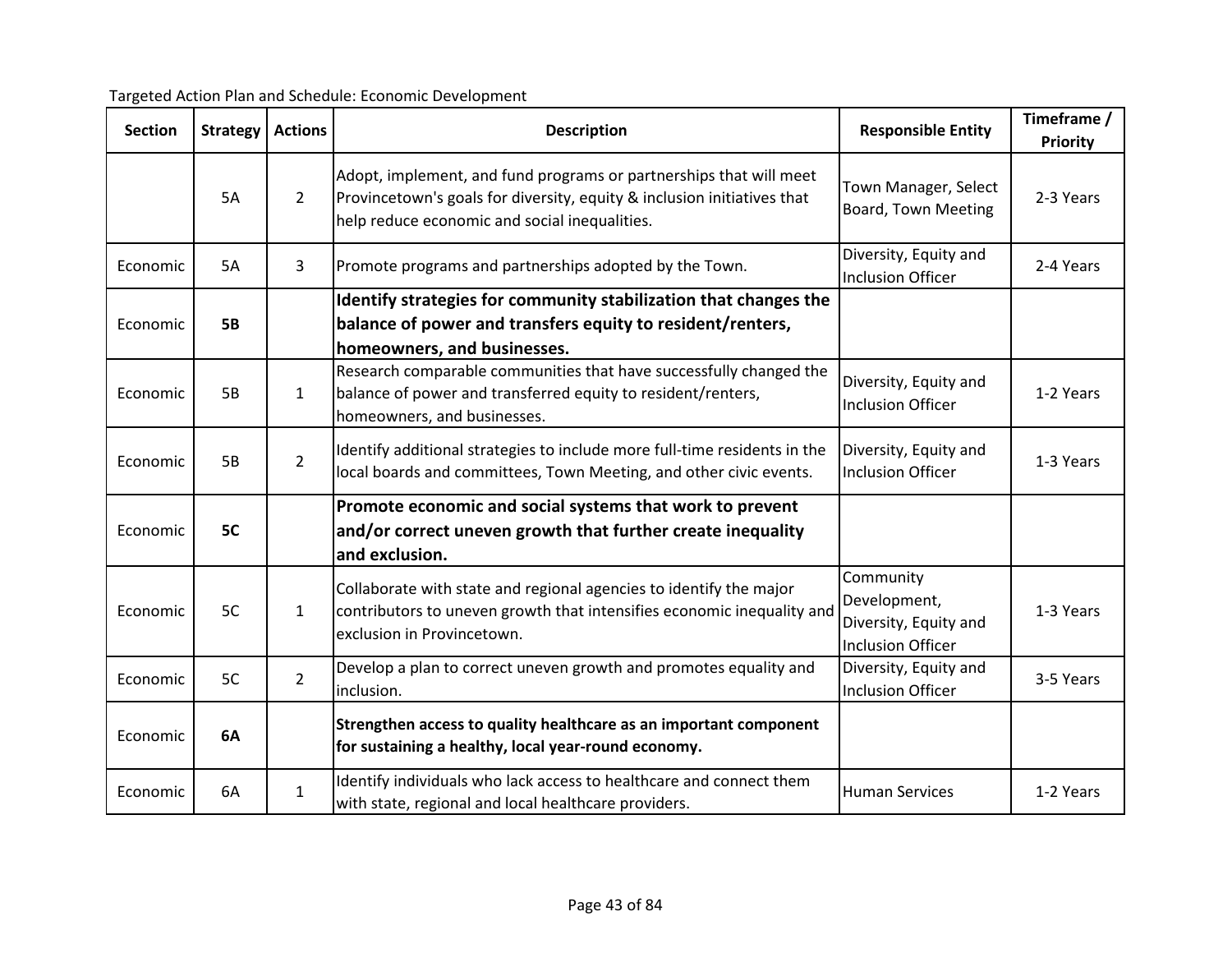Targeted Action Plan and Schedule: Economic Development

| Section | Strategy | Actions | Description | Responsible Entity | Timeframe / Priority |
|---|---|---|---|---|---|
| | 5A | 2 | Adopt, implement, and fund programs or partnerships that will meet Provincetown's goals for diversity, equity & inclusion initiatives that help reduce economic and social inequalities. | Town Manager, Select Board, Town Meeting | 2-3 Years |
| Economic | 5A | 3 | Promote programs and partnerships adopted by the Town. | Diversity, Equity and Inclusion Officer | 2-4 Years |
| Economic | **5B** | | **Identify strategies for community stabilization that changes the balance of power and transfers equity to resident/renters, homeowners, and businesses.** | | |
| Economic | 5B | 1 | Research comparable communities that have successfully changed the balance of power and transferred equity to resident/renters, homeowners, and businesses. | Diversity, Equity and Inclusion Officer | 1-2 Years |
| Economic | 5B | 2 | Identify additional strategies to include more full-time residents in the local boards and committees, Town Meeting, and other civic events. | Diversity, Equity and Inclusion Officer | 1-3 Years |
| Economic | **5C** | | **Promote economic and social systems that work to prevent and/or correct uneven growth that further create inequality and exclusion.** | | |
| Economic | 5C | 1 | Collaborate with state and regional agencies to identify the major contributors to uneven growth that intensifies economic inequality and exclusion in Provincetown. | Community Development, Diversity, Equity and Inclusion Officer | 1-3 Years |
| Economic | 5C | 2 | Develop a plan to correct uneven growth and promotes equality and inclusion. | Diversity, Equity and Inclusion Officer | 3-5 Years |
| Economic | **6A** | | **Strengthen access to quality healthcare as an important component for sustaining a healthy, local year-round economy.** | | |
| Economic | 6A | 1 | Identify individuals who lack access to healthcare and connect them with state, regional and local healthcare providers. | Human Services | 1-2 Years |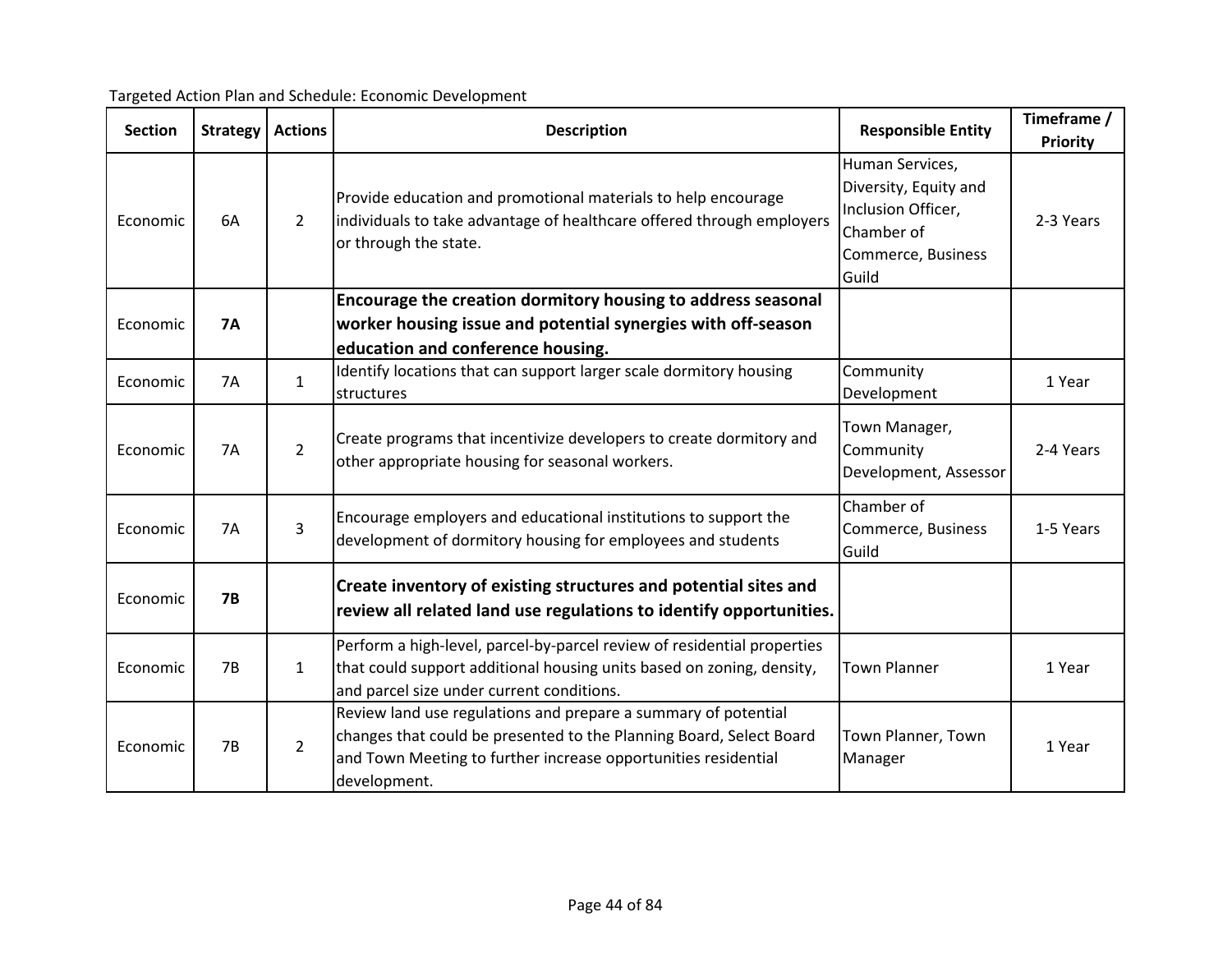Targeted Action Plan and Schedule: Economic Development

| Section | Strategy | Actions | Description | Responsible Entity | Timeframe / Priority |
|---|---|---|---|---|---|
| Economic | 6A | 2 | Provide education and promotional materials to help encourage individuals to take advantage of healthcare offered through employers or through the state. | Human Services, Diversity, Equity and Inclusion Officer, Chamber of Commerce, Business Guild | 2-3 Years |
| Economic | **7A** | | **Encourage the creation dormitory housing to address seasonal worker housing issue and potential synergies with off-season education and conference housing.** | | |
| Economic | 7A | 1 | Identify locations that can support larger scale dormitory housing structures | Community Development | 1 Year |
| Economic | 7A | 2 | Create programs that incentivize developers to create dormitory and other appropriate housing for seasonal workers. | Town Manager, Community Development, Assessor | 2-4 Years |
| Economic | 7A | 3 | Encourage employers and educational institutions to support the development of dormitory housing for employees and students | Chamber of Commerce, Business Guild | 1-5 Years |
| Economic | **7B** | | **Create inventory of existing structures and potential sites and review all related land use regulations to identify opportunities.** | | |
| Economic | 7B | 1 | Perform a high-level, parcel-by-parcel review of residential properties that could support additional housing units based on zoning, density, and parcel size under current conditions. | Town Planner | 1 Year |
| Economic | 7B | 2 | Review land use regulations and prepare a summary of potential changes that could be presented to the Planning Board, Select Board and Town Meeting to further increase opportunities residential development. | Town Planner, Town Manager | 1 Year |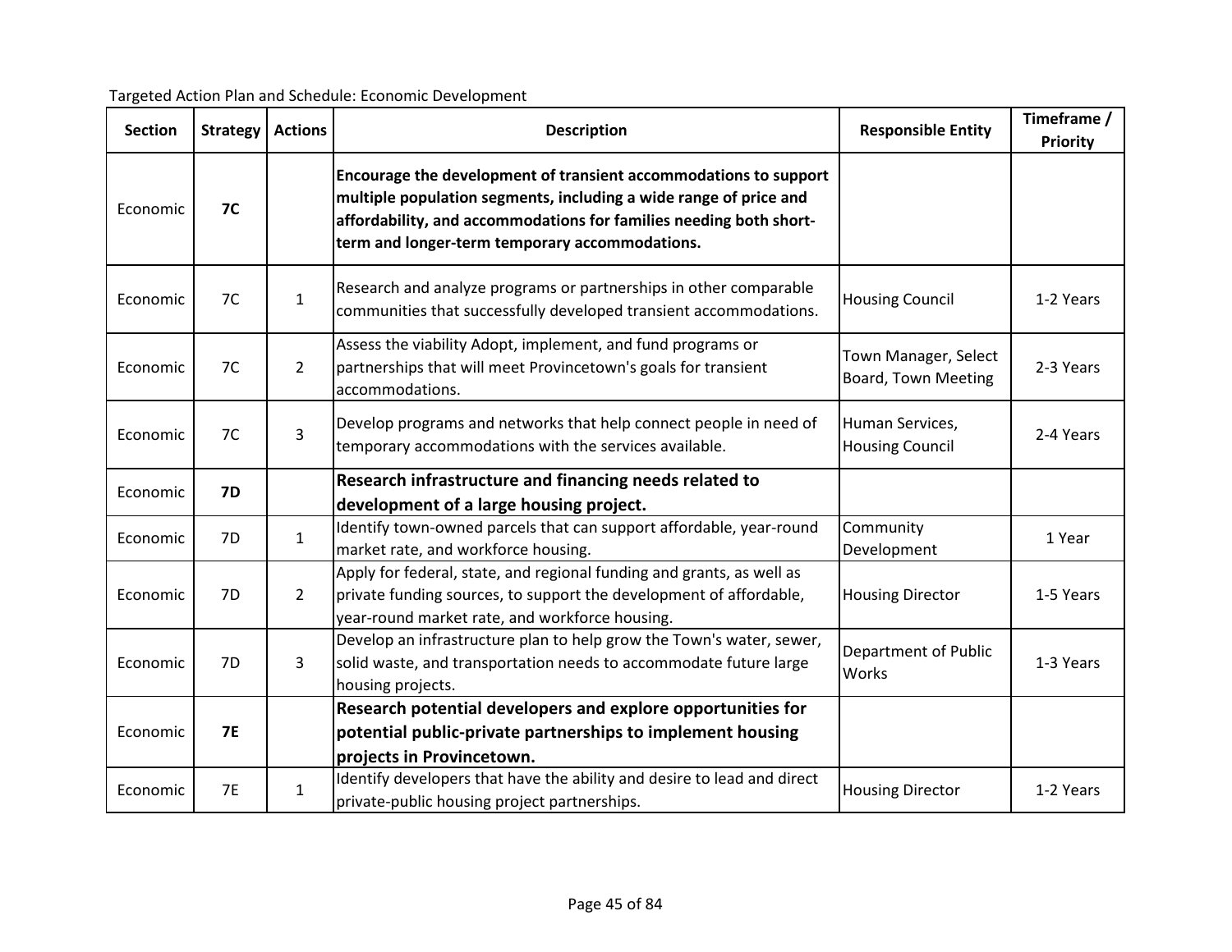Targeted Action Plan and Schedule: Economic Development

| Section | Strategy | Actions | Description | Responsible Entity | Timeframe / Priority |
|---|---|---|---|---|---|
| Economic | **7C** | | **Encourage the development of transient accommodations to support multiple population segments, including a wide range of price and affordability, and accommodations for families needing both short-term and longer-term temporary accommodations.** | | |
| Economic | 7C | 1 | Research and analyze programs or partnerships in other comparable communities that successfully developed transient accommodations. | Housing Council | 1-2 Years |
| Economic | 7C | 2 | Assess the viability Adopt, implement, and fund programs or partnerships that will meet Provincetown's goals for transient accommodations. | Town Manager, Select Board, Town Meeting | 2-3 Years |
| Economic | 7C | 3 | Develop programs and networks that help connect people in need of temporary accommodations with the services available. | Human Services, Housing Council | 2-4 Years |
| Economic | **7D** | | **Research infrastructure and financing needs related to development of a large housing project.** | | |
| Economic | 7D | 1 | Identify town-owned parcels that can support affordable, year-round market rate, and workforce housing. | Community Development | 1 Year |
| Economic | 7D | 2 | Apply for federal, state, and regional funding and grants, as well as private funding sources, to support the development of affordable, year-round market rate, and workforce housing. | Housing Director | 1-5 Years |
| Economic | 7D | 3 | Develop an infrastructure plan to help grow the Town's water, sewer, solid waste, and transportation needs to accommodate future large housing projects. | Department of Public Works | 1-3 Years |
| Economic | **7E** | | **Research potential developers and explore opportunities for potential public-private partnerships to implement housing projects in Provincetown.** | | |
| Economic | 7E | 1 | Identify developers that have the ability and desire to lead and direct private-public housing project partnerships. | Housing Director | 1-2 Years |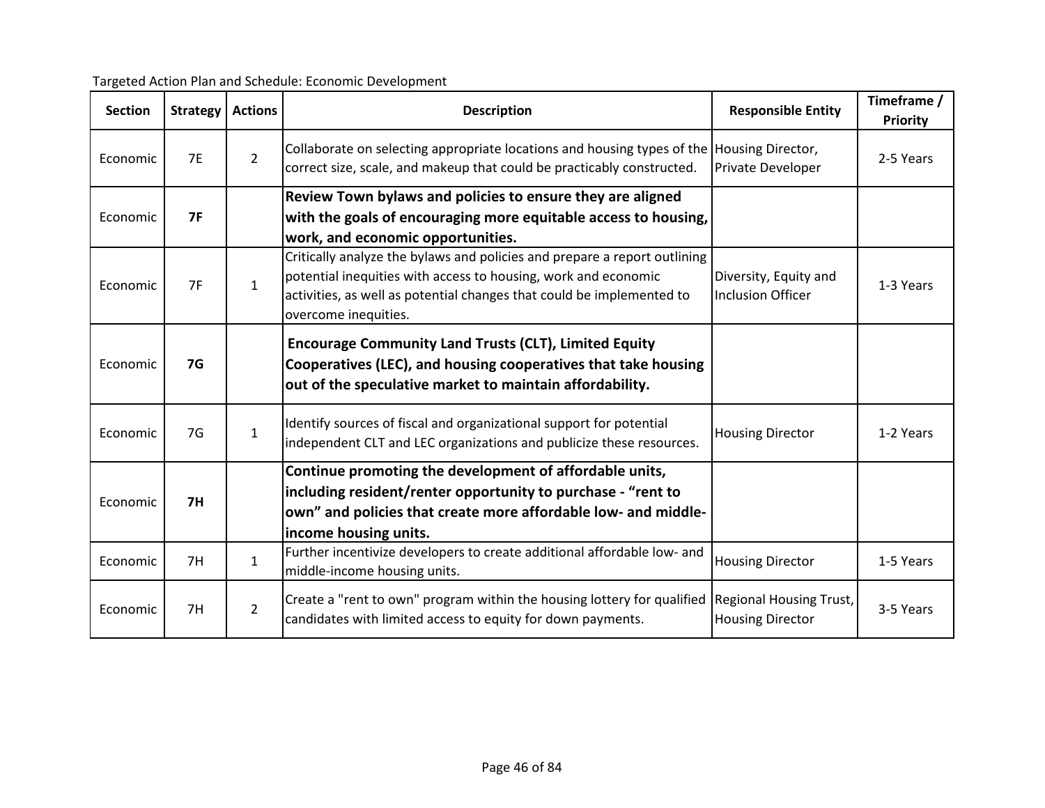Targeted Action Plan and Schedule: Economic Development

| Section | Strategy | Actions | Description | Responsible Entity | Timeframe / Priority |
|---|---|---|---|---|---|
| Economic | 7E | 2 | Collaborate on selecting appropriate locations and housing types of the correct size, scale, and makeup that could be practicably constructed. | Housing Director, Private Developer | 2-5 Years |
| Economic | **7F** | | **Review Town bylaws and policies to ensure they are aligned with the goals of encouraging more equitable access to housing, work, and economic opportunities.** | | |
| Economic | 7F | 1 | Critically analyze the bylaws and policies and prepare a report outlining potential inequities with access to housing, work and economic activities, as well as potential changes that could be implemented to overcome inequities. | Diversity, Equity and Inclusion Officer | 1-3 Years |
| Economic | **7G** | | **Encourage Community Land Trusts (CLT), Limited Equity Cooperatives (LEC), and housing cooperatives that take housing out of the speculative market to maintain affordability.** | | |
| Economic | 7G | 1 | Identify sources of fiscal and organizational support for potential independent CLT and LEC organizations and publicize these resources. | Housing Director | 1-2 Years |
| Economic | **7H** | | **Continue promoting the development of affordable units, including resident/renter opportunity to purchase - "rent to own" and policies that create more affordable low- and middle-income housing units.** | | |
| Economic | 7H | 1 | Further incentivize developers to create additional affordable low- and middle-income housing units. | Housing Director | 1-5 Years |
| Economic | 7H | 2 | Create a "rent to own" program within the housing lottery for qualified candidates with limited access to equity for down payments. | Regional Housing Trust, Housing Director | 3-5 Years |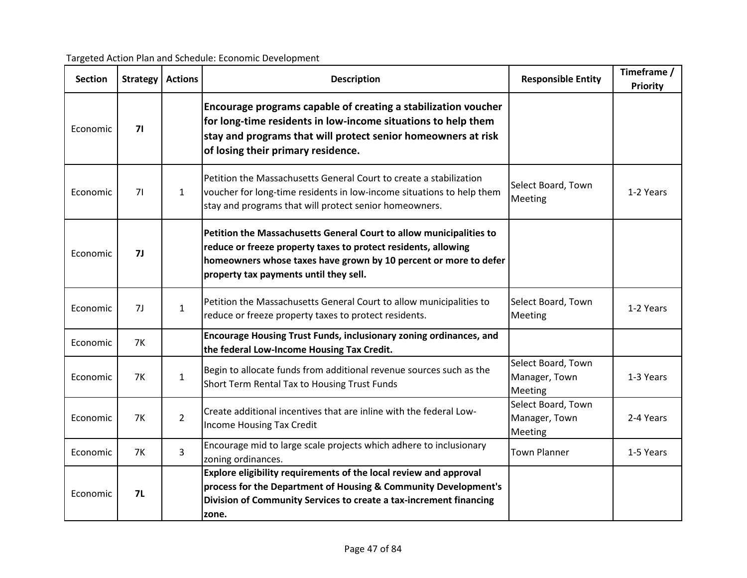Targeted Action Plan and Schedule: Economic Development

| Section | Strategy | Actions | Description | Responsible Entity | Timeframe / Priority |
|---|---|---|---|---|---|
| Economic | **7I** | | **Encourage programs capable of creating a stabilization voucher for long-time residents in low-income situations to help them stay and programs that will protect senior homeowners at risk of losing their primary residence.** | | |
| Economic | 7I | 1 | Petition the Massachusetts General Court to create a stabilization voucher for long-time residents in low-income situations to help them stay and programs that will protect senior homeowners. | Select Board, Town Meeting | 1-2 Years |
| Economic | **7J** | | **Petition the Massachusetts General Court to allow municipalities to reduce or freeze property taxes to protect residents, allowing homeowners whose taxes have grown by 10 percent or more to defer property tax payments until they sell.** | | |
| Economic | 7J | 1 | Petition the Massachusetts General Court to allow municipalities to reduce or freeze property taxes to protect residents. | Select Board, Town Meeting | 1-2 Years |
| Economic | 7K | | **Encourage Housing Trust Funds, inclusionary zoning ordinances, and the federal Low-Income Housing Tax Credit.** | | |
| Economic | 7K | 1 | Begin to allocate funds from additional revenue sources such as the Short Term Rental Tax to Housing Trust Funds | Select Board, Town Manager, Town Meeting | 1-3 Years |
| Economic | 7K | 2 | Create additional incentives that are inline with the federal Low-Income Housing Tax Credit | Select Board, Town Manager, Town Meeting | 2-4 Years |
| Economic | 7K | 3 | Encourage mid to large scale projects which adhere to inclusionary zoning ordinances. | Town Planner | 1-5 Years |
| Economic | **7L** | | **Explore eligibility requirements of the local review and approval process for the Department of Housing & Community Development's Division of Community Services to create a tax-increment financing zone.** | | |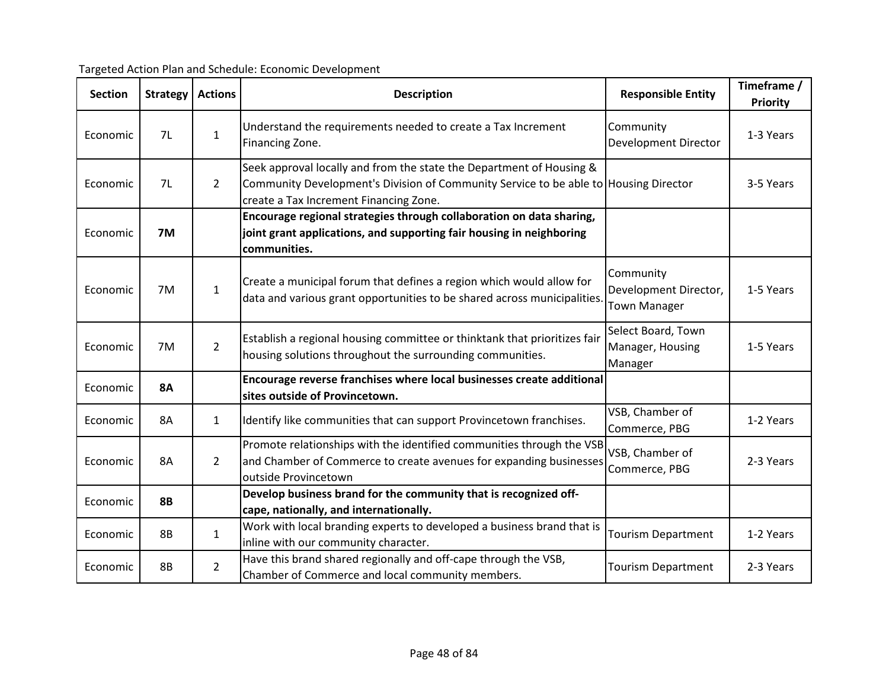Targeted Action Plan and Schedule: Economic Development

| Section | Strategy | Actions | Description | Responsible Entity | Timeframe / Priority |
|---|---|---|---|---|---|
| Economic | 7L | 1 | Understand the requirements needed to create a Tax Increment Financing Zone. | Community Development Director | 1-3 Years |
| Economic | 7L | 2 | Seek approval locally and from the state the Department of Housing & Community Development's Division of Community Service to be able to create a Tax Increment Financing Zone. | Housing Director | 3-5 Years |
| Economic | **7M** | | **Encourage regional strategies through collaboration on data sharing, joint grant applications, and supporting fair housing in neighboring communities.** | | |
| Economic | 7M | 1 | Create a municipal forum that defines a region which would allow for data and various grant opportunities to be shared across municipalities. | Community Development Director, Town Manager | 1-5 Years |
| Economic | 7M | 2 | Establish a regional housing committee or thinktank that prioritizes fair housing solutions throughout the surrounding communities. | Select Board, Town Manager, Housing Manager | 1-5 Years |
| Economic | **8A** | | **Encourage reverse franchises where local businesses create additional sites outside of Provincetown.** | | |
| Economic | 8A | 1 | Identify like communities that can support Provincetown franchises. | VSB, Chamber of Commerce, PBG | 1-2 Years |
| Economic | 8A | 2 | Promote relationships with the identified communities through the VSB and Chamber of Commerce to create avenues for expanding businesses outside Provincetown | VSB, Chamber of Commerce, PBG | 2-3 Years |
| Economic | **8B** | | **Develop business brand for the community that is recognized off-cape, nationally, and internationally.** | | |
| Economic | 8B | 1 | Work with local branding experts to developed a business brand that is inline with our community character. | Tourism Department | 1-2 Years |
| Economic | 8B | 2 | Have this brand shared regionally and off-cape through the VSB, Chamber of Commerce and local community members. | Tourism Department | 2-3 Years |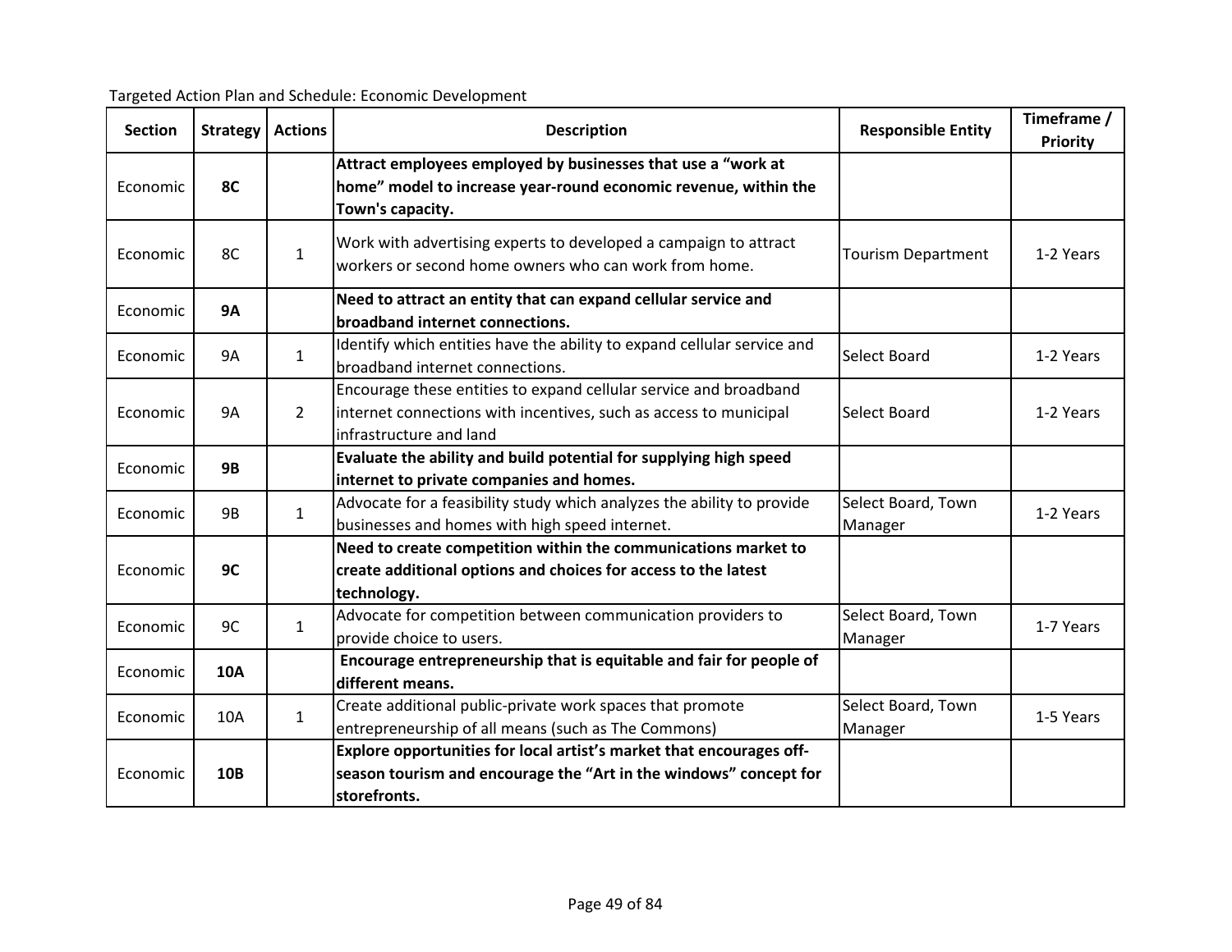Targeted Action Plan and Schedule: Economic Development

| Section | Strategy | Actions | Description | Responsible Entity | Timeframe / Priority |
|---|---|---|---|---|---|
| Economic | **8C** | | **Attract employees employed by businesses that use a "work at home" model to increase year-round economic revenue, within the Town's capacity.** | | |
| Economic | 8C | 1 | Work with advertising experts to developed a campaign to attract workers or second home owners who can work from home. | Tourism Department | 1-2 Years |
| Economic | **9A** | | **Need to attract an entity that can expand cellular service and broadband internet connections.** | | |
| Economic | 9A | 1 | Identify which entities have the ability to expand cellular service and broadband internet connections. | Select Board | 1-2 Years |
| Economic | 9A | 2 | Encourage these entities to expand cellular service and broadband internet connections with incentives, such as access to municipal infrastructure and land | Select Board | 1-2 Years |
| Economic | **9B** | | **Evaluate the ability and build potential for supplying high speed internet to private companies and homes.** | | |
| Economic | 9B | 1 | Advocate for a feasibility study which analyzes the ability to provide businesses and homes with high speed internet. | Select Board, Town Manager | 1-2 Years |
| Economic | **9C** | | **Need to create competition within the communications market to create additional options and choices for access to the latest technology.** | | |
| Economic | 9C | 1 | Advocate for competition between communication providers to provide choice to users. | Select Board, Town Manager | 1-7 Years |
| Economic | **10A** | | **Encourage entrepreneurship that is equitable and fair for people of different means.** | | |
| Economic | 10A | 1 | Create additional public-private work spaces that promote entrepreneurship of all means (such as The Commons) | Select Board, Town Manager | 1-5 Years |
| Economic | **10B** | | **Explore opportunities for local artist's market that encourages off-season tourism and encourage the "Art in the windows" concept for storefronts.** | | |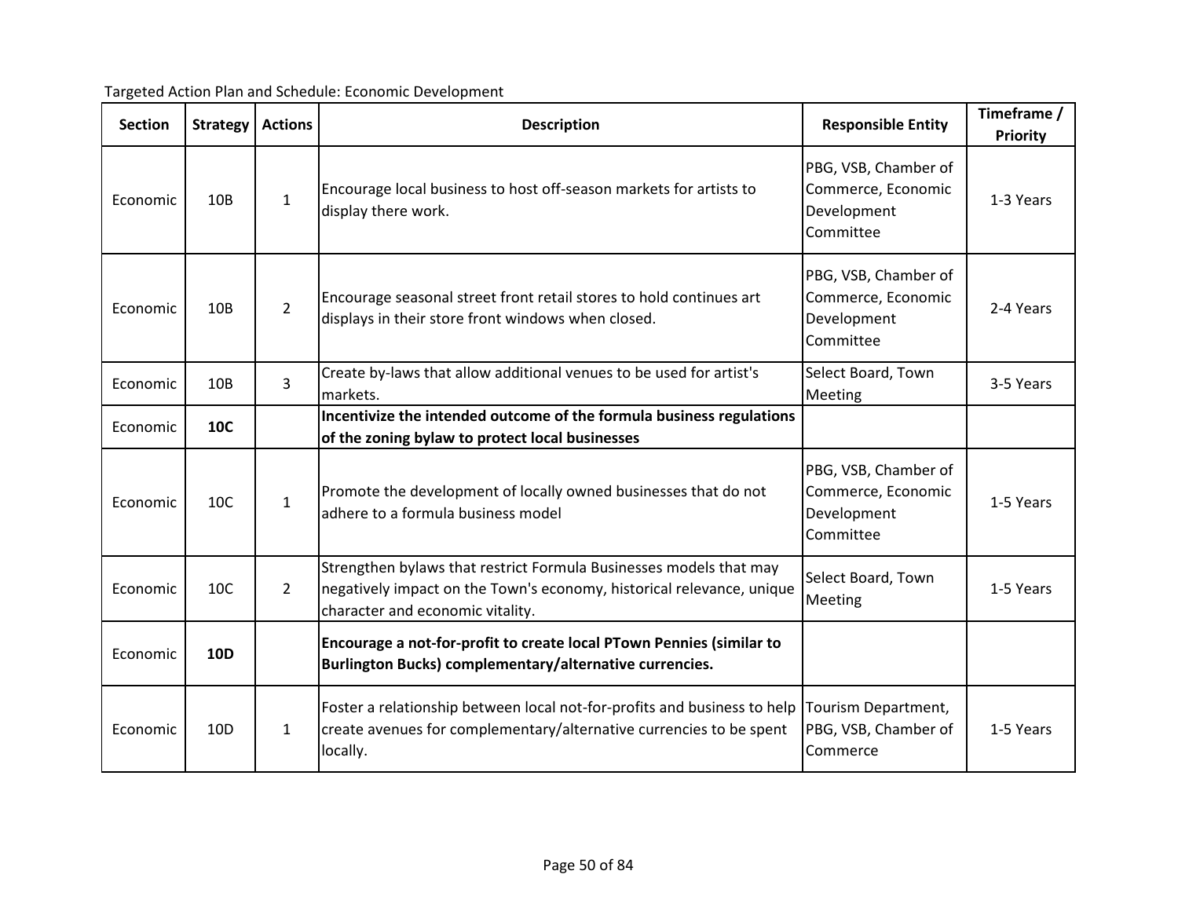Targeted Action Plan and Schedule: Economic Development

| Section | Strategy | Actions | Description | Responsible Entity | Timeframe / Priority |
|---|---|---|---|---|---|
| Economic | 10B | 1 | Encourage local business to host off-season markets for artists to display there work. | PBG, VSB, Chamber of Commerce, Economic Development Committee | 1-3 Years |
| Economic | 10B | 2 | Encourage seasonal street front retail stores to hold continues art displays in their store front windows when closed. | PBG, VSB, Chamber of Commerce, Economic Development Committee | 2-4 Years |
| Economic | 10B | 3 | Create by-laws that allow additional venues to be used for artist's markets. | Select Board, Town Meeting | 3-5 Years |
| Economic | **10C** | | **Incentivize the intended outcome of the formula business regulations of the zoning bylaw to protect local businesses** | | |
| Economic | 10C | 1 | Promote the development of locally owned businesses that do not adhere to a formula business model | PBG, VSB, Chamber of Commerce, Economic Development Committee | 1-5 Years |
| Economic | 10C | 2 | Strengthen bylaws that restrict Formula Businesses models that may negatively impact on the Town's economy, historical relevance, unique character and economic vitality. | Select Board, Town Meeting | 1-5 Years |
| Economic | **10D** | | **Encourage a not-for-profit to create local PTown Pennies (similar to Burlington Bucks) complementary/alternative currencies.** | | |
| Economic | 10D | 1 | Foster a relationship between local not-for-profits and business to help create avenues for complementary/alternative currencies to be spent locally. | Tourism Department, PBG, VSB, Chamber of Commerce | 1-5 Years |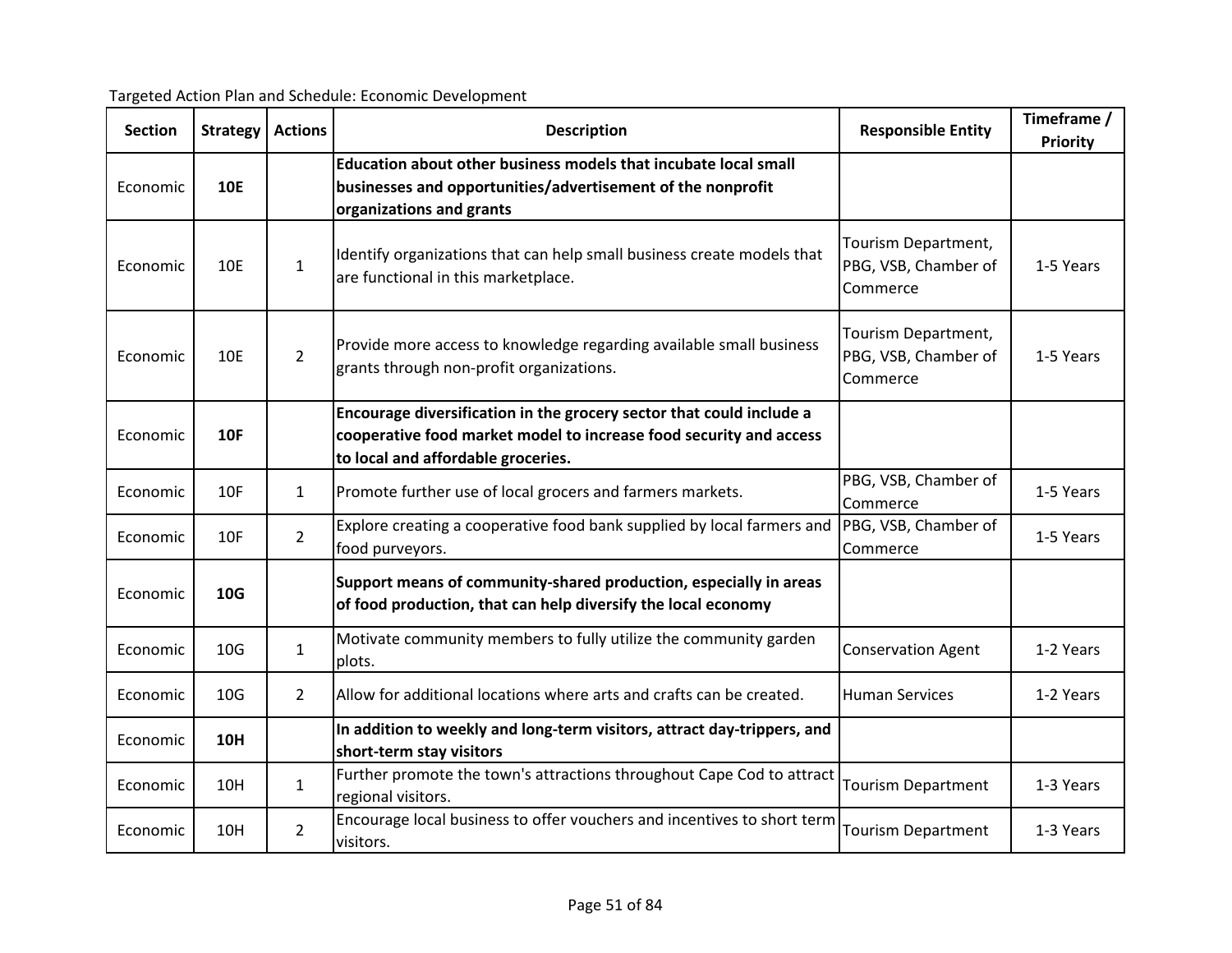Targeted Action Plan and Schedule: Economic Development

| Section | Strategy | Actions | Description | Responsible Entity | Timeframe / Priority |
|---|---|---|---|---|---|
| Economic | **10E** | | **Education about other business models that incubate local small businesses and opportunities/advertisement of the nonprofit organizations and grants** | | |
| Economic | 10E | 1 | Identify organizations that can help small business create models that are functional in this marketplace. | Tourism Department, PBG, VSB, Chamber of Commerce | 1-5 Years |
| Economic | 10E | 2 | Provide more access to knowledge regarding available small business grants through non-profit organizations. | Tourism Department, PBG, VSB, Chamber of Commerce | 1-5 Years |
| Economic | **10F** | | **Encourage diversification in the grocery sector that could include a cooperative food market model to increase food security and access to local and affordable groceries.** | | |
| Economic | 10F | 1 | Promote further use of local grocers and farmers markets. | PBG, VSB, Chamber of Commerce | 1-5 Years |
| Economic | 10F | 2 | Explore creating a cooperative food bank supplied by local farmers and food purveyors. | PBG, VSB, Chamber of Commerce | 1-5 Years |
| Economic | **10G** | | **Support means of community-shared production, especially in areas of food production, that can help diversify the local economy** | | |
| Economic | 10G | 1 | Motivate community members to fully utilize the community garden plots. | Conservation Agent | 1-2 Years |
| Economic | 10G | 2 | Allow for additional locations where arts and crafts can be created. | Human Services | 1-2 Years |
| Economic | **10H** | | **In addition to weekly and long-term visitors, attract day-trippers, and short-term stay visitors** | | |
| Economic | 10H | 1 | Further promote the town's attractions throughout Cape Cod to attract regional visitors. | Tourism Department | 1-3 Years |
| Economic | 10H | 2 | Encourage local business to offer vouchers and incentives to short term visitors. | Tourism Department | 1-3 Years |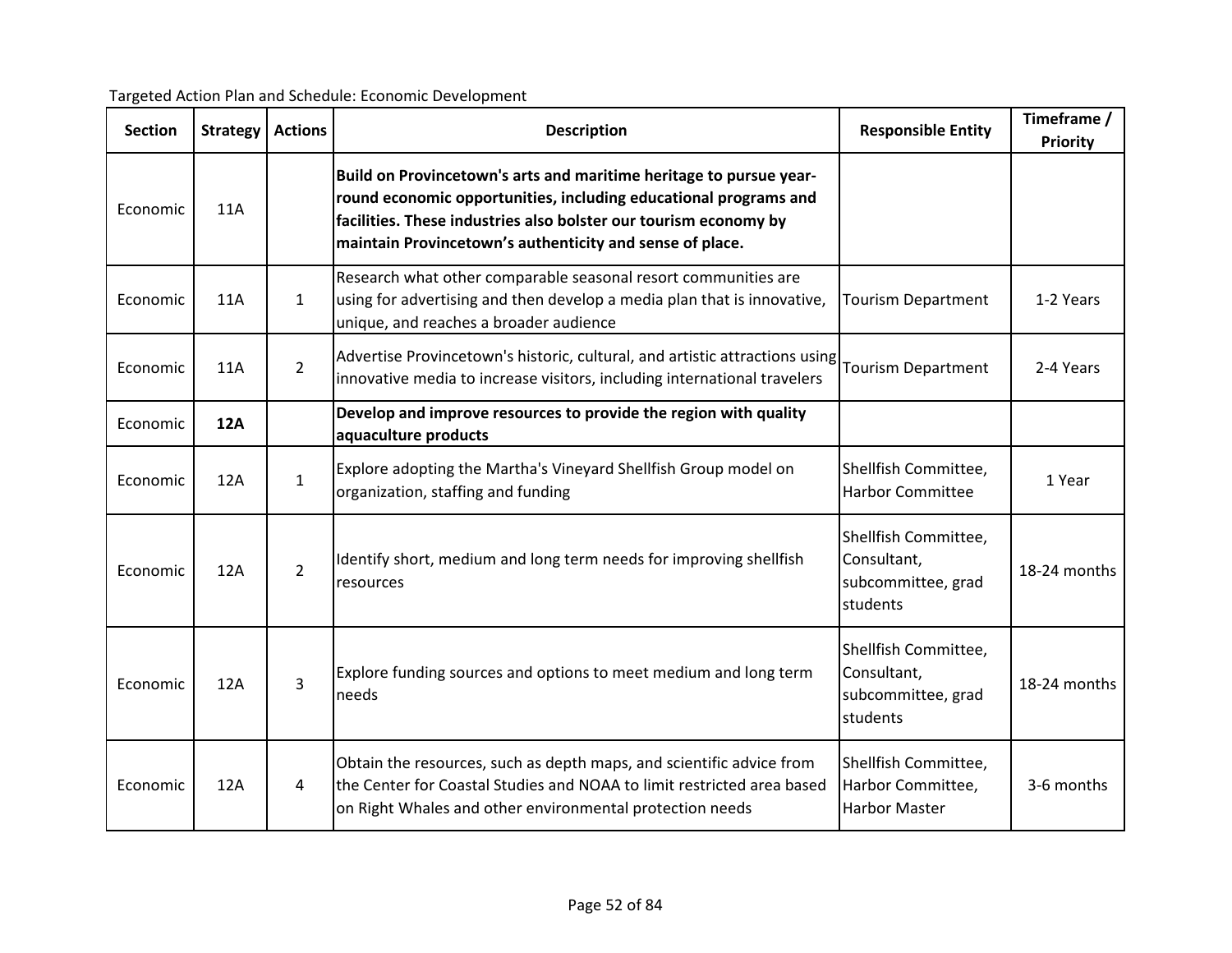Targeted Action Plan and Schedule: Economic Development

| Section | Strategy | Actions | Description | Responsible Entity | Timeframe / Priority |
| --- | --- | --- | --- | --- | --- |
| Economic | 11A | | **Build on Provincetown's arts and maritime heritage to pursue year-round economic opportunities, including educational programs and facilities. These industries also bolster our tourism economy by maintain Provincetown's authenticity and sense of place.** | | |
| Economic | 11A | 1 | Research what other comparable seasonal resort communities are using for advertising and then develop a media plan that is innovative, unique, and reaches a broader audience | Tourism Department | 1-2 Years |
| Economic | 11A | 2 | Advertise Provincetown's historic, cultural, and artistic attractions using innovative media to increase visitors, including international travelers | Tourism Department | 2-4 Years |
| Economic | **12A** | | **Develop and improve resources to provide the region with quality aquaculture products** | | |
| Economic | 12A | 1 | Explore adopting the Martha's Vineyard Shellfish Group model on organization, staffing and funding | Shellfish Committee, Harbor Committee | 1 Year |
| Economic | 12A | 2 | Identify short, medium and long term needs for improving shellfish resources | Shellfish Committee, Consultant, subcommittee, grad students | 18-24 months |
| Economic | 12A | 3 | Explore funding sources and options to meet medium and long term needs | Shellfish Committee, Consultant, subcommittee, grad students | 18-24 months |
| Economic | 12A | 4 | Obtain the resources, such as depth maps, and scientific advice from the Center for Coastal Studies and NOAA to limit restricted area based on Right Whales and other environmental protection needs | Shellfish Committee, Harbor Committee, Harbor Master | 3-6 months |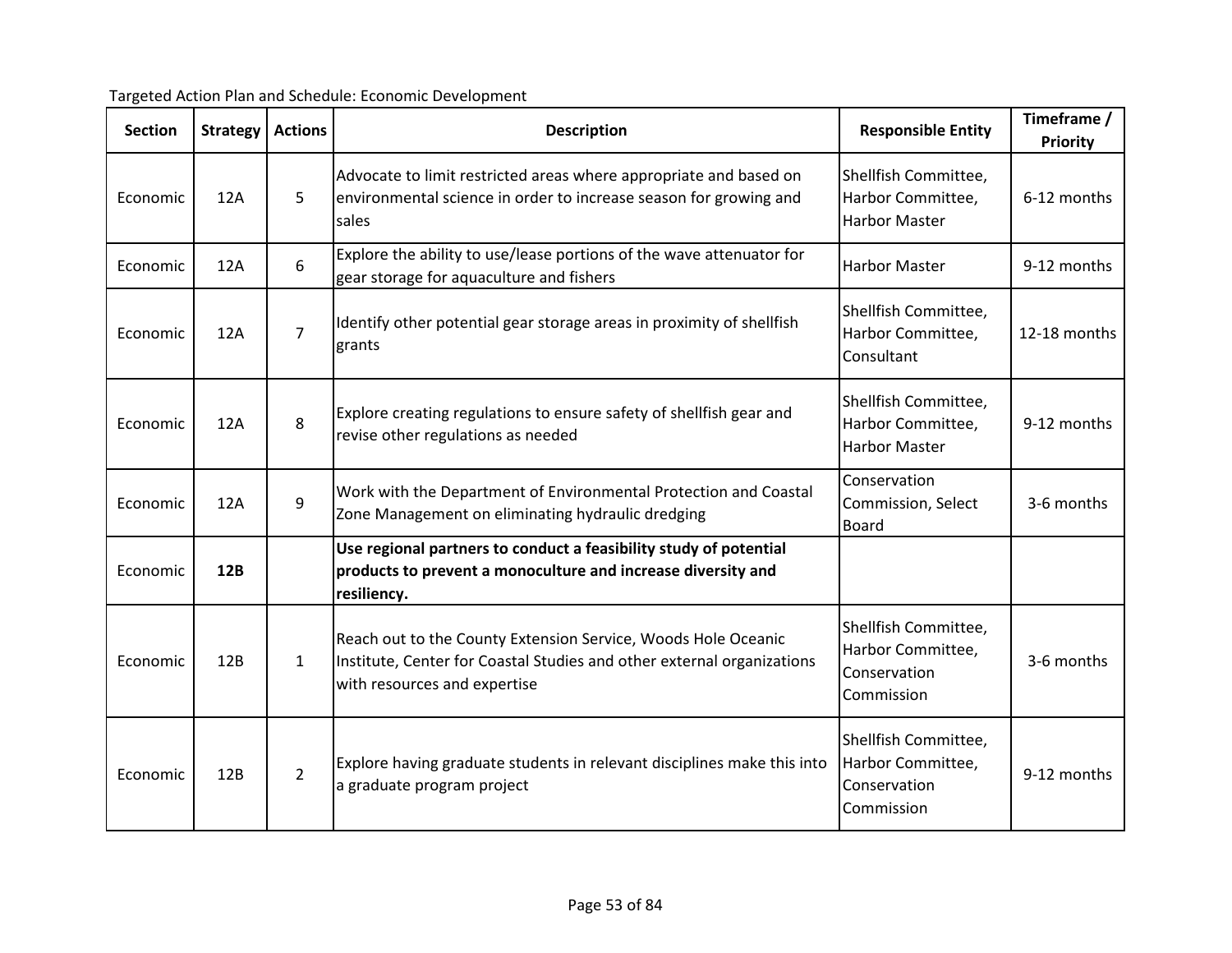Targeted Action Plan and Schedule: Economic Development

| Section | Strategy | Actions | Description | Responsible Entity | Timeframe / Priority |
|---|---|---|---|---|---|
| Economic | 12A | 5 | Advocate to limit restricted areas where appropriate and based on environmental science in order to increase season for growing and sales | Shellfish Committee, Harbor Committee, Harbor Master | 6-12 months |
| Economic | 12A | 6 | Explore the ability to use/lease portions of the wave attenuator for gear storage for aquaculture and fishers | Harbor Master | 9-12 months |
| Economic | 12A | 7 | Identify other potential gear storage areas in proximity of shellfish grants | Shellfish Committee, Harbor Committee, Consultant | 12-18 months |
| Economic | 12A | 8 | Explore creating regulations to ensure safety of shellfish gear and revise other regulations as needed | Shellfish Committee, Harbor Committee, Harbor Master | 9-12 months |
| Economic | 12A | 9 | Work with the Department of Environmental Protection and Coastal Zone Management on eliminating hydraulic dredging | Conservation Commission, Select Board | 3-6 months |
| Economic | **12B** | | **Use regional partners to conduct a feasibility study of potential products to prevent a monoculture and increase diversity and resiliency.** | | |
| Economic | 12B | 1 | Reach out to the County Extension Service, Woods Hole Oceanic Institute, Center for Coastal Studies and other external organizations with resources and expertise | Shellfish Committee, Harbor Committee, Conservation Commission | 3-6 months |
| Economic | 12B | 2 | Explore having graduate students in relevant disciplines make this into a graduate program project | Shellfish Committee, Harbor Committee, Conservation Commission | 9-12 months |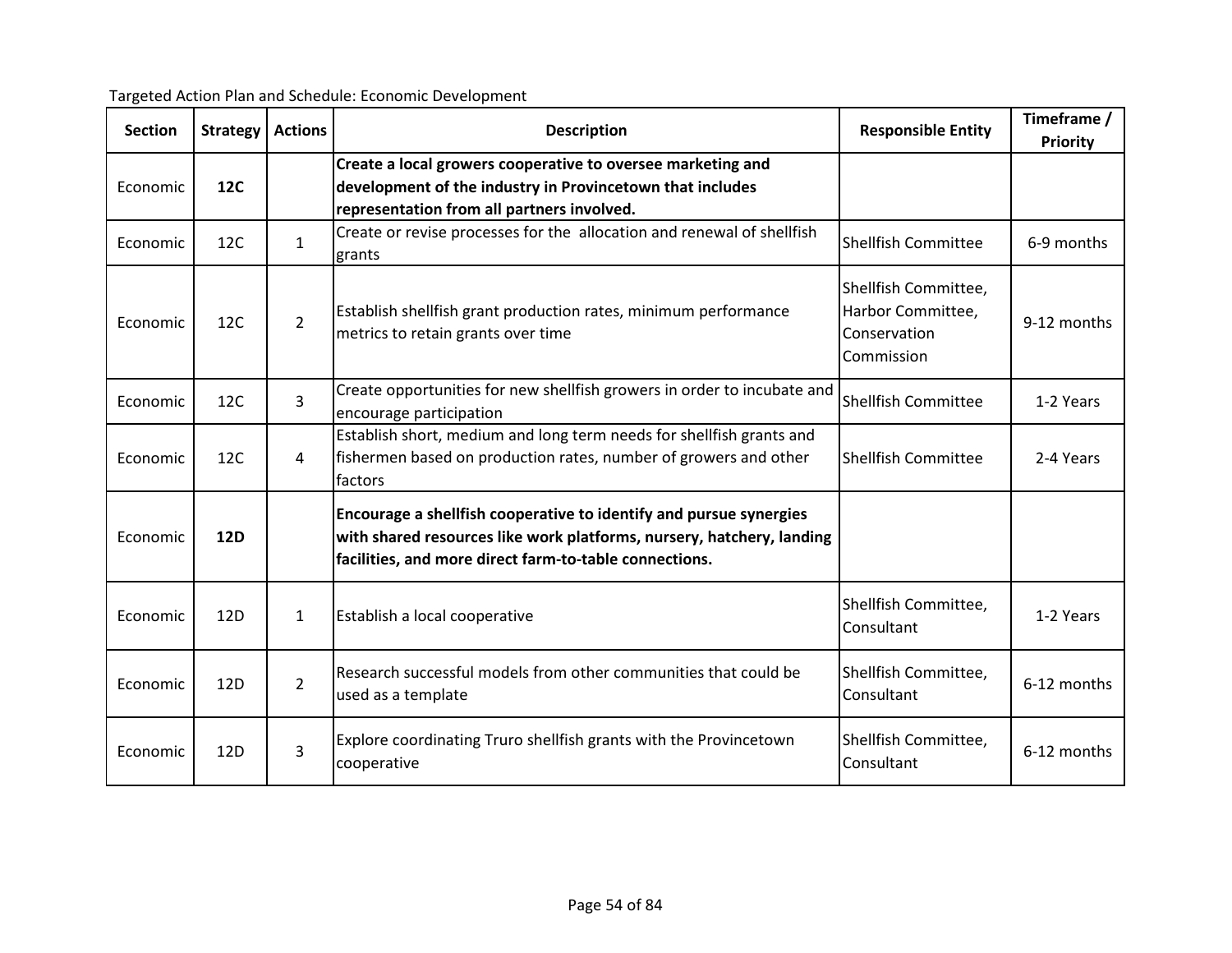Targeted Action Plan and Schedule: Economic Development

| Section | Strategy | Actions | Description | Responsible Entity | Timeframe / Priority |
|---|---|---|---|---|---|
| Economic | **12C** | | **Create a local growers cooperative to oversee marketing and development of the industry in Provincetown that includes representation from all partners involved.** | | |
| Economic | 12C | 1 | Create or revise processes for the allocation and renewal of shellfish grants | Shellfish Committee | 6-9 months |
| Economic | 12C | 2 | Establish shellfish grant production rates, minimum performance metrics to retain grants over time | Shellfish Committee, Harbor Committee, Conservation Commission | 9-12 months |
| Economic | 12C | 3 | Create opportunities for new shellfish growers in order to incubate and encourage participation | Shellfish Committee | 1-2 Years |
| Economic | 12C | 4 | Establish short, medium and long term needs for shellfish grants and fishermen based on production rates, number of growers and other factors | Shellfish Committee | 2-4 Years |
| Economic | **12D** | | **Encourage a shellfish cooperative to identify and pursue synergies with shared resources like work platforms, nursery, hatchery, landing facilities, and more direct farm-to-table connections.** | | |
| Economic | 12D | 1 | Establish a local cooperative | Shellfish Committee, Consultant | 1-2 Years |
| Economic | 12D | 2 | Research successful models from other communities that could be used as a template | Shellfish Committee, Consultant | 6-12 months |
| Economic | 12D | 3 | Explore coordinating Truro shellfish grants with the Provincetown cooperative | Shellfish Committee, Consultant | 6-12 months |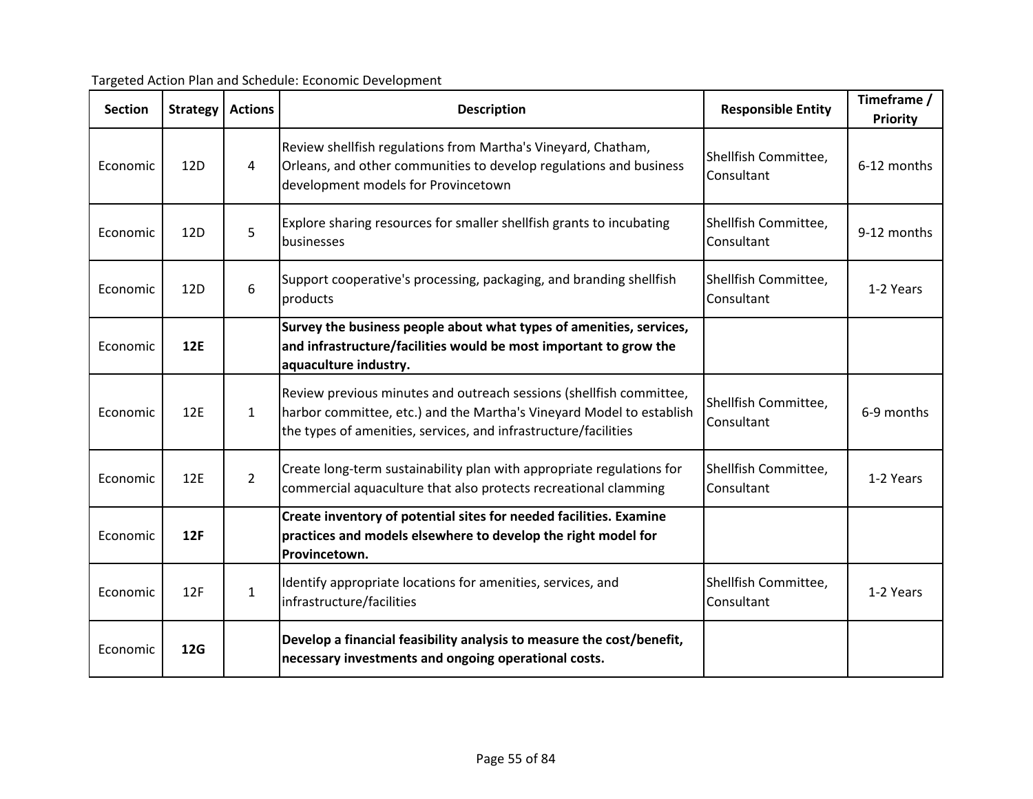Targeted Action Plan and Schedule: Economic Development

| Section | Strategy | Actions | Description | Responsible Entity | Timeframe / Priority |
|---|---|---|---|---|---|
| Economic | 12D | 4 | Review shellfish regulations from Martha's Vineyard, Chatham, Orleans, and other communities to develop regulations and business development models for Provincetown | Shellfish Committee, Consultant | 6-12 months |
| Economic | 12D | 5 | Explore sharing resources for smaller shellfish grants to incubating businesses | Shellfish Committee, Consultant | 9-12 months |
| Economic | 12D | 6 | Support cooperative's processing, packaging, and branding shellfish products | Shellfish Committee, Consultant | 1-2 Years |
| Economic | **12E** | | **Survey the business people about what types of amenities, services, and infrastructure/facilities would be most important to grow the aquaculture industry.** | | |
| Economic | 12E | 1 | Review previous minutes and outreach sessions (shellfish committee, harbor committee, etc.) and the Martha's Vineyard Model to establish the types of amenities, services, and infrastructure/facilities | Shellfish Committee, Consultant | 6-9 months |
| Economic | 12E | 2 | Create long-term sustainability plan with appropriate regulations for commercial aquaculture that also protects recreational clamming | Shellfish Committee, Consultant | 1-2 Years |
| Economic | **12F** | | **Create inventory of potential sites for needed facilities. Examine practices and models elsewhere to develop the right model for Provincetown.** | | |
| Economic | 12F | 1 | Identify appropriate locations for amenities, services, and infrastructure/facilities | Shellfish Committee, Consultant | 1-2 Years |
| Economic | **12G** | | **Develop a financial feasibility analysis to measure the cost/benefit, necessary investments and ongoing operational costs.** | | |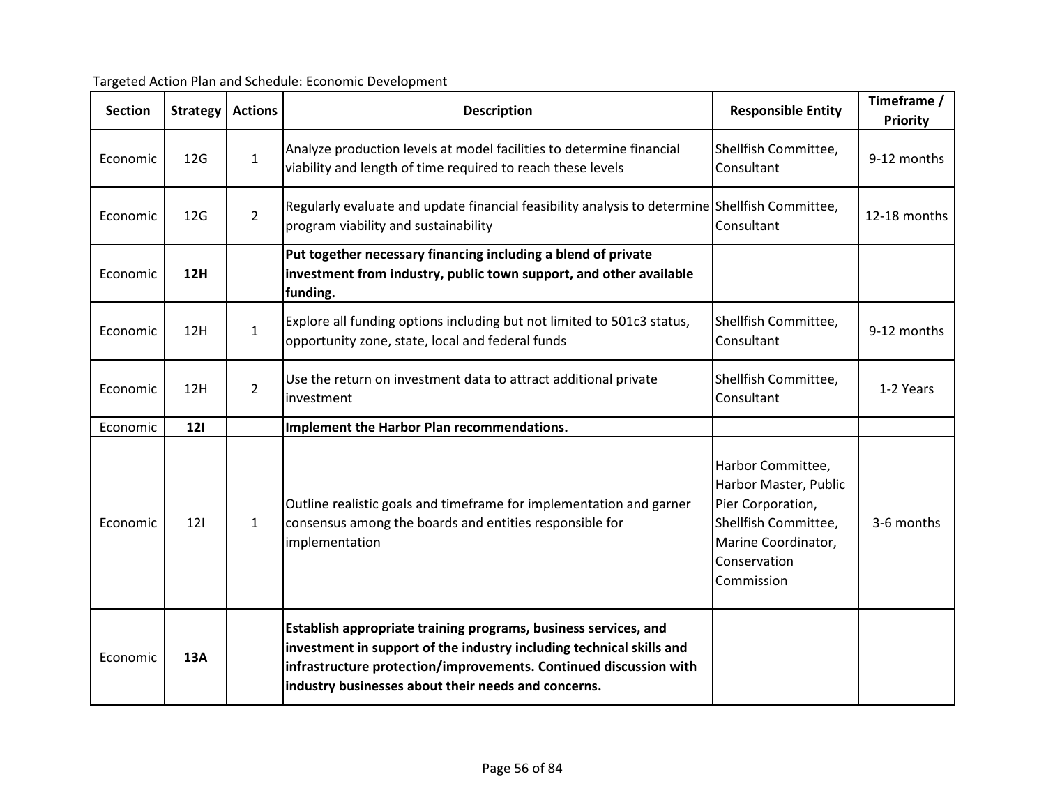Targeted Action Plan and Schedule: Economic Development

| Section | Strategy | Actions | Description | Responsible Entity | Timeframe / Priority |
|---|---|---|---|---|---|
| Economic | 12G | 1 | Analyze production levels at model facilities to determine financial viability and length of time required to reach these levels | Shellfish Committee, Consultant | 9-12 months |
| Economic | 12G | 2 | Regularly evaluate and update financial feasibility analysis to determine program viability and sustainability | Shellfish Committee, Consultant | 12-18 months |
| Economic | **12H** | | **Put together necessary financing including a blend of private investment from industry, public town support, and other available funding.** | | |
| Economic | 12H | 1 | Explore all funding options including but not limited to 501c3 status, opportunity zone, state, local and federal funds | Shellfish Committee, Consultant | 9-12 months |
| Economic | 12H | 2 | Use the return on investment data to attract additional private investment | Shellfish Committee, Consultant | 1-2 Years |
| Economic | **12I** | | **Implement the Harbor Plan recommendations.** | | |
| Economic | 12I | 1 | Outline realistic goals and timeframe for implementation and garner consensus among the boards and entities responsible for implementation | Harbor Committee, Harbor Master, Public Pier Corporation, Shellfish Committee, Marine Coordinator, Conservation Commission | 3-6 months |
| Economic | **13A** | | **Establish appropriate training programs, business services, and investment in support of the industry including technical skills and infrastructure protection/improvements. Continued discussion with industry businesses about their needs and concerns.** | | |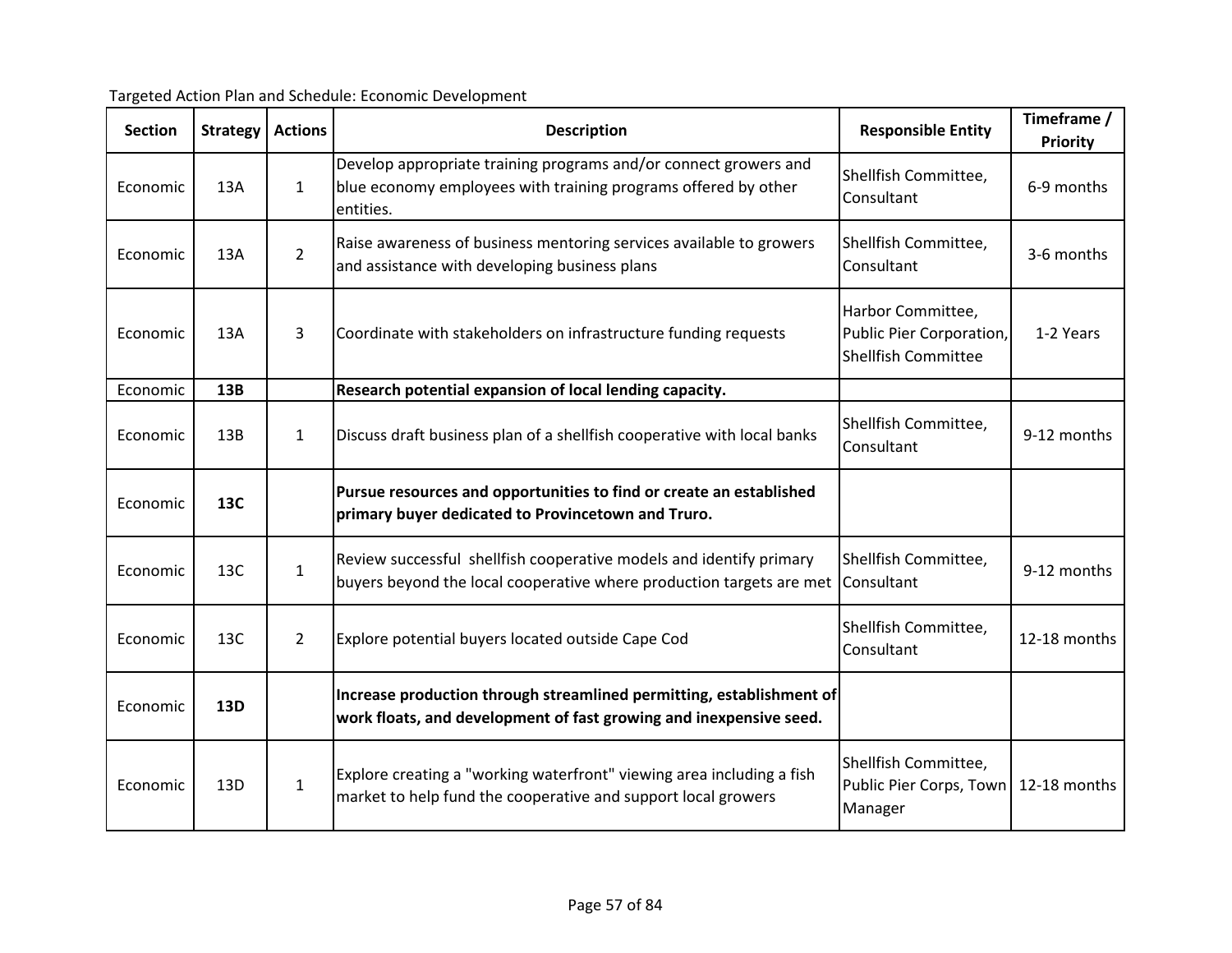Targeted Action Plan and Schedule: Economic Development

| Section | Strategy | Actions | Description | Responsible Entity | Timeframe / Priority |
|---|---|---|---|---|---|
| Economic | 13A | 1 | Develop appropriate training programs and/or connect growers and blue economy employees with training programs offered by other entities. | Shellfish Committee, Consultant | 6-9 months |
| Economic | 13A | 2 | Raise awareness of business mentoring services available to growers and assistance with developing business plans | Shellfish Committee, Consultant | 3-6 months |
| Economic | 13A | 3 | Coordinate with stakeholders on infrastructure funding requests | Harbor Committee, Public Pier Corporation, Shellfish Committee | 1-2 Years |
| Economic | **13B** | | **Research potential expansion of local lending capacity.** | | |
| Economic | 13B | 1 | Discuss draft business plan of a shellfish cooperative with local banks | Shellfish Committee, Consultant | 9-12 months |
| Economic | **13C** | | **Pursue resources and opportunities to find or create an established primary buyer dedicated to Provincetown and Truro.** | | |
| Economic | 13C | 1 | Review successful shellfish cooperative models and identify primary buyers beyond the local cooperative where production targets are met | Shellfish Committee, Consultant | 9-12 months |
| Economic | 13C | 2 | Explore potential buyers located outside Cape Cod | Shellfish Committee, Consultant | 12-18 months |
| Economic | **13D** | | **Increase production through streamlined permitting, establishment of work floats, and development of fast growing and inexpensive seed.** | | |
| Economic | 13D | 1 | Explore creating a "working waterfront" viewing area including a fish market to help fund the cooperative and support local growers | Shellfish Committee, Public Pier Corps, Town Manager | 12-18 months |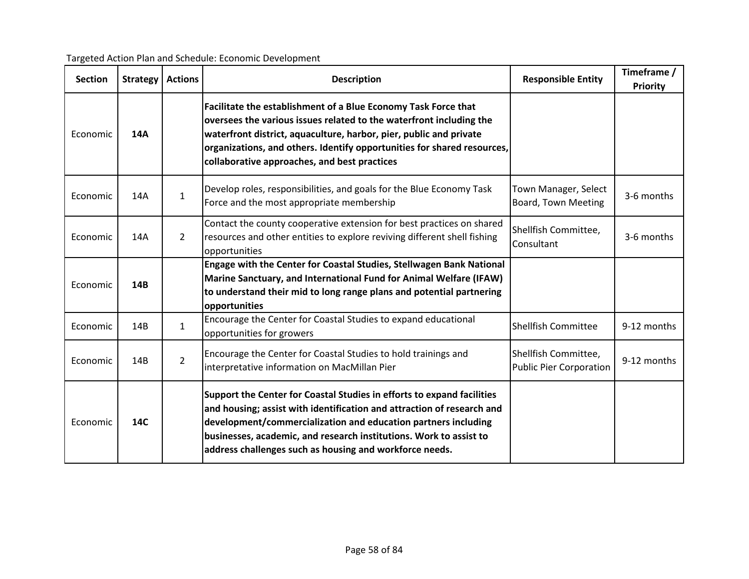Targeted Action Plan and Schedule: Economic Development

| Section | Strategy | Actions | Description | Responsible Entity | Timeframe / Priority |
|---|---|---|---|---|---|
| Economic | **14A** | | **Facilitate the establishment of a Blue Economy Task Force that oversees the various issues related to the waterfront including the waterfront district, aquaculture, harbor, pier, public and private organizations, and others. Identify opportunities for shared resources, collaborative approaches, and best practices** | | |
| Economic | 14A | 1 | Develop roles, responsibilities, and goals for the Blue Economy Task Force and the most appropriate membership | Town Manager, Select Board, Town Meeting | 3-6 months |
| Economic | 14A | 2 | Contact the county cooperative extension for best practices on shared resources and other entities to explore reviving different shell fishing opportunities | Shellfish Committee, Consultant | 3-6 months |
| Economic | **14B** | | **Engage with the Center for Coastal Studies, Stellwagen Bank National Marine Sanctuary, and International Fund for Animal Welfare (IFAW) to understand their mid to long range plans and potential partnering opportunities** | | |
| Economic | 14B | 1 | Encourage the Center for Coastal Studies to expand educational opportunities for growers | Shellfish Committee | 9-12 months |
| Economic | 14B | 2 | Encourage the Center for Coastal Studies to hold trainings and interpretative information on MacMillan Pier | Shellfish Committee, Public Pier Corporation | 9-12 months |
| Economic | **14C** | | **Support the Center for Coastal Studies in efforts to expand facilities and housing; assist with identification and attraction of research and development/commercialization and education partners including businesses, academic, and research institutions. Work to assist to address challenges such as housing and workforce needs.** | | |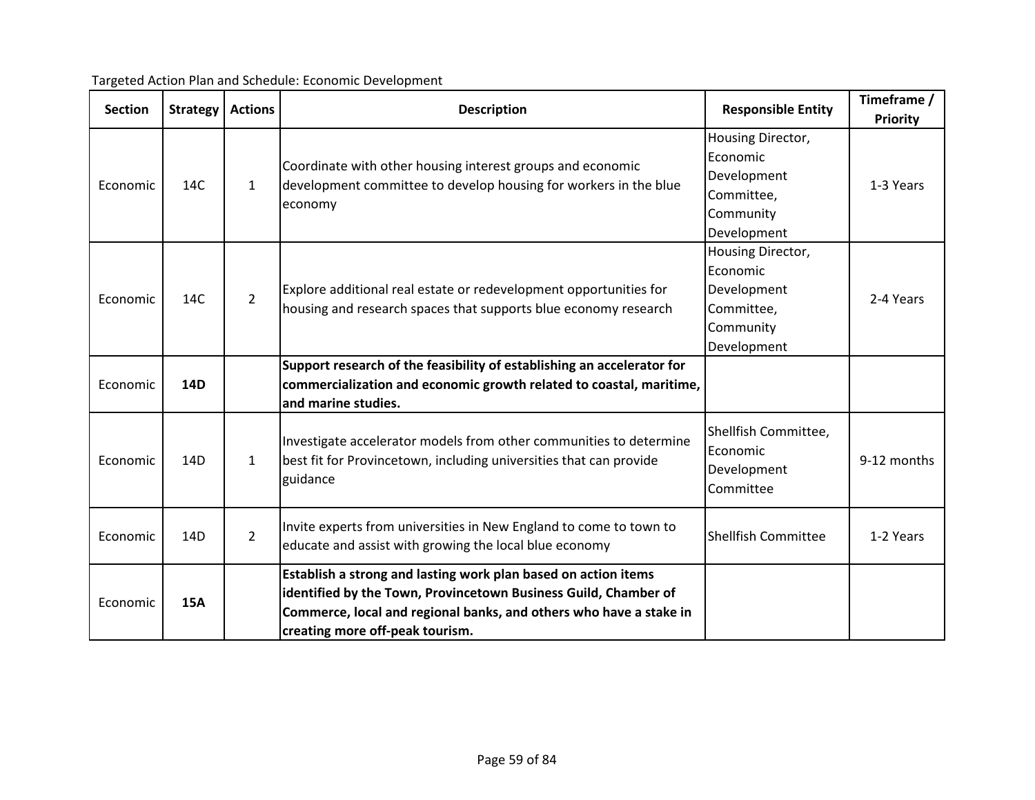Targeted Action Plan and Schedule: Economic Development

| Section | Strategy | Actions | Description | Responsible Entity | Timeframe / Priority |
|---|---|---|---|---|---|
| Economic | 14C | 1 | Coordinate with other housing interest groups and economic development committee to develop housing for workers in the blue economy | Housing Director, Economic Development Committee, Community Development | 1-3 Years |
| Economic | 14C | 2 | Explore additional real estate or redevelopment opportunities for housing and research spaces that supports blue economy research | Housing Director, Economic Development Committee, Community Development | 2-4 Years |
| Economic | **14D** | | **Support research of the feasibility of establishing an accelerator for commercialization and economic growth related to coastal, maritime, and marine studies.** | | |
| Economic | 14D | 1 | Investigate accelerator models from other communities to determine best fit for Provincetown, including universities that can provide guidance | Shellfish Committee, Economic Development Committee | 9-12 months |
| Economic | 14D | 2 | Invite experts from universities in New England to come to town to educate and assist with growing the local blue economy | Shellfish Committee | 1-2 Years |
| Economic | **15A** | | **Establish a strong and lasting work plan based on action items identified by the Town, Provincetown Business Guild, Chamber of Commerce, local and regional banks, and others who have a stake in creating more off-peak tourism.** | | |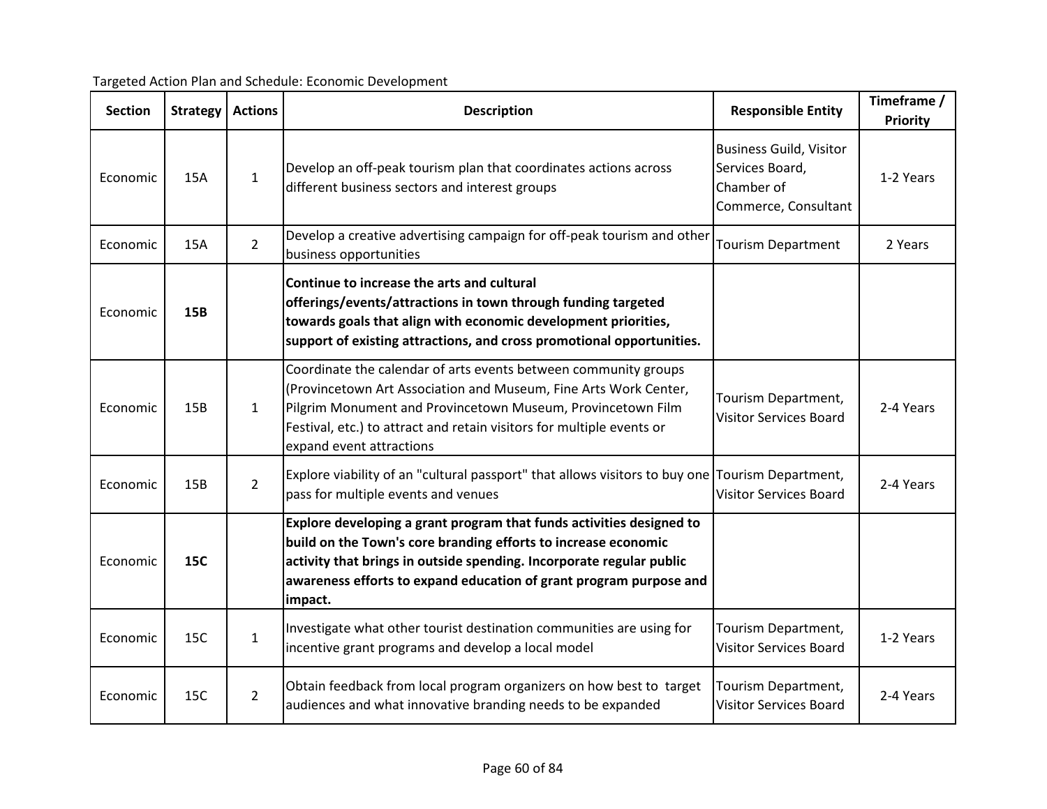Targeted Action Plan and Schedule: Economic Development

| Section | Strategy | Actions | Description | Responsible Entity | Timeframe / Priority |
|---|---|---|---|---|---|
| Economic | 15A | 1 | Develop an off-peak tourism plan that coordinates actions across different business sectors and interest groups | Business Guild, Visitor Services Board, Chamber of Commerce, Consultant | 1-2 Years |
| Economic | 15A | 2 | Develop a creative advertising campaign for off-peak tourism and other business opportunities | Tourism Department | 2 Years |
| Economic | **15B** | | **Continue to increase the arts and cultural offerings/events/attractions in town through funding targeted towards goals that align with economic development priorities, support of existing attractions, and cross promotional opportunities.** | | |
| Economic | 15B | 1 | Coordinate the calendar of arts events between community groups (Provincetown Art Association and Museum, Fine Arts Work Center, Pilgrim Monument and Provincetown Museum, Provincetown Film Festival, etc.) to attract and retain visitors for multiple events or expand event attractions | Tourism Department, Visitor Services Board | 2-4 Years |
| Economic | 15B | 2 | Explore viability of an "cultural passport" that allows visitors to buy one pass for multiple events and venues | Tourism Department, Visitor Services Board | 2-4 Years |
| Economic | **15C** | | **Explore developing a grant program that funds activities designed to build on the Town's core branding efforts to increase economic activity that brings in outside spending. Incorporate regular public awareness efforts to expand education of grant program purpose and impact.** | | |
| Economic | 15C | 1 | Investigate what other tourist destination communities are using for incentive grant programs and develop a local model | Tourism Department, Visitor Services Board | 1-2 Years |
| Economic | 15C | 2 | Obtain feedback from local program organizers on how best to target audiences and what innovative branding needs to be expanded | Tourism Department, Visitor Services Board | 2-4 Years |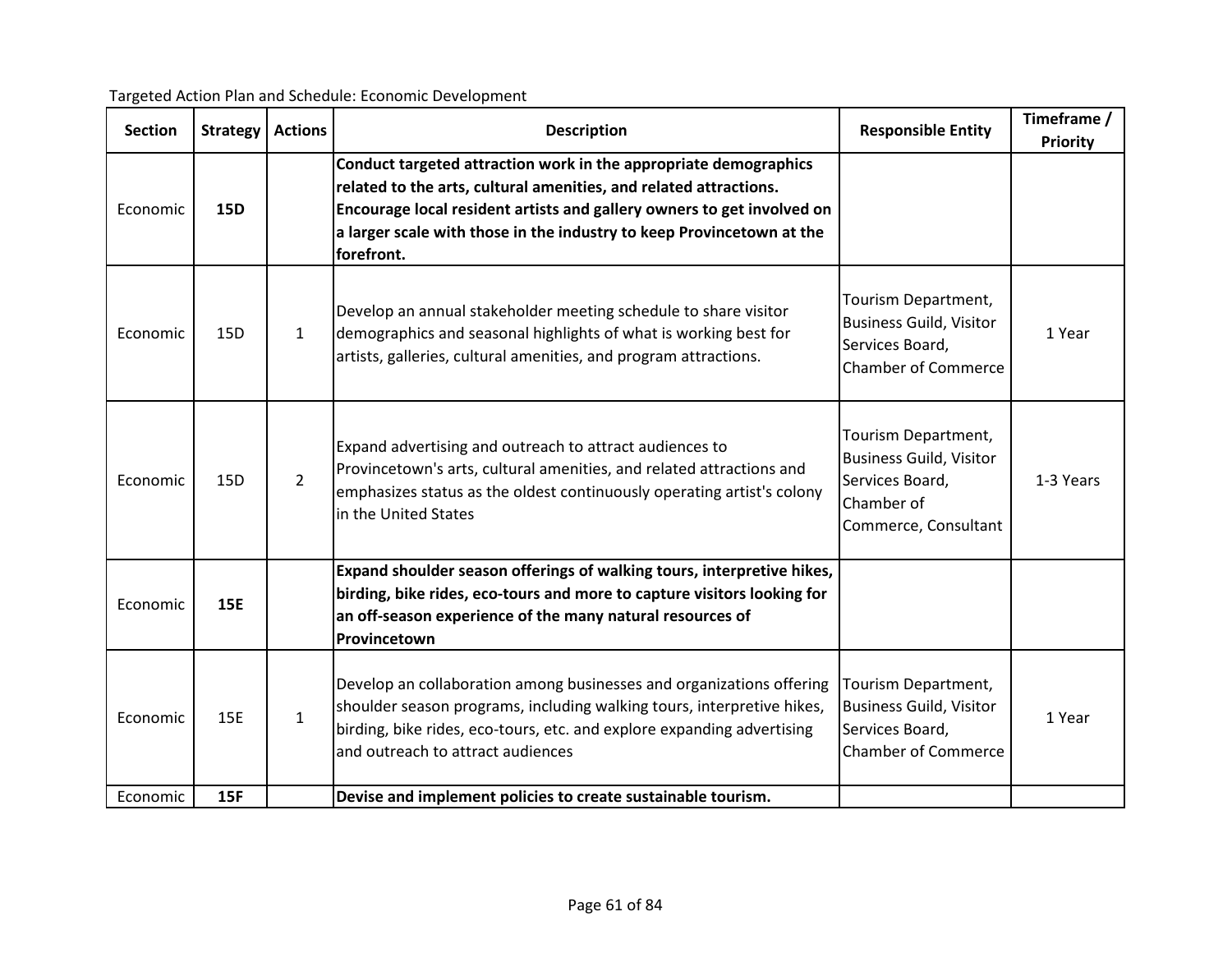Targeted Action Plan and Schedule: Economic Development

| Section | Strategy | Actions | Description | Responsible Entity | Timeframe / Priority |
|---|---|---|---|---|---|
| Economic | **15D** | | **Conduct targeted attraction work in the appropriate demographics related to the arts, cultural amenities, and related attractions. Encourage local resident artists and gallery owners to get involved on a larger scale with those in the industry to keep Provincetown at the forefront.** | | |
| Economic | 15D | 1 | Develop an annual stakeholder meeting schedule to share visitor demographics and seasonal highlights of what is working best for artists, galleries, cultural amenities, and program attractions. | Tourism Department, Business Guild, Visitor Services Board, Chamber of Commerce | 1 Year |
| Economic | 15D | 2 | Expand advertising and outreach to attract audiences to Provincetown's arts, cultural amenities, and related attractions and emphasizes status as the oldest continuously operating artist's colony in the United States | Tourism Department, Business Guild, Visitor Services Board, Chamber of Commerce, Consultant | 1-3 Years |
| Economic | **15E** | | **Expand shoulder season offerings of walking tours, interpretive hikes, birding, bike rides, eco-tours and more to capture visitors looking for an off-season experience of the many natural resources of Provincetown** | | |
| Economic | 15E | 1 | Develop an collaboration among businesses and organizations offering shoulder season programs, including walking tours, interpretive hikes, birding, bike rides, eco-tours, etc. and explore expanding advertising and outreach to attract audiences | Tourism Department, Business Guild, Visitor Services Board, Chamber of Commerce | 1 Year |
| Economic | **15F** | | **Devise and implement policies to create sustainable tourism.** | | |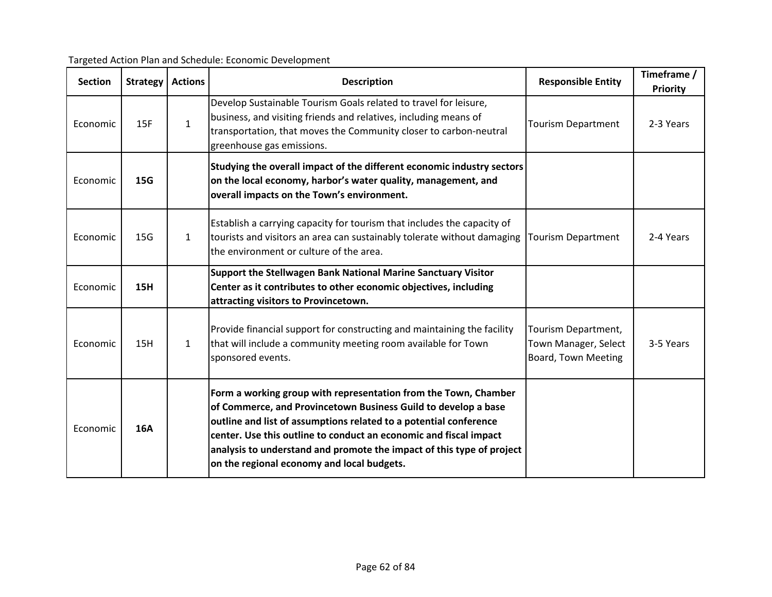Targeted Action Plan and Schedule: Economic Development

| Section | Strategy | Actions | Description | Responsible Entity | Timeframe / Priority |
|---|---|---|---|---|---|
| Economic | 15F | 1 | Develop Sustainable Tourism Goals related to travel for leisure, business, and visiting friends and relatives, including means of transportation, that moves the Community closer to carbon-neutral greenhouse gas emissions. | Tourism Department | 2-3 Years |
| Economic | **15G** | | **Studying the overall impact of the different economic industry sectors on the local economy, harbor's water quality, management, and overall impacts on the Town's environment.** | | |
| Economic | 15G | 1 | Establish a carrying capacity for tourism that includes the capacity of tourists and visitors an area can sustainably tolerate without damaging the environment or culture of the area. | Tourism Department | 2-4 Years |
| Economic | **15H** | | **Support the Stellwagen Bank National Marine Sanctuary Visitor Center as it contributes to other economic objectives, including attracting visitors to Provincetown.** | | |
| Economic | 15H | 1 | Provide financial support for constructing and maintaining the facility that will include a community meeting room available for Town sponsored events. | Tourism Department, Town Manager, Select Board, Town Meeting | 3-5 Years |
| Economic | **16A** | | **Form a working group with representation from the Town, Chamber of Commerce, and Provincetown Business Guild to develop a base outline and list of assumptions related to a potential conference center. Use this outline to conduct an economic and fiscal impact analysis to understand and promote the impact of this type of project on the regional economy and local budgets.** | | |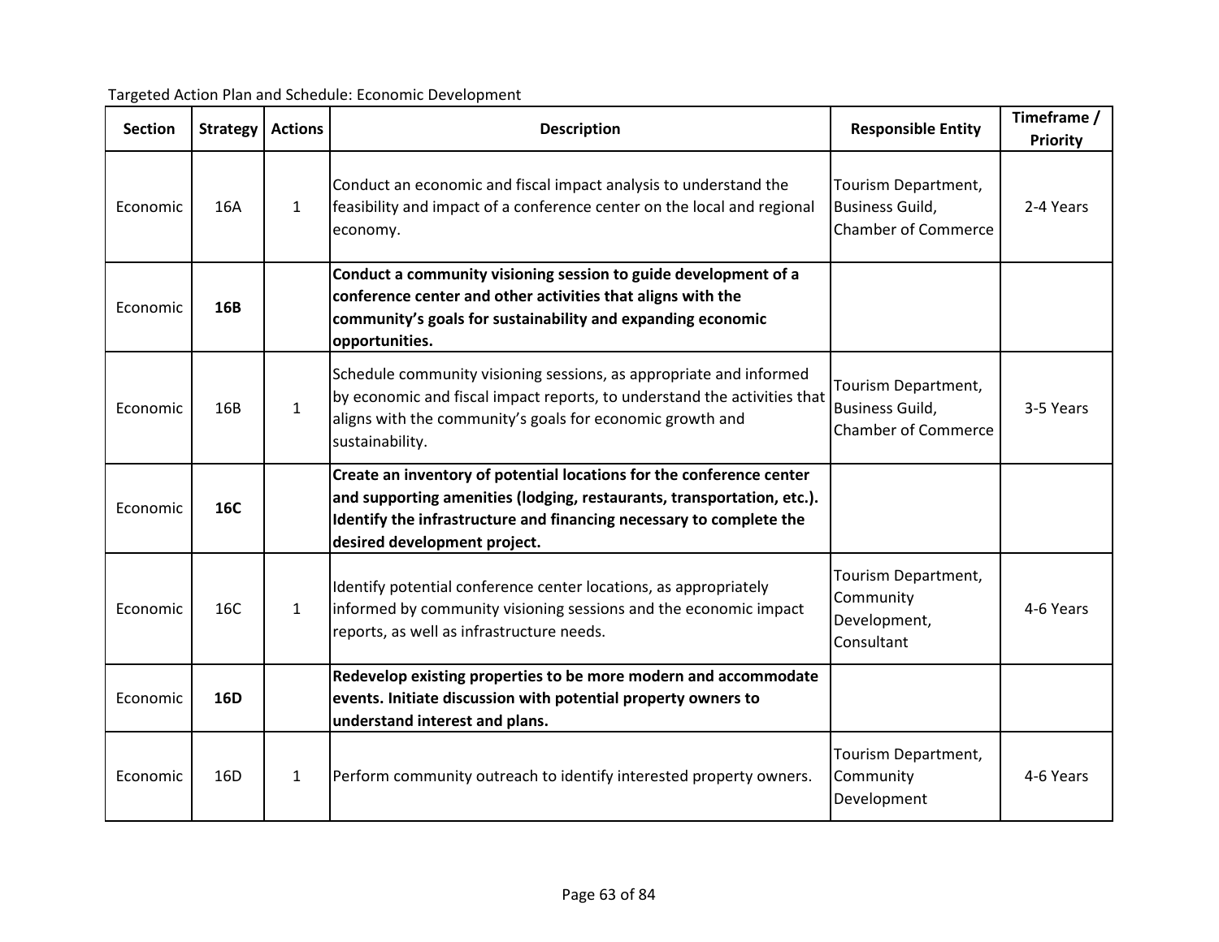Targeted Action Plan and Schedule: Economic Development

| Section | Strategy | Actions | Description | Responsible Entity | Timeframe / Priority |
|---|---|---|---|---|---|
| Economic | 16A | 1 | Conduct an economic and fiscal impact analysis to understand the feasibility and impact of a conference center on the local and regional economy. | Tourism Department, Business Guild, Chamber of Commerce | 2-4 Years |
| Economic | **16B** | | **Conduct a community visioning session to guide development of a conference center and other activities that aligns with the community's goals for sustainability and expanding economic opportunities.** | | |
| Economic | 16B | 1 | Schedule community visioning sessions, as appropriate and informed by economic and fiscal impact reports, to understand the activities that aligns with the community's goals for economic growth and sustainability. | Tourism Department, Business Guild, Chamber of Commerce | 3-5 Years |
| Economic | **16C** | | **Create an inventory of potential locations for the conference center and supporting amenities (lodging, restaurants, transportation, etc.). Identify the infrastructure and financing necessary to complete the desired development project.** | | |
| Economic | 16C | 1 | Identify potential conference center locations, as appropriately informed by community visioning sessions and the economic impact reports, as well as infrastructure needs. | Tourism Department, Community Development, Consultant | 4-6 Years |
| Economic | **16D** | | **Redevelop existing properties to be more modern and accommodate events. Initiate discussion with potential property owners to understand interest and plans.** | | |
| Economic | 16D | 1 | Perform community outreach to identify interested property owners. | Tourism Department, Community Development | 4-6 Years |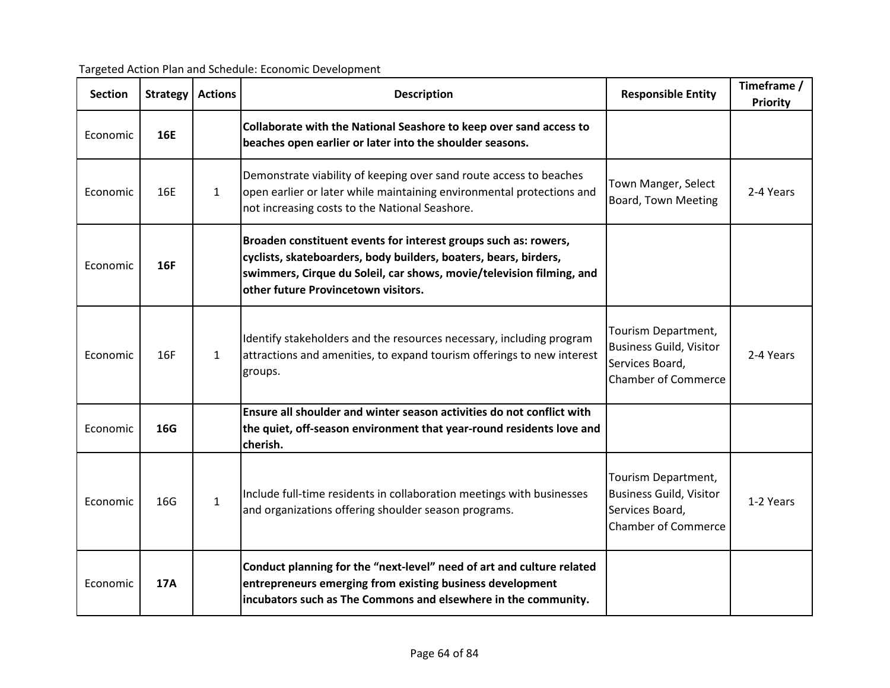Targeted Action Plan and Schedule: Economic Development

| Section | Strategy | Actions | Description | Responsible Entity | Timeframe / Priority |
|---|---|---|---|---|---|
| Economic | **16E** | | **Collaborate with the National Seashore to keep over sand access to beaches open earlier or later into the shoulder seasons.** | | |
| Economic | 16E | 1 | Demonstrate viability of keeping over sand route access to beaches open earlier or later while maintaining environmental protections and not increasing costs to the National Seashore. | Town Manger, Select Board, Town Meeting | 2-4 Years |
| Economic | **16F** | | **Broaden constituent events for interest groups such as: rowers, cyclists, skateboarders, body builders, boaters, bears, birders, swimmers, Cirque du Soleil, car shows, movie/television filming, and other future Provincetown visitors.** | | |
| Economic | 16F | 1 | Identify stakeholders and the resources necessary, including program attractions and amenities, to expand tourism offerings to new interest groups. | Tourism Department, Business Guild, Visitor Services Board, Chamber of Commerce | 2-4 Years |
| Economic | **16G** | | **Ensure all shoulder and winter season activities do not conflict with the quiet, off-season environment that year-round residents love and cherish.** | | |
| Economic | 16G | 1 | Include full-time residents in collaboration meetings with businesses and organizations offering shoulder season programs. | Tourism Department, Business Guild, Visitor Services Board, Chamber of Commerce | 1-2 Years |
| Economic | **17A** | | **Conduct planning for the "next-level" need of art and culture related entrepreneurs emerging from existing business development incubators such as The Commons and elsewhere in the community.** | | |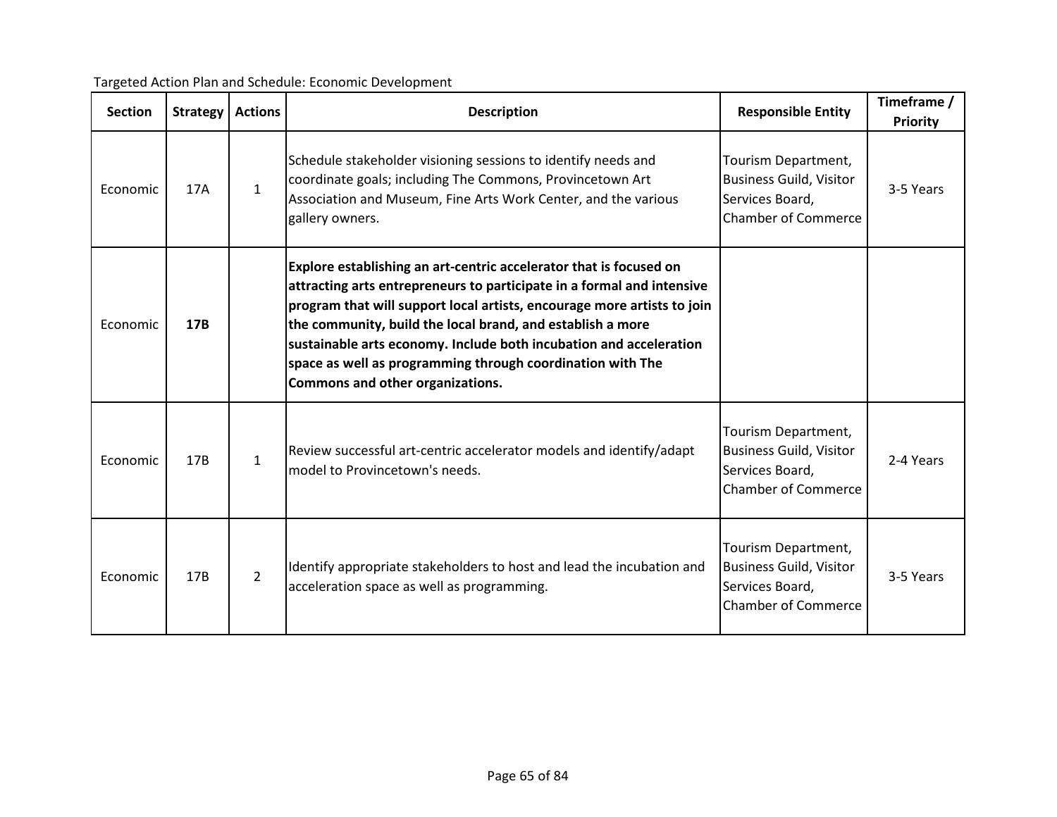Targeted Action Plan and Schedule: Economic Development

| Section | Strategy | Actions | Description | Responsible Entity | Timeframe / Priority |
|---|---|---|---|---|---|
| Economic | 17A | 1 | Schedule stakeholder visioning sessions to identify needs and coordinate goals; including The Commons, Provincetown Art Association and Museum, Fine Arts Work Center, and the various gallery owners. | Tourism Department, Business Guild, Visitor Services Board, Chamber of Commerce | 3-5 Years |
| Economic | **17B** | | **Explore establishing an art-centric accelerator that is focused on attracting arts entrepreneurs to participate in a formal and intensive program that will support local artists, encourage more artists to join the community, build the local brand, and establish a more sustainable arts economy. Include both incubation and acceleration space as well as programming through coordination with The Commons and other organizations.** | | |
| Economic | 17B | 1 | Review successful art-centric accelerator models and identify/adapt model to Provincetown's needs. | Tourism Department, Business Guild, Visitor Services Board, Chamber of Commerce | 2-4 Years |
| Economic | 17B | 2 | Identify appropriate stakeholders to host and lead the incubation and acceleration space as well as programming. | Tourism Department, Business Guild, Visitor Services Board, Chamber of Commerce | 3-5 Years |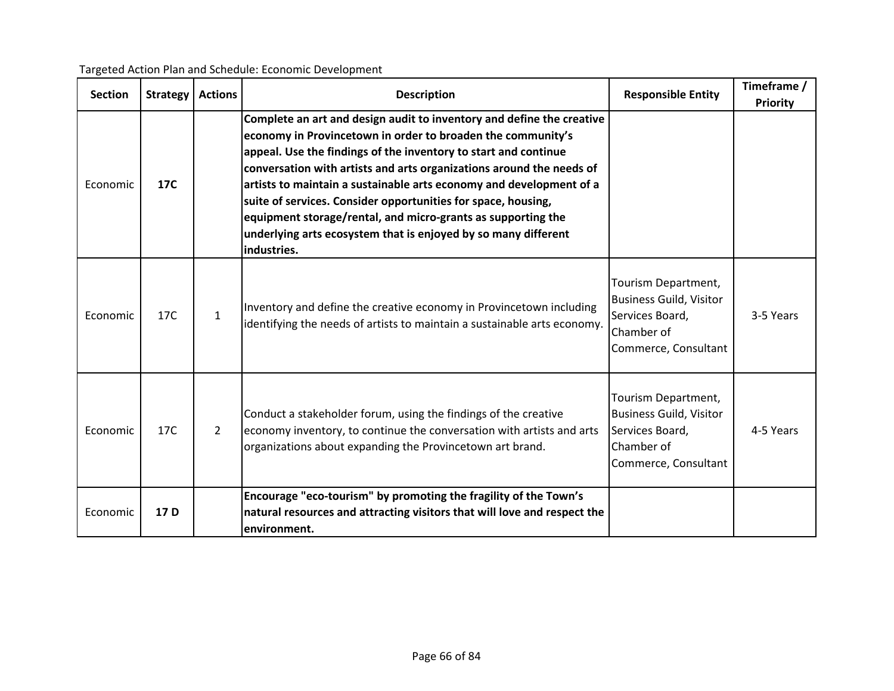Targeted Action Plan and Schedule: Economic Development

| Section | Strategy | Actions | Description | Responsible Entity | Timeframe / Priority |
|---|---|---|---|---|---|
| Economic | **17C** | | **Complete an art and design audit to inventory and define the creative economy in Provincetown in order to broaden the community's appeal. Use the findings of the inventory to start and continue conversation with artists and arts organizations around the needs of artists to maintain a sustainable arts economy and development of a suite of services. Consider opportunities for space, housing, equipment storage/rental, and micro-grants as supporting the underlying arts ecosystem that is enjoyed by so many different industries.** | | |
| Economic | 17C | 1 | Inventory and define the creative economy in Provincetown including identifying the needs of artists to maintain a sustainable arts economy. | Tourism Department, Business Guild, Visitor Services Board, Chamber of Commerce, Consultant | 3-5 Years |
| Economic | 17C | 2 | Conduct a stakeholder forum, using the findings of the creative economy inventory, to continue the conversation with artists and arts organizations about expanding the Provincetown art brand. | Tourism Department, Business Guild, Visitor Services Board, Chamber of Commerce, Consultant | 4-5 Years |
| Economic | **17 D** | | **Encourage "eco-tourism" by promoting the fragility of the Town's natural resources and attracting visitors that will love and respect the environment.** | | |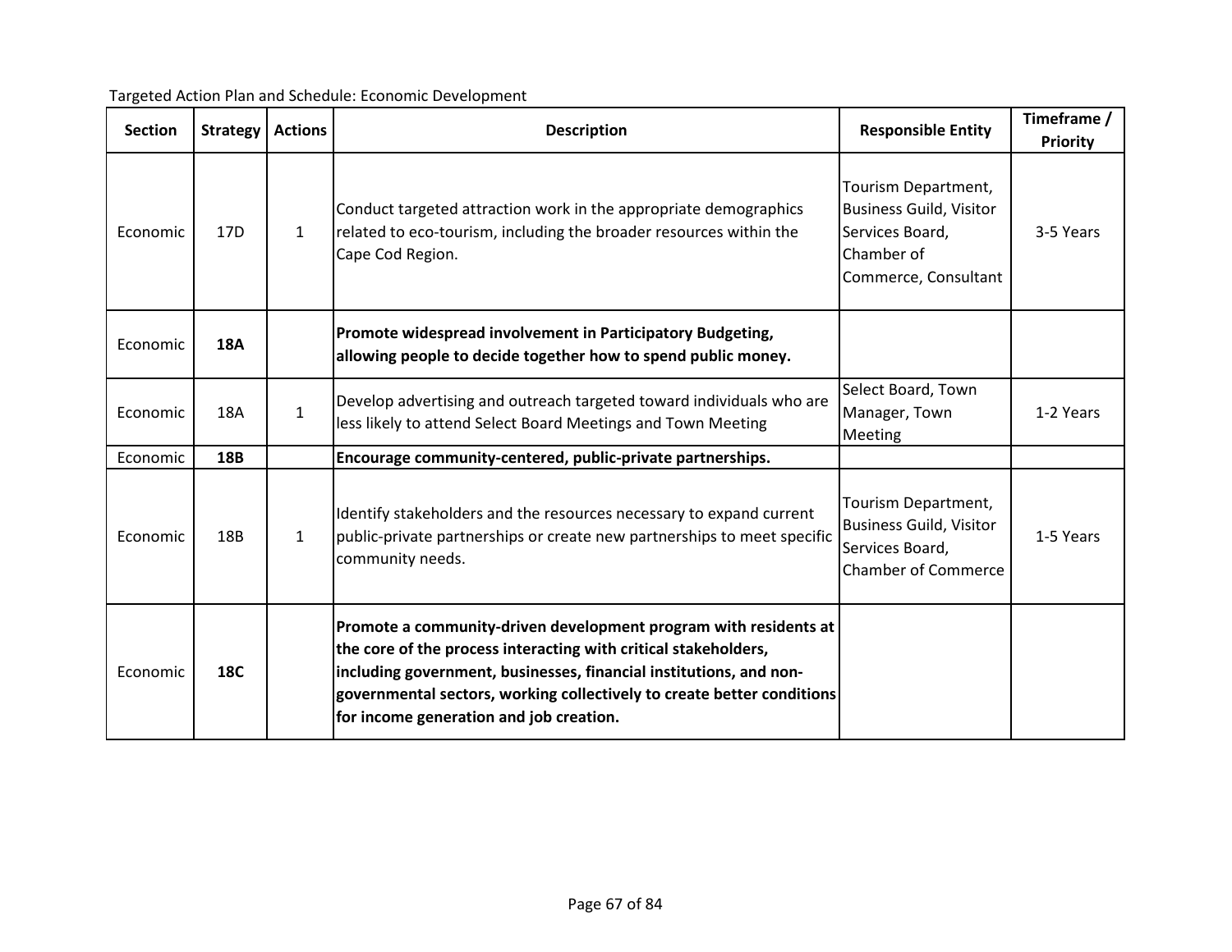Targeted Action Plan and Schedule: Economic Development

| Section | Strategy | Actions | Description | Responsible Entity | Timeframe / Priority |
|---|---|---|---|---|---|
| Economic | 17D | 1 | Conduct targeted attraction work in the appropriate demographics related to eco-tourism, including the broader resources within the Cape Cod Region. | Tourism Department, Business Guild, Visitor Services Board, Chamber of Commerce, Consultant | 3-5 Years |
| Economic | **18A** | | **Promote widespread involvement in Participatory Budgeting, allowing people to decide together how to spend public money.** | | |
| Economic | 18A | 1 | Develop advertising and outreach targeted toward individuals who are less likely to attend Select Board Meetings and Town Meeting | Select Board, Town Manager, Town Meeting | 1-2 Years |
| Economic | **18B** | | **Encourage community-centered, public-private partnerships.** | | |
| Economic | 18B | 1 | Identify stakeholders and the resources necessary to expand current public-private partnerships or create new partnerships to meet specific community needs. | Tourism Department, Business Guild, Visitor Services Board, Chamber of Commerce | 1-5 Years |
| Economic | **18C** | | **Promote a community-driven development program with residents at the core of the process interacting with critical stakeholders, including government, businesses, financial institutions, and non-governmental sectors, working collectively to create better conditions for income generation and job creation.** | | |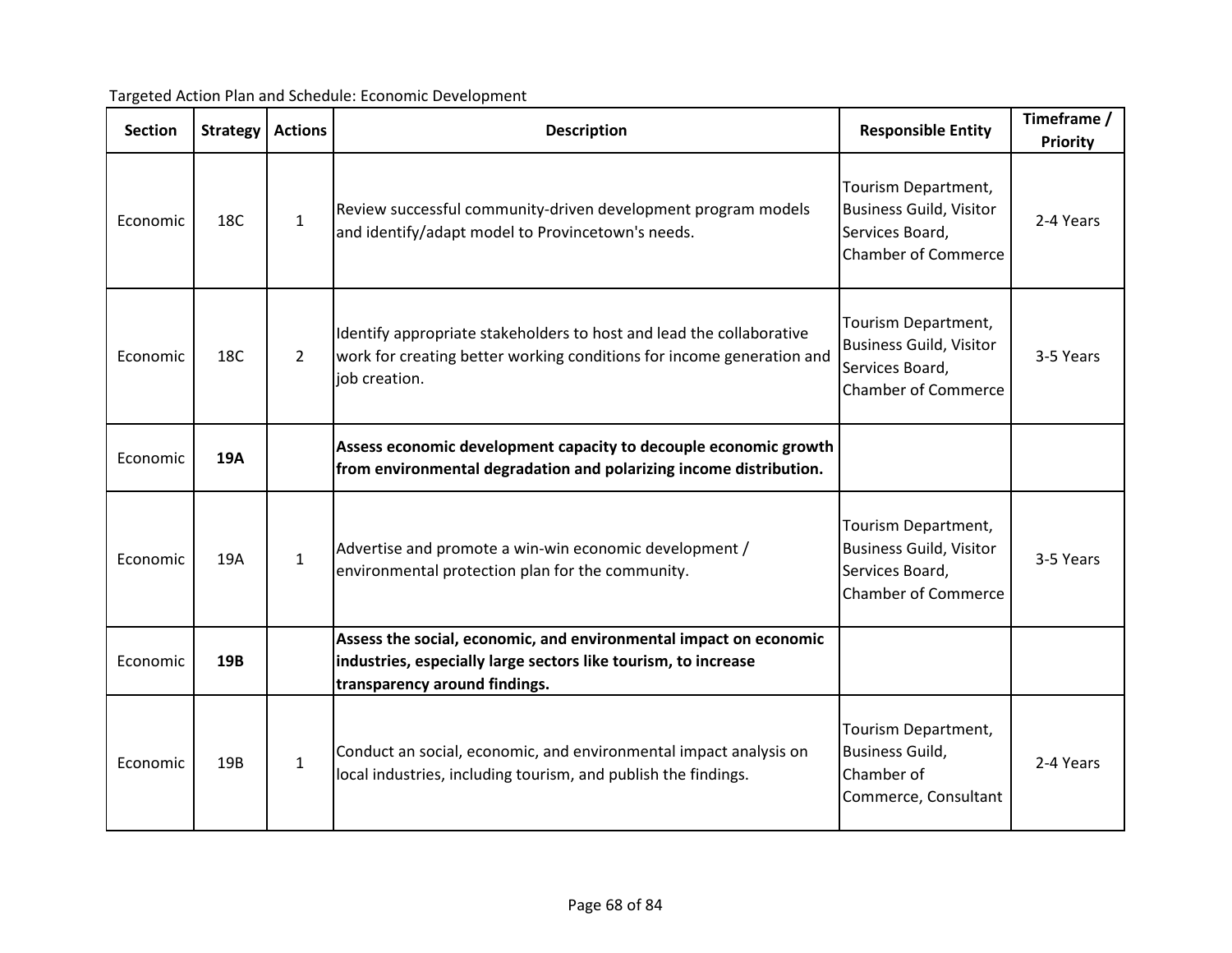Targeted Action Plan and Schedule: Economic Development

| Section | Strategy | Actions | Description | Responsible Entity | Timeframe / Priority |
|---|---|---|---|---|---|
| Economic | 18C | 1 | Review successful community-driven development program models and identify/adapt model to Provincetown's needs. | Tourism Department, Business Guild, Visitor Services Board, Chamber of Commerce | 2-4 Years |
| Economic | 18C | 2 | Identify appropriate stakeholders to host and lead the collaborative work for creating better working conditions for income generation and job creation. | Tourism Department, Business Guild, Visitor Services Board, Chamber of Commerce | 3-5 Years |
| Economic | **19A** | | **Assess economic development capacity to decouple economic growth from environmental degradation and polarizing income distribution.** | | |
| Economic | 19A | 1 | Advertise and promote a win-win economic development / environmental protection plan for the community. | Tourism Department, Business Guild, Visitor Services Board, Chamber of Commerce | 3-5 Years |
| Economic | **19B** | | **Assess the social, economic, and environmental impact on economic industries, especially large sectors like tourism, to increase transparency around findings.** | | |
| Economic | 19B | 1 | Conduct an social, economic, and environmental impact analysis on local industries, including tourism, and publish the findings. | Tourism Department, Business Guild, Chamber of Commerce, Consultant | 2-4 Years |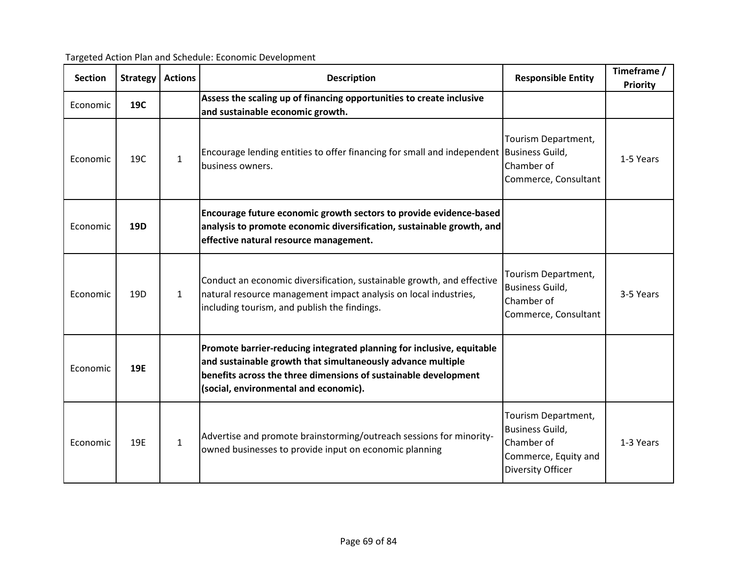Targeted Action Plan and Schedule: Economic Development

| Section | Strategy | Actions | Description | Responsible Entity | Timeframe / Priority |
|---|---|---|---|---|---|
| Economic | **19C** | | **Assess the scaling up of financing opportunities to create inclusive and sustainable economic growth.** | | |
| Economic | 19C | 1 | Encourage lending entities to offer financing for small and independent business owners. | Tourism Department, Business Guild, Chamber of Commerce, Consultant | 1-5 Years |
| Economic | **19D** | | **Encourage future economic growth sectors to provide evidence-based analysis to promote economic diversification, sustainable growth, and effective natural resource management.** | | |
| Economic | 19D | 1 | Conduct an economic diversification, sustainable growth, and effective natural resource management impact analysis on local industries, including tourism, and publish the findings. | Tourism Department, Business Guild, Chamber of Commerce, Consultant | 3-5 Years |
| Economic | **19E** | | **Promote barrier-reducing integrated planning for inclusive, equitable and sustainable growth that simultaneously advance multiple benefits across the three dimensions of sustainable development (social, environmental and economic).** | | |
| Economic | 19E | 1 | Advertise and promote brainstorming/outreach sessions for minority-owned businesses to provide input on economic planning | Tourism Department, Business Guild, Chamber of Commerce, Equity and Diversity Officer | 1-3 Years |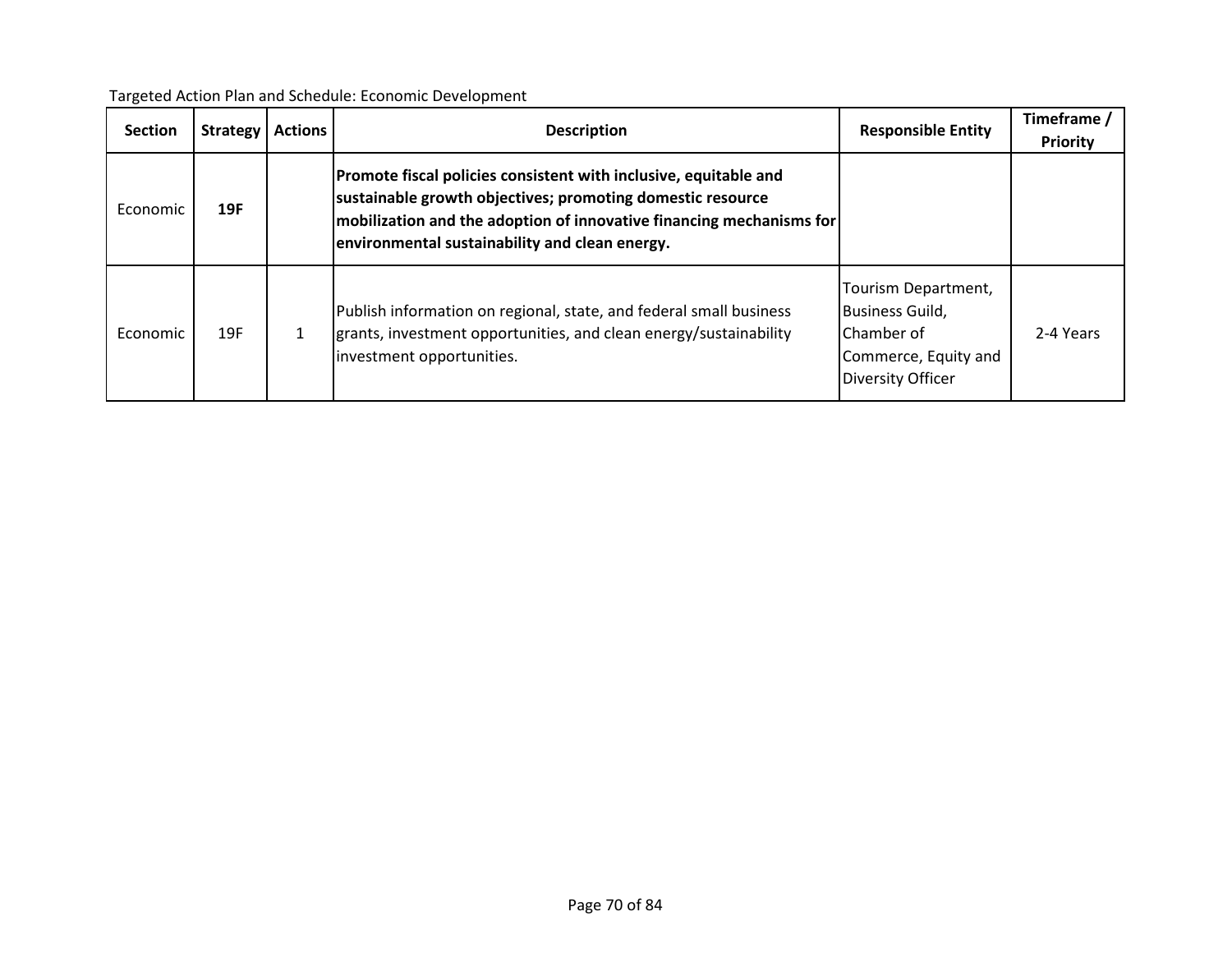Targeted Action Plan and Schedule: Economic Development

| Section | Strategy | Actions | Description | Responsible Entity | Timeframe / Priority |
|---|---|---|---|---|---|
| Economic | **19F** | | **Promote fiscal policies consistent with inclusive, equitable and sustainable growth objectives; promoting domestic resource mobilization and the adoption of innovative financing mechanisms for environmental sustainability and clean energy.** | | |
| Economic | 19F | 1 | Publish information on regional, state, and federal small business grants, investment opportunities, and clean energy/sustainability investment opportunities. | Tourism Department, Business Guild, Chamber of Commerce, Equity and Diversity Officer | 2-4 Years |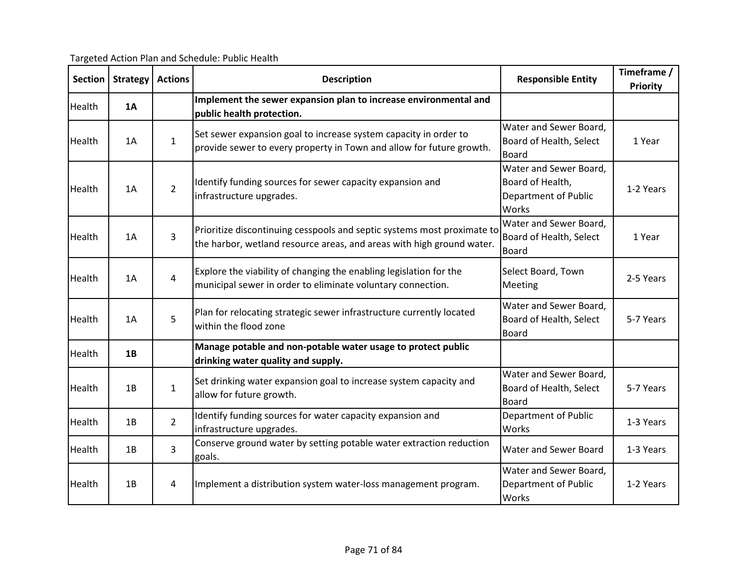Targeted Action Plan and Schedule: Public Health

| Section | Strategy | Actions | Description | Responsible Entity | Timeframe / Priority |
|---|---|---|---|---|---|
| Health | **1A** | | **Implement the sewer expansion plan to increase environmental and public health protection.** | | |
| Health | 1A | 1 | Set sewer expansion goal to increase system capacity in order to provide sewer to every property in Town and allow for future growth. | Water and Sewer Board, Board of Health, Select Board | 1 Year |
| Health | 1A | 2 | Identify funding sources for sewer capacity expansion and infrastructure upgrades. | Water and Sewer Board, Board of Health, Department of Public Works | 1-2 Years |
| Health | 1A | 3 | Prioritize discontinuing cesspools and septic systems most proximate to the harbor, wetland resource areas, and areas with high ground water. | Water and Sewer Board, Board of Health, Select Board | 1 Year |
| Health | 1A | 4 | Explore the viability of changing the enabling legislation for the municipal sewer in order to eliminate voluntary connection. | Select Board, Town Meeting | 2-5 Years |
| Health | 1A | 5 | Plan for relocating strategic sewer infrastructure currently located within the flood zone | Water and Sewer Board, Board of Health, Select Board | 5-7 Years |
| Health | **1B** | | **Manage potable and non-potable water usage to protect public drinking water quality and supply.** | | |
| Health | 1B | 1 | Set drinking water expansion goal to increase system capacity and allow for future growth. | Water and Sewer Board, Board of Health, Select Board | 5-7 Years |
| Health | 1B | 2 | Identify funding sources for water capacity expansion and infrastructure upgrades. | Department of Public Works | 1-3 Years |
| Health | 1B | 3 | Conserve ground water by setting potable water extraction reduction goals. | Water and Sewer Board | 1-3 Years |
| Health | 1B | 4 | Implement a distribution system water-loss management program. | Water and Sewer Board, Department of Public Works | 1-2 Years |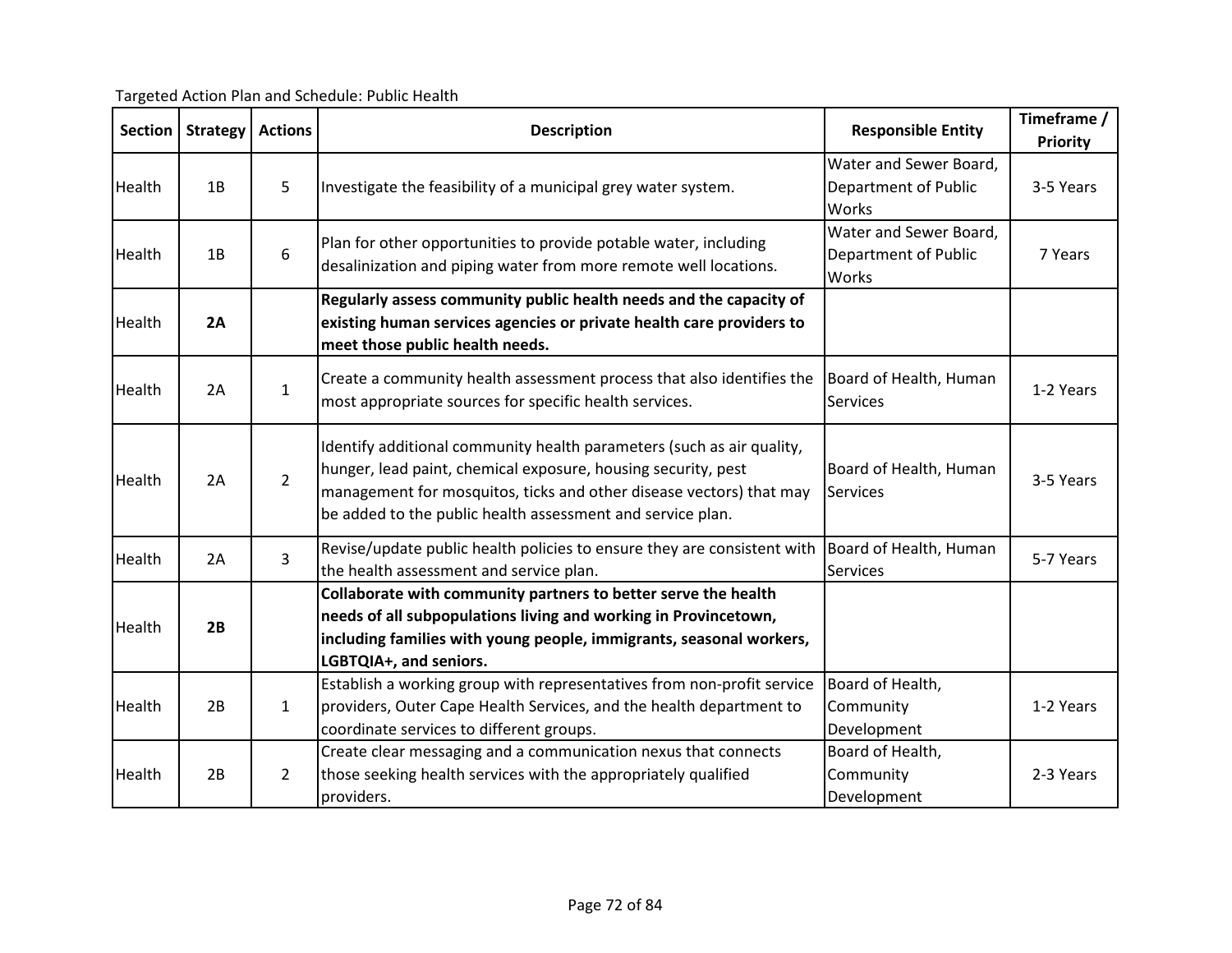Targeted Action Plan and Schedule: Public Health

| Section | Strategy | Actions | Description | Responsible Entity | Timeframe / Priority |
|---|---|---|---|---|---|
| Health | 1B | 5 | Investigate the feasibility of a municipal grey water system. | Water and Sewer Board, Department of Public Works | 3-5 Years |
| Health | 1B | 6 | Plan for other opportunities to provide potable water, including desalinization and piping water from more remote well locations. | Water and Sewer Board, Department of Public Works | 7 Years |
| Health | **2A** | | **Regularly assess community public health needs and the capacity of existing human services agencies or private health care providers to meet those public health needs.** | | |
| Health | 2A | 1 | Create a community health assessment process that also identifies the most appropriate sources for specific health services. | Board of Health, Human Services | 1-2 Years |
| Health | 2A | 2 | Identify additional community health parameters (such as air quality, hunger, lead paint, chemical exposure, housing security, pest management for mosquitos, ticks and other disease vectors) that may be added to the public health assessment and service plan. | Board of Health, Human Services | 3-5 Years |
| Health | 2A | 3 | Revise/update public health policies to ensure they are consistent with the health assessment and service plan. | Board of Health, Human Services | 5-7 Years |
| Health | **2B** | | **Collaborate with community partners to better serve the health needs of all subpopulations living and working in Provincetown, including families with young people, immigrants, seasonal workers, LGBTQIA+, and seniors.** | | |
| Health | 2B | 1 | Establish a working group with representatives from non-profit service providers, Outer Cape Health Services, and the health department to coordinate services to different groups. | Board of Health, Community Development | 1-2 Years |
| Health | 2B | 2 | Create clear messaging and a communication nexus that connects those seeking health services with the appropriately qualified providers. | Board of Health, Community Development | 2-3 Years |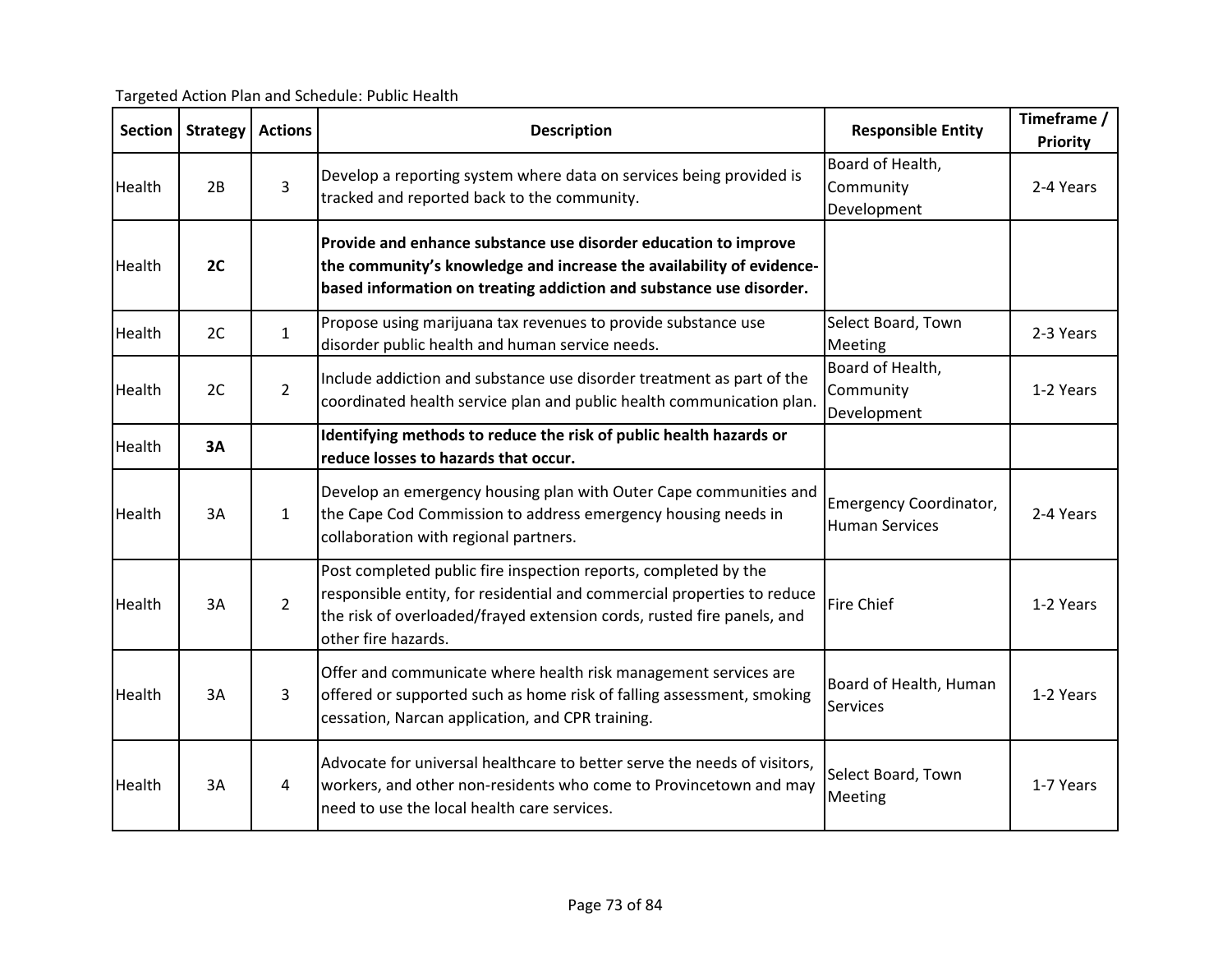Targeted Action Plan and Schedule: Public Health

| Section | Strategy | Actions | Description | Responsible Entity | Timeframe / Priority |
|---|---|---|---|---|---|
| Health | 2B | 3 | Develop a reporting system where data on services being provided is tracked and reported back to the community. | Board of Health, Community Development | 2-4 Years |
| Health | **2C** | | **Provide and enhance substance use disorder education to improve the community's knowledge and increase the availability of evidence-based information on treating addiction and substance use disorder.** | | |
| Health | 2C | 1 | Propose using marijuana tax revenues to provide substance use disorder public health and human service needs. | Select Board, Town Meeting | 2-3 Years |
| Health | 2C | 2 | Include addiction and substance use disorder treatment as part of the coordinated health service plan and public health communication plan. | Board of Health, Community Development | 1-2 Years |
| Health | **3A** | | **Identifying methods to reduce the risk of public health hazards or reduce losses to hazards that occur.** | | |
| Health | 3A | 1 | Develop an emergency housing plan with Outer Cape communities and the Cape Cod Commission to address emergency housing needs in collaboration with regional partners. | Emergency Coordinator, Human Services | 2-4 Years |
| Health | 3A | 2 | Post completed public fire inspection reports, completed by the responsible entity, for residential and commercial properties to reduce the risk of overloaded/frayed extension cords, rusted fire panels, and other fire hazards. | Fire Chief | 1-2 Years |
| Health | 3A | 3 | Offer and communicate where health risk management services are offered or supported such as home risk of falling assessment, smoking cessation, Narcan application, and CPR training. | Board of Health, Human Services | 1-2 Years |
| Health | 3A | 4 | Advocate for universal healthcare to better serve the needs of visitors, workers, and other non-residents who come to Provincetown and may need to use the local health care services. | Select Board, Town Meeting | 1-7 Years |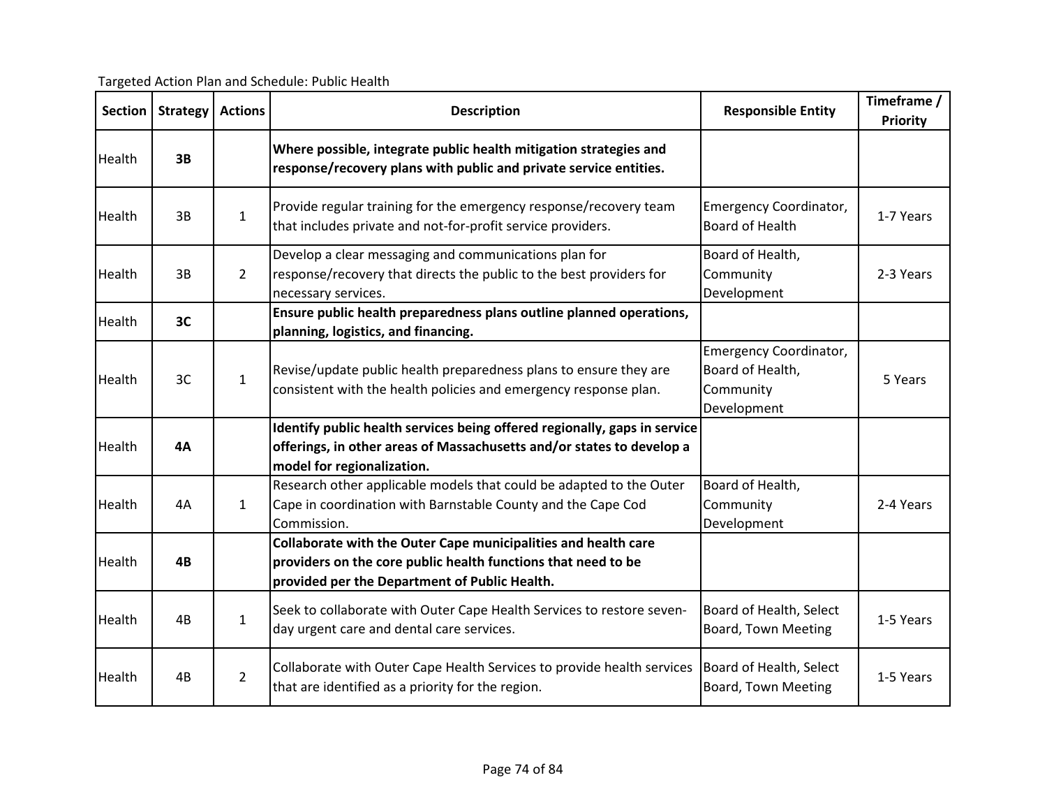Targeted Action Plan and Schedule: Public Health

| Section | Strategy | Actions | Description | Responsible Entity | Timeframe / Priority |
|---|---|---|---|---|---|
| Health | **3B** | | **Where possible, integrate public health mitigation strategies and response/recovery plans with public and private service entities.** | | |
| Health | 3B | 1 | Provide regular training for the emergency response/recovery team that includes private and not-for-profit service providers. | Emergency Coordinator, Board of Health | 1-7 Years |
| Health | 3B | 2 | Develop a clear messaging and communications plan for response/recovery that directs the public to the best providers for necessary services. | Board of Health, Community Development | 2-3 Years |
| Health | **3C** | | **Ensure public health preparedness plans outline planned operations, planning, logistics, and financing.** | | |
| Health | 3C | 1 | Revise/update public health preparedness plans to ensure they are consistent with the health policies and emergency response plan. | Emergency Coordinator, Board of Health, Community Development | 5 Years |
| Health | **4A** | | **Identify public health services being offered regionally, gaps in service offerings, in other areas of Massachusetts and/or states to develop a model for regionalization.** | | |
| Health | 4A | 1 | Research other applicable models that could be adapted to the Outer Cape in coordination with Barnstable County and the Cape Cod Commission. | Board of Health, Community Development | 2-4 Years |
| Health | **4B** | | **Collaborate with the Outer Cape municipalities and health care providers on the core public health functions that need to be provided per the Department of Public Health.** | | |
| Health | 4B | 1 | Seek to collaborate with Outer Cape Health Services to restore seven-day urgent care and dental care services. | Board of Health, Select Board, Town Meeting | 1-5 Years |
| Health | 4B | 2 | Collaborate with Outer Cape Health Services to provide health services that are identified as a priority for the region. | Board of Health, Select Board, Town Meeting | 1-5 Years |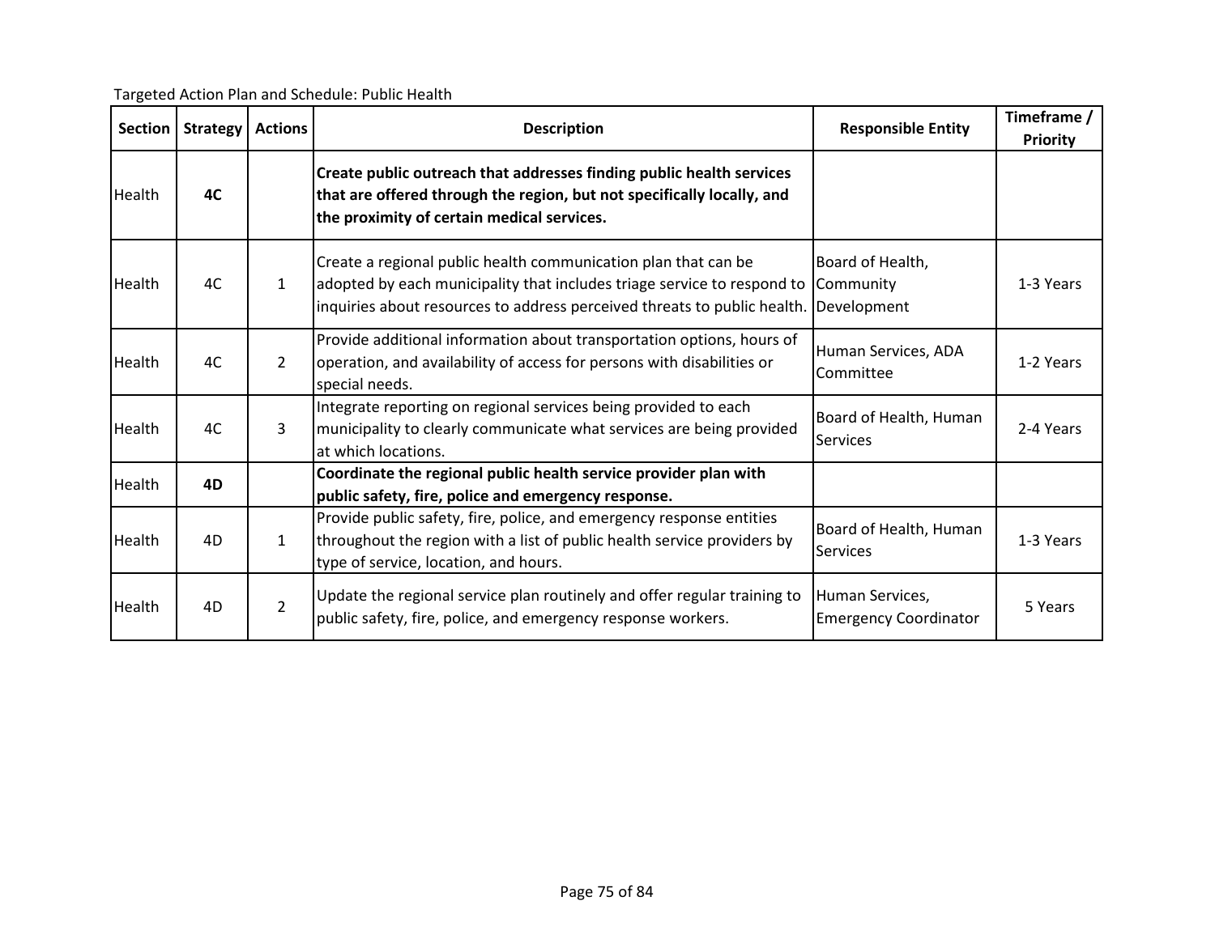Targeted Action Plan and Schedule: Public Health

| Section | Strategy | Actions | Description | Responsible Entity | Timeframe / Priority |
|---|---|---|---|---|---|
| Health | **4C** | | **Create public outreach that addresses finding public health services that are offered through the region, but not specifically locally, and the proximity of certain medical services.** | | |
| Health | 4C | 1 | Create a regional public health communication plan that can be adopted by each municipality that includes triage service to respond to inquiries about resources to address perceived threats to public health. | Board of Health, Community Development | 1-3 Years |
| Health | 4C | 2 | Provide additional information about transportation options, hours of operation, and availability of access for persons with disabilities or special needs. | Human Services, ADA Committee | 1-2 Years |
| Health | 4C | 3 | Integrate reporting on regional services being provided to each municipality to clearly communicate what services are being provided at which locations. | Board of Health, Human Services | 2-4 Years |
| Health | **4D** | | **Coordinate the regional public health service provider plan with public safety, fire, police and emergency response.** | | |
| Health | 4D | 1 | Provide public safety, fire, police, and emergency response entities throughout the region with a list of public health service providers by type of service, location, and hours. | Board of Health, Human Services | 1-3 Years |
| Health | 4D | 2 | Update the regional service plan routinely and offer regular training to public safety, fire, police, and emergency response workers. | Human Services, Emergency Coordinator | 5 Years |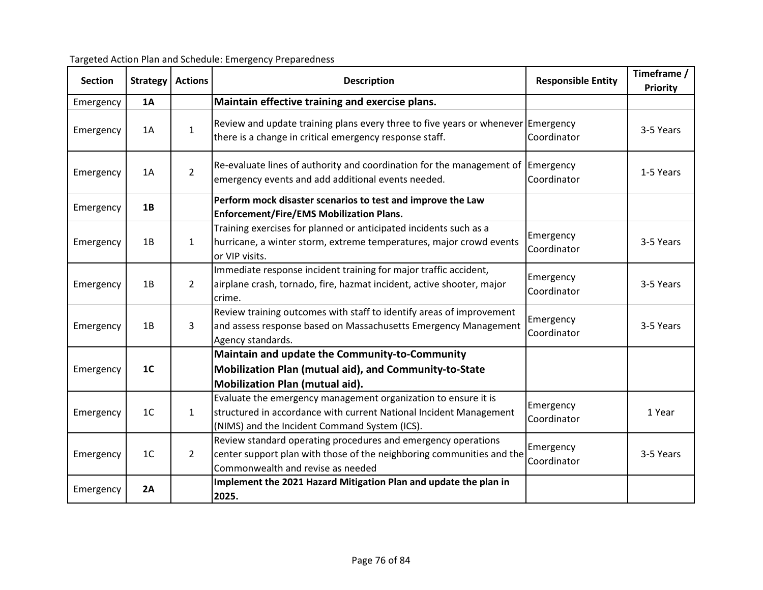Targeted Action Plan and Schedule: Emergency Preparedness

| Section | Strategy | Actions | Description | Responsible Entity | Timeframe / Priority |
|---|---|---|---|---|---|
| Emergency | **1A** | | **Maintain effective training and exercise plans.** | | |
| Emergency | 1A | 1 | Review and update training plans every three to five years or whenever there is a change in critical emergency response staff. | Emergency Coordinator | 3-5 Years |
| Emergency | 1A | 2 | Re-evaluate lines of authority and coordination for the management of emergency events and add additional events needed. | Emergency Coordinator | 1-5 Years |
| Emergency | **1B** | | **Perform mock disaster scenarios to test and improve the Law Enforcement/Fire/EMS Mobilization Plans.** | | |
| Emergency | 1B | 1 | Training exercises for planned or anticipated incidents such as a hurricane, a winter storm, extreme temperatures, major crowd events or VIP visits. | Emergency Coordinator | 3-5 Years |
| Emergency | 1B | 2 | Immediate response incident training for major traffic accident, airplane crash, tornado, fire, hazmat incident, active shooter, major crime. | Emergency Coordinator | 3-5 Years |
| Emergency | 1B | 3 | Review training outcomes with staff to identify areas of improvement and assess response based on Massachusetts Emergency Management Agency standards. | Emergency Coordinator | 3-5 Years |
| Emergency | **1C** | | **Maintain and update the Community-to-Community Mobilization Plan (mutual aid), and Community-to-State Mobilization Plan (mutual aid).** | | |
| Emergency | 1C | 1 | Evaluate the emergency management organization to ensure it is structured in accordance with current National Incident Management (NIMS) and the Incident Command System (ICS). | Emergency Coordinator | 1 Year |
| Emergency | 1C | 2 | Review standard operating procedures and emergency operations center support plan with those of the neighboring communities and the Commonwealth and revise as needed | Emergency Coordinator | 3-5 Years |
| Emergency | **2A** | | **Implement the 2021 Hazard Mitigation Plan and update the plan in 2025.** | | |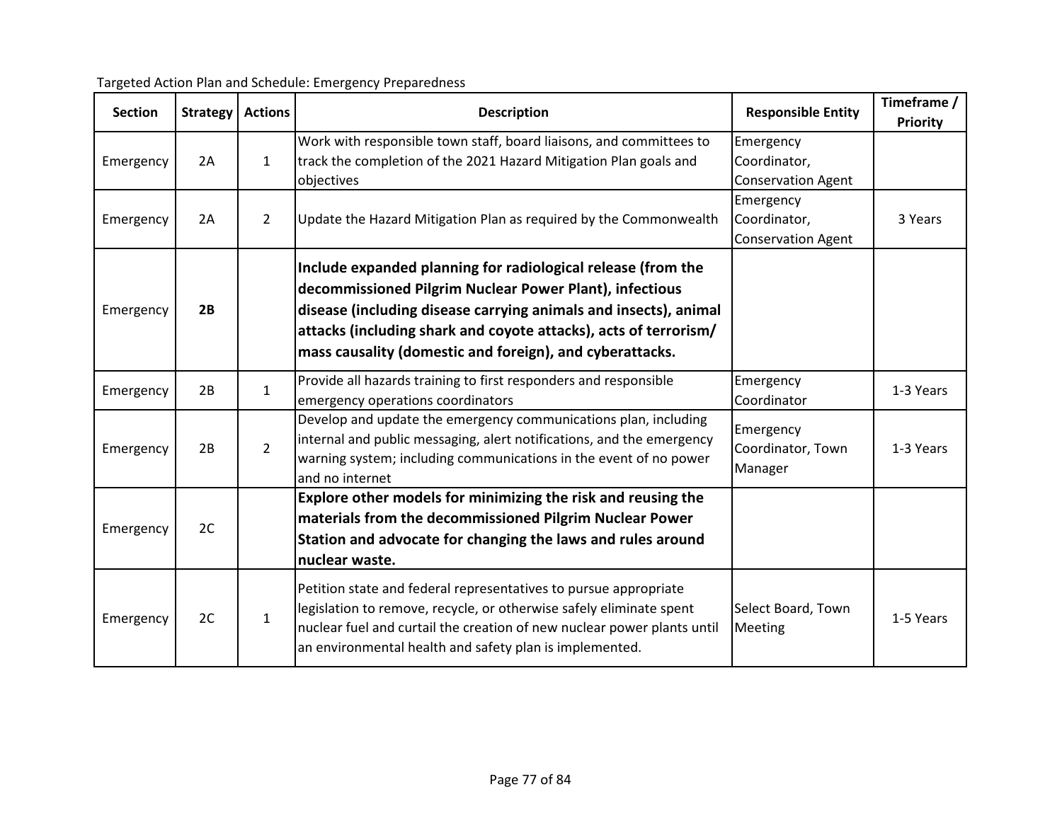Targeted Action Plan and Schedule: Emergency Preparedness

| Section | Strategy | Actions | Description | Responsible Entity | Timeframe / Priority |
|---|---|---|---|---|---|
| Emergency | 2A | 1 | Work with responsible town staff, board liaisons, and committees to track the completion of the 2021 Hazard Mitigation Plan goals and objectives | Emergency Coordinator, Conservation Agent | |
| Emergency | 2A | 2 | Update the Hazard Mitigation Plan as required by the Commonwealth | Emergency Coordinator, Conservation Agent | 3 Years |
| Emergency | **2B** | | **Include expanded planning for radiological release (from the decommissioned Pilgrim Nuclear Power Plant), infectious disease (including disease carrying animals and insects), animal attacks (including shark and coyote attacks), acts of terrorism/ mass causality (domestic and foreign), and cyberattacks.** | | |
| Emergency | 2B | 1 | Provide all hazards training to first responders and responsible emergency operations coordinators | Emergency Coordinator | 1-3 Years |
| Emergency | 2B | 2 | Develop and update the emergency communications plan, including internal and public messaging, alert notifications, and the emergency warning system; including communications in the event of no power and no internet | Emergency Coordinator, Town Manager | 1-3 Years |
| Emergency | 2C | | **Explore other models for minimizing the risk and reusing the materials from the decommissioned Pilgrim Nuclear Power Station and advocate for changing the laws and rules around nuclear waste.** | | |
| Emergency | 2C | 1 | Petition state and federal representatives to pursue appropriate legislation to remove, recycle, or otherwise safely eliminate spent nuclear fuel and curtail the creation of new nuclear power plants until an environmental health and safety plan is implemented. | Select Board, Town Meeting | 1-5 Years |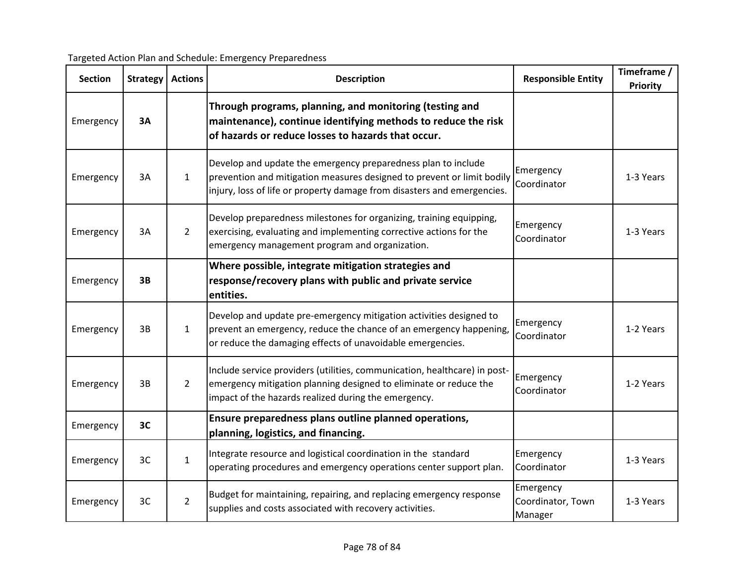Targeted Action Plan and Schedule: Emergency Preparedness

| Section | Strategy | Actions | Description | Responsible Entity | Timeframe / Priority |
|---|---|---|---|---|---|
| Emergency | **3A** | | **Through programs, planning, and monitoring (testing and maintenance), continue identifying methods to reduce the risk of hazards or reduce losses to hazards that occur.** | | |
| Emergency | 3A | 1 | Develop and update the emergency preparedness plan to include prevention and mitigation measures designed to prevent or limit bodily injury, loss of life or property damage from disasters and emergencies. | Emergency Coordinator | 1-3 Years |
| Emergency | 3A | 2 | Develop preparedness milestones for organizing, training equipping, exercising, evaluating and implementing corrective actions for the emergency management program and organization. | Emergency Coordinator | 1-3 Years |
| Emergency | **3B** | | **Where possible, integrate mitigation strategies and response/recovery plans with public and private service entities.** | | |
| Emergency | 3B | 1 | Develop and update pre-emergency mitigation activities designed to prevent an emergency, reduce the chance of an emergency happening, or reduce the damaging effects of unavoidable emergencies. | Emergency Coordinator | 1-2 Years |
| Emergency | 3B | 2 | Include service providers (utilities, communication, healthcare) in post-emergency mitigation planning designed to eliminate or reduce the impact of the hazards realized during the emergency. | Emergency Coordinator | 1-2 Years |
| Emergency | **3C** | | **Ensure preparedness plans outline planned operations, planning, logistics, and financing.** | | |
| Emergency | 3C | 1 | Integrate resource and logistical coordination in the standard operating procedures and emergency operations center support plan. | Emergency Coordinator | 1-3 Years |
| Emergency | 3C | 2 | Budget for maintaining, repairing, and replacing emergency response supplies and costs associated with recovery activities. | Emergency Coordinator, Town Manager | 1-3 Years |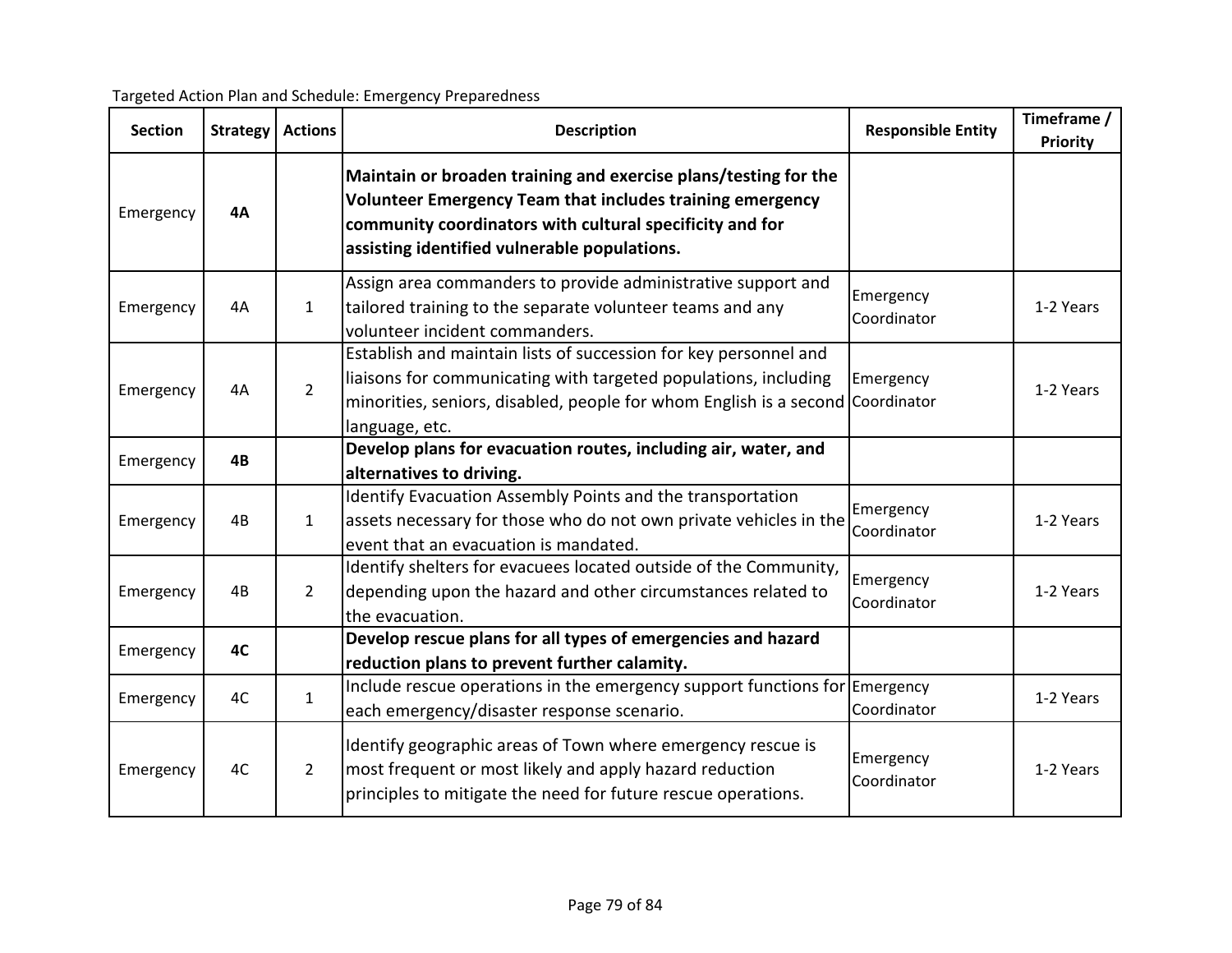Targeted Action Plan and Schedule: Emergency Preparedness

| Section | Strategy | Actions | Description | Responsible Entity | Timeframe / Priority |
|---|---|---|---|---|---|
| Emergency | **4A** | | **Maintain or broaden training and exercise plans/testing for the Volunteer Emergency Team that includes training emergency community coordinators with cultural specificity and for assisting identified vulnerable populations.** | | |
| Emergency | 4A | 1 | Assign area commanders to provide administrative support and tailored training to the separate volunteer teams and any volunteer incident commanders. | Emergency Coordinator | 1-2 Years |
| Emergency | 4A | 2 | Establish and maintain lists of succession for key personnel and liaisons for communicating with targeted populations, including minorities, seniors, disabled, people for whom English is a second language, etc. | Emergency Coordinator | 1-2 Years |
| Emergency | **4B** | | **Develop plans for evacuation routes, including air, water, and alternatives to driving.** | | |
| Emergency | 4B | 1 | Identify Evacuation Assembly Points and the transportation assets necessary for those who do not own private vehicles in the event that an evacuation is mandated. | Emergency Coordinator | 1-2 Years |
| Emergency | 4B | 2 | Identify shelters for evacuees located outside of the Community, depending upon the hazard and other circumstances related to the evacuation. | Emergency Coordinator | 1-2 Years |
| Emergency | **4C** | | **Develop rescue plans for all types of emergencies and hazard reduction plans to prevent further calamity.** | | |
| Emergency | 4C | 1 | Include rescue operations in the emergency support functions for each emergency/disaster response scenario. | Emergency Coordinator | 1-2 Years |
| Emergency | 4C | 2 | Identify geographic areas of Town where emergency rescue is most frequent or most likely and apply hazard reduction principles to mitigate the need for future rescue operations. | Emergency Coordinator | 1-2 Years |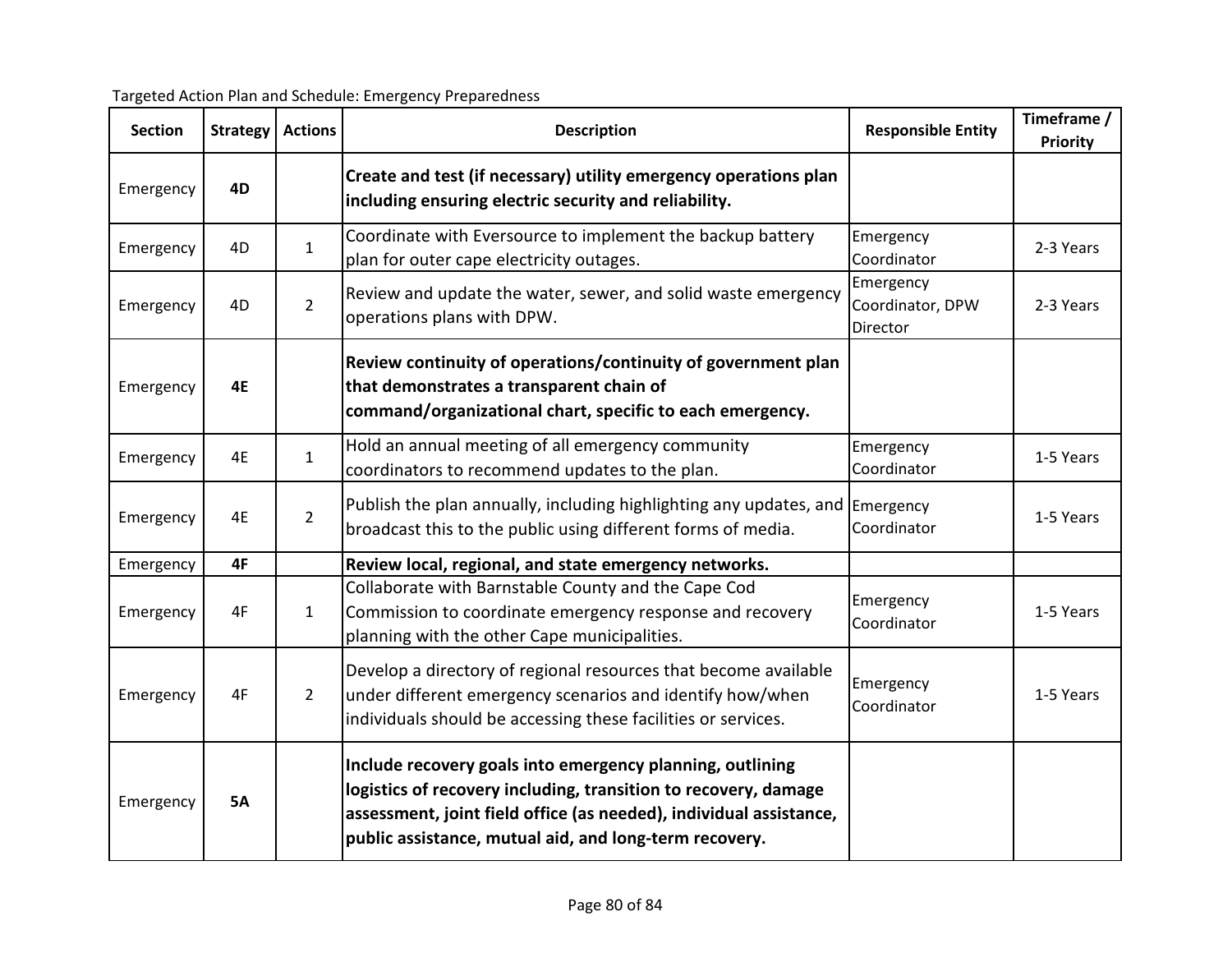Targeted Action Plan and Schedule: Emergency Preparedness

| Section | Strategy | Actions | Description | Responsible Entity | Timeframe / Priority |
|---|---|---|---|---|---|
| Emergency | **4D** | | **Create and test (if necessary) utility emergency operations plan including ensuring electric security and reliability.** | | |
| Emergency | 4D | 1 | Coordinate with Eversource to implement the backup battery plan for outer cape electricity outages. | Emergency Coordinator | 2-3 Years |
| Emergency | 4D | 2 | Review and update the water, sewer, and solid waste emergency operations plans with DPW. | Emergency Coordinator, DPW Director | 2-3 Years |
| Emergency | **4E** | | **Review continuity of operations/continuity of government plan that demonstrates a transparent chain of command/organizational chart, specific to each emergency.** | | |
| Emergency | 4E | 1 | Hold an annual meeting of all emergency community coordinators to recommend updates to the plan. | Emergency Coordinator | 1-5 Years |
| Emergency | 4E | 2 | Publish the plan annually, including highlighting any updates, and broadcast this to the public using different forms of media. | Emergency Coordinator | 1-5 Years |
| Emergency | **4F** | | **Review local, regional, and state emergency networks.** | | |
| Emergency | 4F | 1 | Collaborate with Barnstable County and the Cape Cod Commission to coordinate emergency response and recovery planning with the other Cape municipalities. | Emergency Coordinator | 1-5 Years |
| Emergency | 4F | 2 | Develop a directory of regional resources that become available under different emergency scenarios and identify how/when individuals should be accessing these facilities or services. | Emergency Coordinator | 1-5 Years |
| Emergency | **5A** | | **Include recovery goals into emergency planning, outlining logistics of recovery including, transition to recovery, damage assessment, joint field office (as needed), individual assistance, public assistance, mutual aid, and long-term recovery.** | | |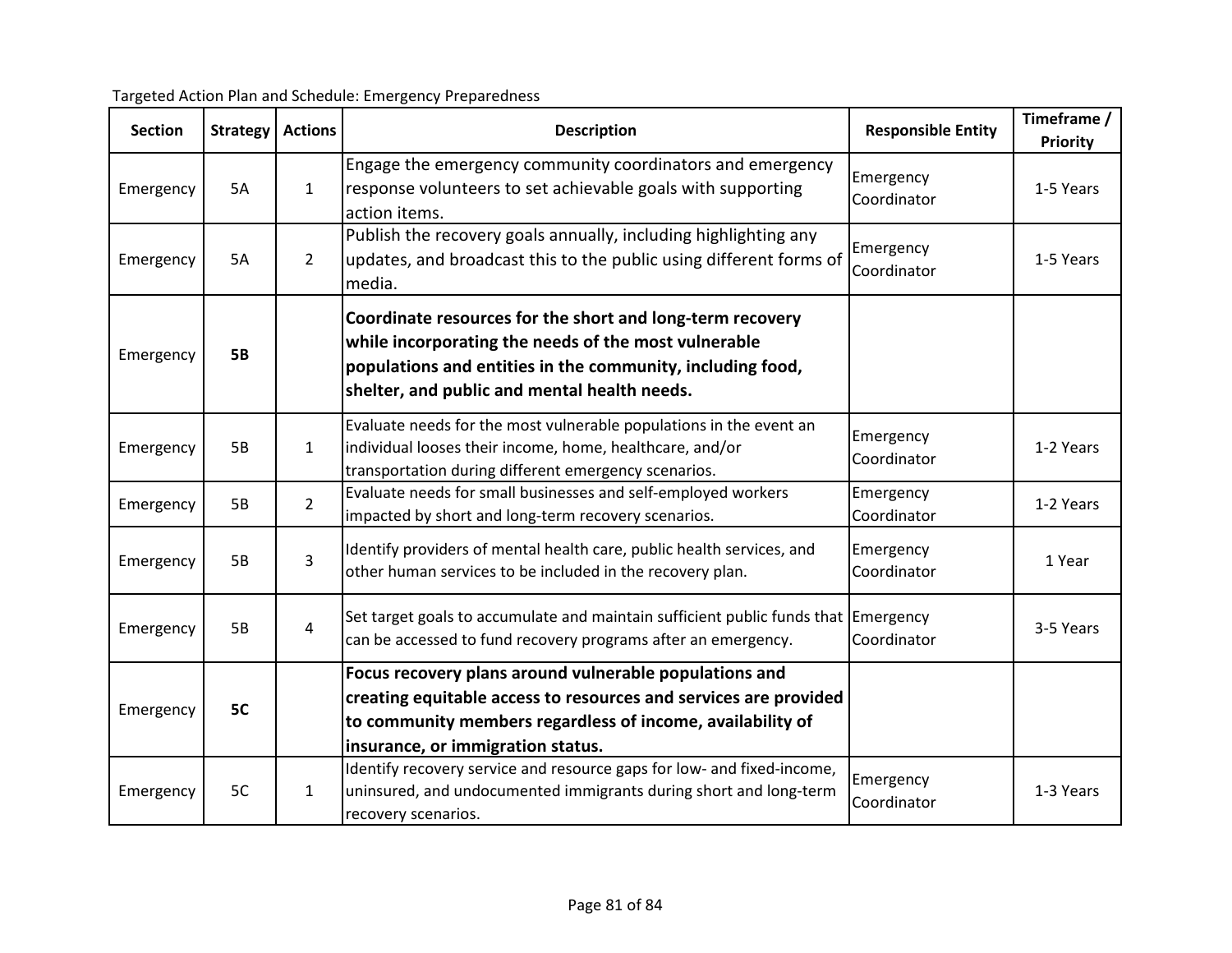Targeted Action Plan and Schedule: Emergency Preparedness

| Section | Strategy | Actions | Description | Responsible Entity | Timeframe / Priority |
|---|---|---|---|---|---|
| Emergency | 5A | 1 | Engage the emergency community coordinators and emergency response volunteers to set achievable goals with supporting action items. | Emergency Coordinator | 1-5 Years |
| Emergency | 5A | 2 | Publish the recovery goals annually, including highlighting any updates, and broadcast this to the public using different forms of media. | Emergency Coordinator | 1-5 Years |
| Emergency | **5B** | | **Coordinate resources for the short and long-term recovery while incorporating the needs of the most vulnerable populations and entities in the community, including food, shelter, and public and mental health needs.** | | |
| Emergency | 5B | 1 | Evaluate needs for the most vulnerable populations in the event an individual looses their income, home, healthcare, and/or transportation during different emergency scenarios. | Emergency Coordinator | 1-2 Years |
| Emergency | 5B | 2 | Evaluate needs for small businesses and self-employed workers impacted by short and long-term recovery scenarios. | Emergency Coordinator | 1-2 Years |
| Emergency | 5B | 3 | Identify providers of mental health care, public health services, and other human services to be included in the recovery plan. | Emergency Coordinator | 1 Year |
| Emergency | 5B | 4 | Set target goals to accumulate and maintain sufficient public funds that can be accessed to fund recovery programs after an emergency. | Emergency Coordinator | 3-5 Years |
| Emergency | **5C** | | **Focus recovery plans around vulnerable populations and creating equitable access to resources and services are provided to community members regardless of income, availability of insurance, or immigration status.** | | |
| Emergency | 5C | 1 | Identify recovery service and resource gaps for low- and fixed-income, uninsured, and undocumented immigrants during short and long-term recovery scenarios. | Emergency Coordinator | 1-3 Years |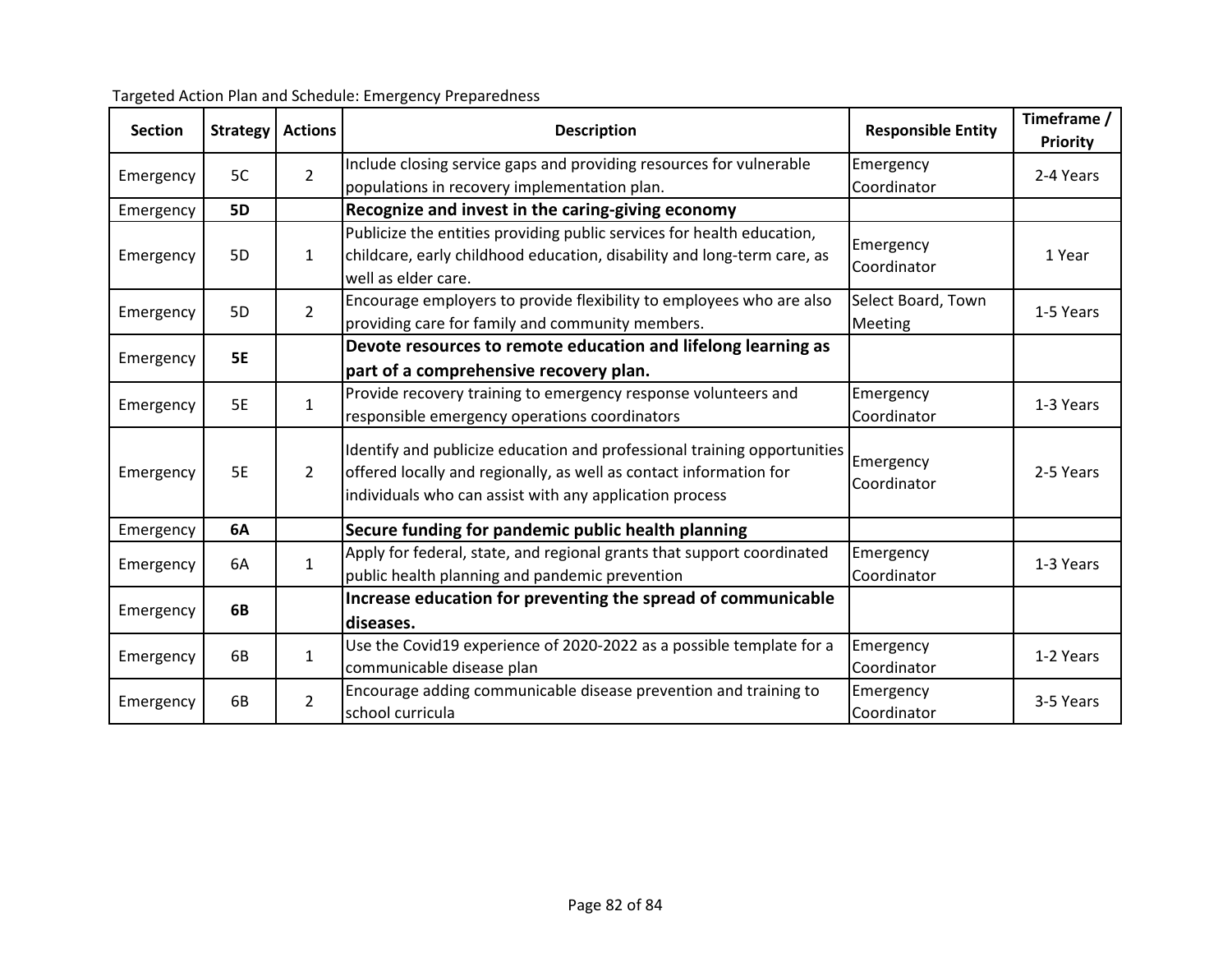Targeted Action Plan and Schedule: Emergency Preparedness

| Section | Strategy | Actions | Description | Responsible Entity | Timeframe / Priority |
|---|---|---|---|---|---|
| Emergency | 5C | 2 | Include closing service gaps and providing resources for vulnerable populations in recovery implementation plan. | Emergency Coordinator | 2-4 Years |
| Emergency | **5D** | | **Recognize and invest in the caring-giving economy** | | |
| Emergency | 5D | 1 | Publicize the entities providing public services for health education, childcare, early childhood education, disability and long-term care, as well as elder care. | Emergency Coordinator | 1 Year |
| Emergency | 5D | 2 | Encourage employers to provide flexibility to employees who are also providing care for family and community members. | Select Board, Town Meeting | 1-5 Years |
| Emergency | **5E** | | **Devote resources to remote education and lifelong learning as part of a comprehensive recovery plan.** | | |
| Emergency | 5E | 1 | Provide recovery training to emergency response volunteers and responsible emergency operations coordinators | Emergency Coordinator | 1-3 Years |
| Emergency | 5E | 2 | Identify and publicize education and professional training opportunities offered locally and regionally, as well as contact information for individuals who can assist with any application process | Emergency Coordinator | 2-5 Years |
| Emergency | **6A** | | **Secure funding for pandemic public health planning** | | |
| Emergency | 6A | 1 | Apply for federal, state, and regional grants that support coordinated public health planning and pandemic prevention | Emergency Coordinator | 1-3 Years |
| Emergency | **6B** | | **Increase education for preventing the spread of communicable diseases.** | | |
| Emergency | 6B | 1 | Use the Covid19 experience of 2020-2022 as a possible template for a communicable disease plan | Emergency Coordinator | 1-2 Years |
| Emergency | 6B | 2 | Encourage adding communicable disease prevention and training to school curricula | Emergency Coordinator | 3-5 Years |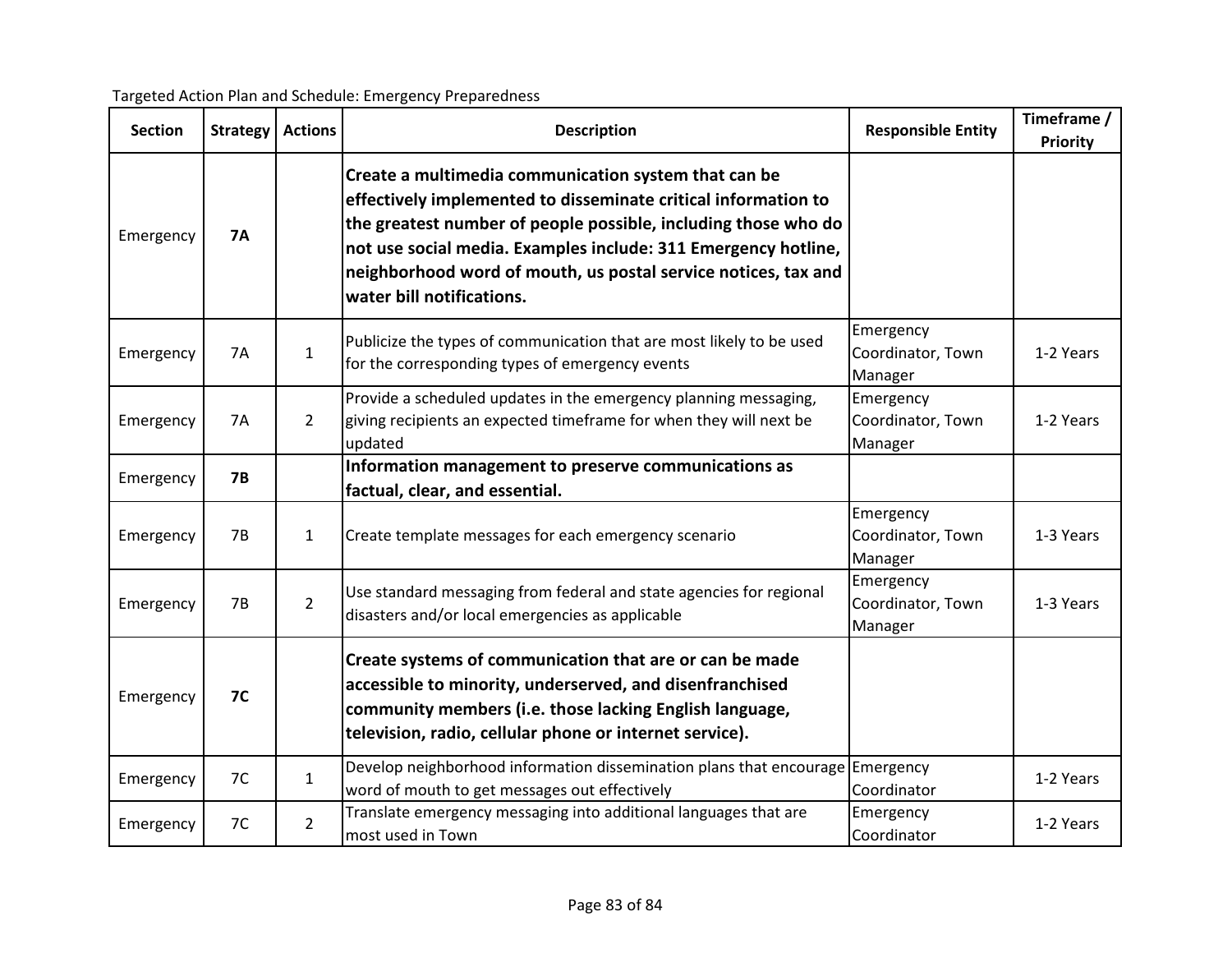Targeted Action Plan and Schedule: Emergency Preparedness

| Section | Strategy | Actions | Description | Responsible Entity | Timeframe / Priority |
|---|---|---|---|---|---|
| Emergency | **7A** | | **Create a multimedia communication system that can be effectively implemented to disseminate critical information to the greatest number of people possible, including those who do not use social media. Examples include: 311 Emergency hotline, neighborhood word of mouth, us postal service notices, tax and water bill notifications.** | | |
| Emergency | 7A | 1 | Publicize the types of communication that are most likely to be used for the corresponding types of emergency events | Emergency Coordinator, Town Manager | 1-2 Years |
| Emergency | 7A | 2 | Provide a scheduled updates in the emergency planning messaging, giving recipients an expected timeframe for when they will next be updated | Emergency Coordinator, Town Manager | 1-2 Years |
| Emergency | **7B** | | **Information management to preserve communications as factual, clear, and essential.** | | |
| Emergency | 7B | 1 | Create template messages for each emergency scenario | Emergency Coordinator, Town Manager | 1-3 Years |
| Emergency | 7B | 2 | Use standard messaging from federal and state agencies for regional disasters and/or local emergencies as applicable | Emergency Coordinator, Town Manager | 1-3 Years |
| Emergency | **7C** | | **Create systems of communication that are or can be made accessible to minority, underserved, and disenfranchised community members (i.e. those lacking English language, television, radio, cellular phone or internet service).** | | |
| Emergency | 7C | 1 | Develop neighborhood information dissemination plans that encourage word of mouth to get messages out effectively | Emergency Coordinator | 1-2 Years |
| Emergency | 7C | 2 | Translate emergency messaging into additional languages that are most used in Town | Emergency Coordinator | 1-2 Years |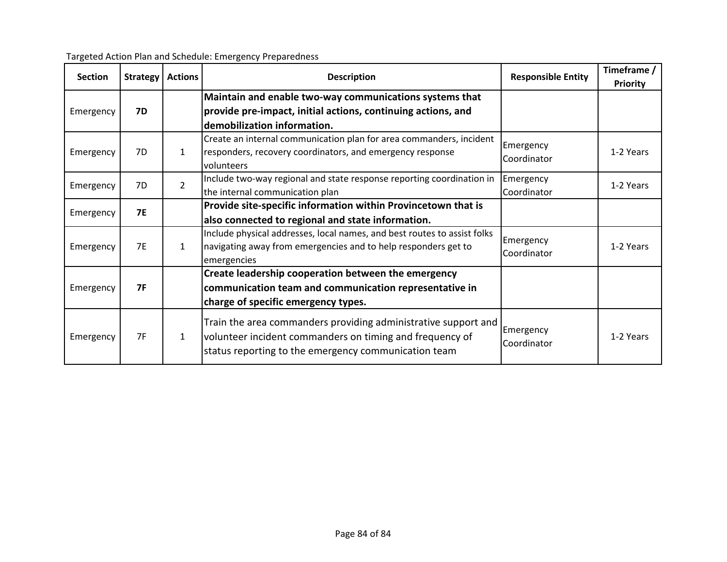Targeted Action Plan and Schedule: Emergency Preparedness

| Section | Strategy | Actions | Description | Responsible Entity | Timeframe / Priority |
|---|---|---|---|---|---|
| Emergency | **7D** | | **Maintain and enable two-way communications systems that provide pre-impact, initial actions, continuing actions, and demobilization information.** | | |
| Emergency | 7D | 1 | Create an internal communication plan for area commanders, incident responders, recovery coordinators, and emergency response volunteers | Emergency Coordinator | 1-2 Years |
| Emergency | 7D | 2 | Include two-way regional and state response reporting coordination in the internal communication plan | Emergency Coordinator | 1-2 Years |
| Emergency | **7E** | | **Provide site-specific information within Provincetown that is also connected to regional and state information.** | | |
| Emergency | 7E | 1 | Include physical addresses, local names, and best routes to assist folks navigating away from emergencies and to help responders get to emergencies | Emergency Coordinator | 1-2 Years |
| Emergency | **7F** | | **Create leadership cooperation between the emergency communication team and communication representative in charge of specific emergency types.** | | |
| Emergency | 7F | 1 | Train the area commanders providing administrative support and volunteer incident commanders on timing and frequency of status reporting to the emergency communication team | Emergency Coordinator | 1-2 Years |